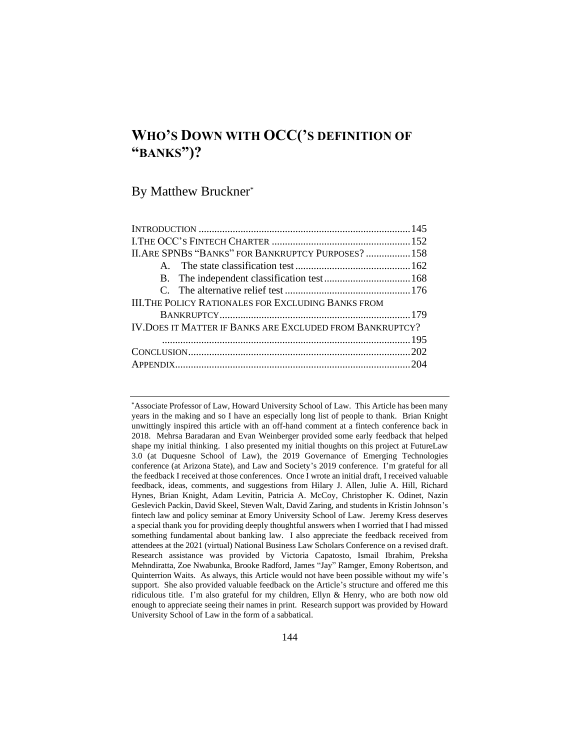# WHO'S DOWN WITH OCC('S DEFINITION OF "BANKS")?

By Matthew Bruckner*

| | |
|---|---|
| INTRODUCTION | 145 |
| I. THE OCC'S FINTECH CHARTER | 152 |
| II. ARE SPNBS "BANKS" FOR BANKRUPTCY PURPOSES? | 158 |
| A. The state classification test | 162 |
| B. The independent classification test | 168 |
| C. The alternative relief test | 176 |
| III. THE POLICY RATIONALES FOR EXCLUDING BANKS FROM BANKRUPTCY | 179 |
| IV. DOES IT MATTER IF BANKS ARE EXCLUDED FROM BANKRUPTCY? | 195 |
| CONCLUSION | 202 |
| APPENDIX | 204 |

---

*Associate Professor of Law, Howard University School of Law. This Article has been many years in the making and so I have an especially long list of people to thank. Brian Knight unwittingly inspired this article with an off-hand comment at a fintech conference back in 2018. Mehrsa Baradaran and Evan Weinberger provided some early feedback that helped shape my initial thinking. I also presented my initial thoughts on this project at FutureLaw 3.0 (at Duquesne School of Law), the 2019 Governance of Emerging Technologies conference (at Arizona State), and Law and Society's 2019 conference. I'm grateful for all the feedback I received at those conferences. Once I wrote an initial draft, I received valuable feedback, ideas, comments, and suggestions from Hilary J. Allen, Julie A. Hill, Richard Hynes, Brian Knight, Adam Levitin, Patricia A. McCoy, Christopher K. Odinet, Nazin Geslevich Packin, David Skeel, Steven Walt, David Zaring, and students in Kristin Johnson's fintech law and policy seminar at Emory University School of Law. Jeremy Kress deserves a special thank you for providing deeply thoughtful answers when I worried that I had missed something fundamental about banking law. I also appreciate the feedback received from attendees at the 2021 (virtual) National Business Law Scholars Conference on a revised draft. Research assistance was provided by Victoria Capatosto, Ismail Ibrahim, Preksha Mehndiratta, Zoe Nwabunka, Brooke Radford, James "Jay" Ramger, Emony Robertson, and Quinterrion Waits. As always, this Article would not have been possible without my wife's support. She also provided valuable feedback on the Article's structure and offered me this ridiculous title. I'm also grateful for my children, Ellyn & Henry, who are both now old enough to appreciate seeing their names in print. Research support was provided by Howard University School of Law in the form of a sabbatical.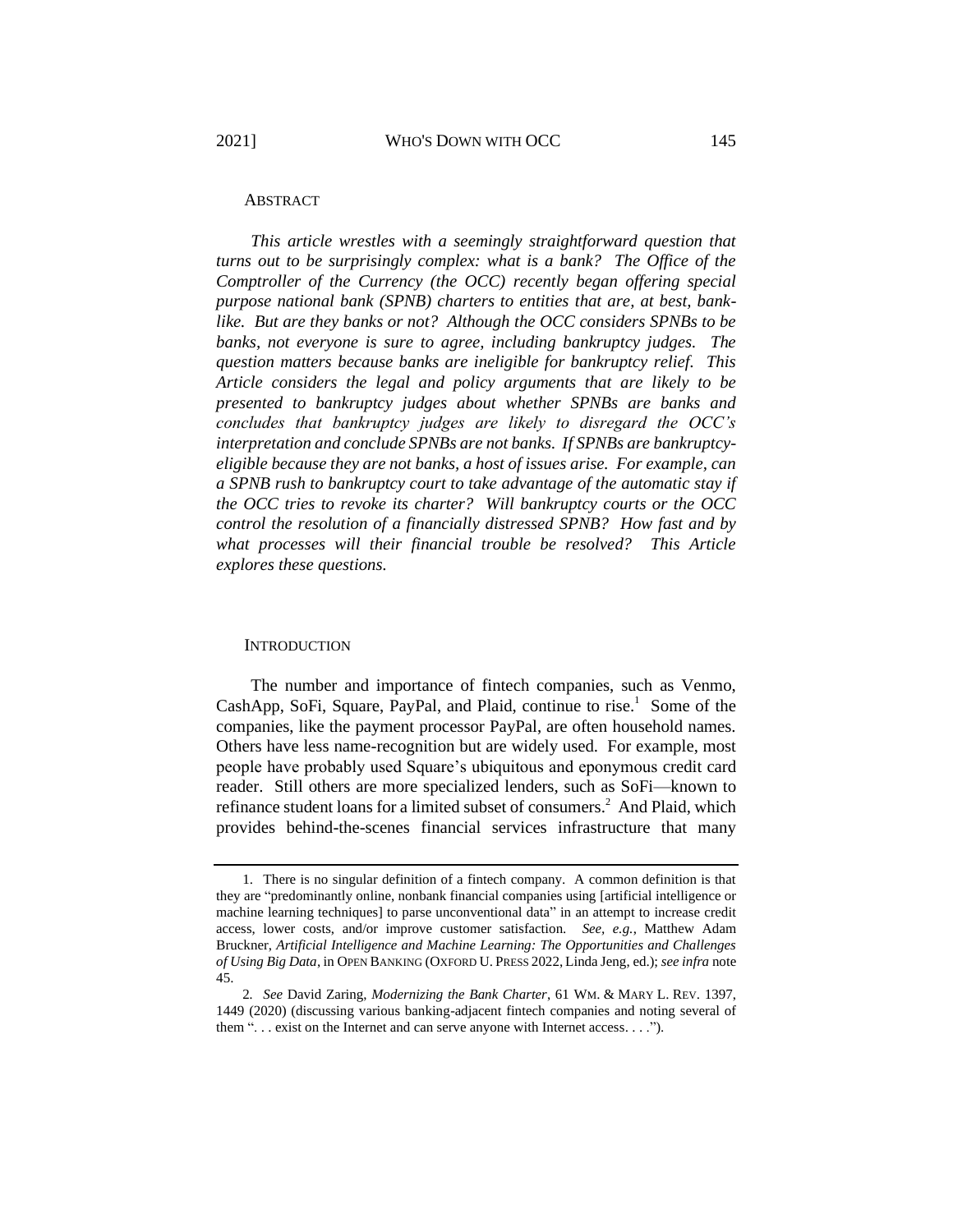## ABSTRACT

*This article wrestles with a seemingly straightforward question that turns out to be surprisingly complex: what is a bank? The Office of the Comptroller of the Currency (the OCC) recently began offering special purpose national bank (SPNB) charters to entities that are, at best, bank-like. But are they banks or not? Although the OCC considers SPNBs to be banks, not everyone is sure to agree, including bankruptcy judges. The question matters because banks are ineligible for bankruptcy relief. This Article considers the legal and policy arguments that are likely to be presented to bankruptcy judges about whether SPNBs are banks and concludes that bankruptcy judges are likely to disregard the OCC's interpretation and conclude SPNBs are not banks. If SPNBs are bankruptcy-eligible because they are not banks, a host of issues arise. For example, can a SPNB rush to bankruptcy court to take advantage of the automatic stay if the OCC tries to revoke its charter? Will bankruptcy courts or the OCC control the resolution of a financially distressed SPNB? How fast and by what processes will their financial trouble be resolved? This Article explores these questions.*

## INTRODUCTION

The number and importance of fintech companies, such as Venmo, CashApp, SoFi, Square, PayPal, and Plaid, continue to rise.[1] Some of the companies, like the payment processor PayPal, are often household names. Others have less name-recognition but are widely used. For example, most people have probably used Square's ubiquitous and eponymous credit card reader. Still others are more specialized lenders, such as SoFi—known to refinance student loans for a limited subset of consumers.[2] And Plaid, which provides behind-the-scenes financial services infrastructure that many

---

1. There is no singular definition of a fintech company. A common definition is that they are "predominantly online, nonbank financial companies using [artificial intelligence or machine learning techniques] to parse unconventional data" in an attempt to increase credit access, lower costs, and/or improve customer satisfaction. *See, e.g.*, Matthew Adam Bruckner, *Artificial Intelligence and Machine Learning: The Opportunities and Challenges of Using Big Data*, in OPEN BANKING (OXFORD U. PRESS 2022, Linda Jeng, ed.); *see infra* note 45.

2. *See* David Zaring, *Modernizing the Bank Charter*, 61 WM. & MARY L. REV. 1397, 1449 (2020) (discussing various banking-adjacent fintech companies and noting several of them ". . . exist on the Internet and can serve anyone with Internet access. . . .").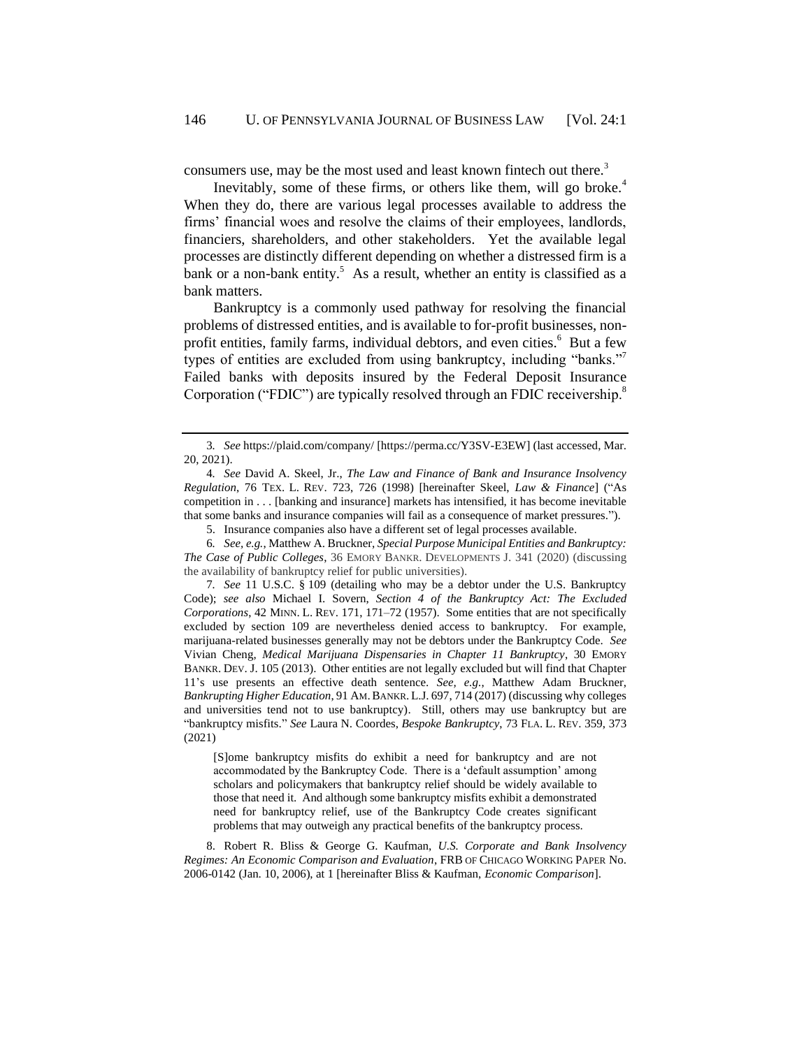consumers use, may be the most used and least known fintech out there.[3]

Inevitably, some of these firms, or others like them, will go broke.[4] When they do, there are various legal processes available to address the firms' financial woes and resolve the claims of their employees, landlords, financiers, shareholders, and other stakeholders. Yet the available legal processes are distinctly different depending on whether a distressed firm is a bank or a non-bank entity.[5] As a result, whether an entity is classified as a bank matters.

Bankruptcy is a commonly used pathway for resolving the financial problems of distressed entities, and is available to for-profit businesses, non-profit entities, family farms, individual debtors, and even cities.[6] But a few types of entities are excluded from using bankruptcy, including "banks."[7] Failed banks with deposits insured by the Federal Deposit Insurance Corporation ("FDIC") are typically resolved through an FDIC receivership.[8]

---

3. *See* https://plaid.com/company/ [https://perma.cc/Y3SV-E3EW] (last accessed, Mar. 20, 2021).

4. *See* David A. Skeel, Jr., *The Law and Finance of Bank and Insurance Insolvency Regulation*, 76 TEX. L. REV. 723, 726 (1998) [hereinafter Skeel, *Law & Finance*] ("As competition in . . . [banking and insurance] markets has intensified, it has become inevitable that some banks and insurance companies will fail as a consequence of market pressures.").

5. Insurance companies also have a different set of legal processes available.

6. *See, e.g.*, Matthew A. Bruckner, *Special Purpose Municipal Entities and Bankruptcy: The Case of Public Colleges*, 36 EMORY BANKR. DEVELOPMENTS J. 341 (2020) (discussing the availability of bankruptcy relief for public universities).

7. *See* 11 U.S.C. § 109 (detailing who may be a debtor under the U.S. Bankruptcy Code); *see also* Michael I. Sovern, *Section 4 of the Bankruptcy Act: The Excluded Corporations*, 42 MINN. L. REV. 171, 171–72 (1957). Some entities that are not specifically excluded by section 109 are nevertheless denied access to bankruptcy. For example, marijuana-related businesses generally may not be debtors under the Bankruptcy Code. *See* Vivian Cheng, *Medical Marijuana Dispensaries in Chapter 11 Bankruptcy*, 30 EMORY BANKR. DEV. J. 105 (2013). Other entities are not legally excluded but will find that Chapter 11's use presents an effective death sentence. *See, e.g.*, Matthew Adam Bruckner, *Bankrupting Higher Education*, 91 AM. BANKR. L.J. 697, 714 (2017) (discussing why colleges and universities tend not to use bankruptcy). Still, others may use bankruptcy but are "bankruptcy misfits." *See* Laura N. Coordes, *Bespoke Bankruptcy*, 73 FLA. L. REV. 359, 373 (2021)

> [S]ome bankruptcy misfits do exhibit a need for bankruptcy and are not accommodated by the Bankruptcy Code. There is a 'default assumption' among scholars and policymakers that bankruptcy relief should be widely available to those that need it. And although some bankruptcy misfits exhibit a demonstrated need for bankruptcy relief, use of the Bankruptcy Code creates significant problems that may outweigh any practical benefits of the bankruptcy process.

8. Robert R. Bliss & George G. Kaufman, *U.S. Corporate and Bank Insolvency Regimes: An Economic Comparison and Evaluation*, FRB OF CHICAGO WORKING PAPER No. 2006-0142 (Jan. 10, 2006), at 1 [hereinafter Bliss & Kaufman, *Economic Comparison*].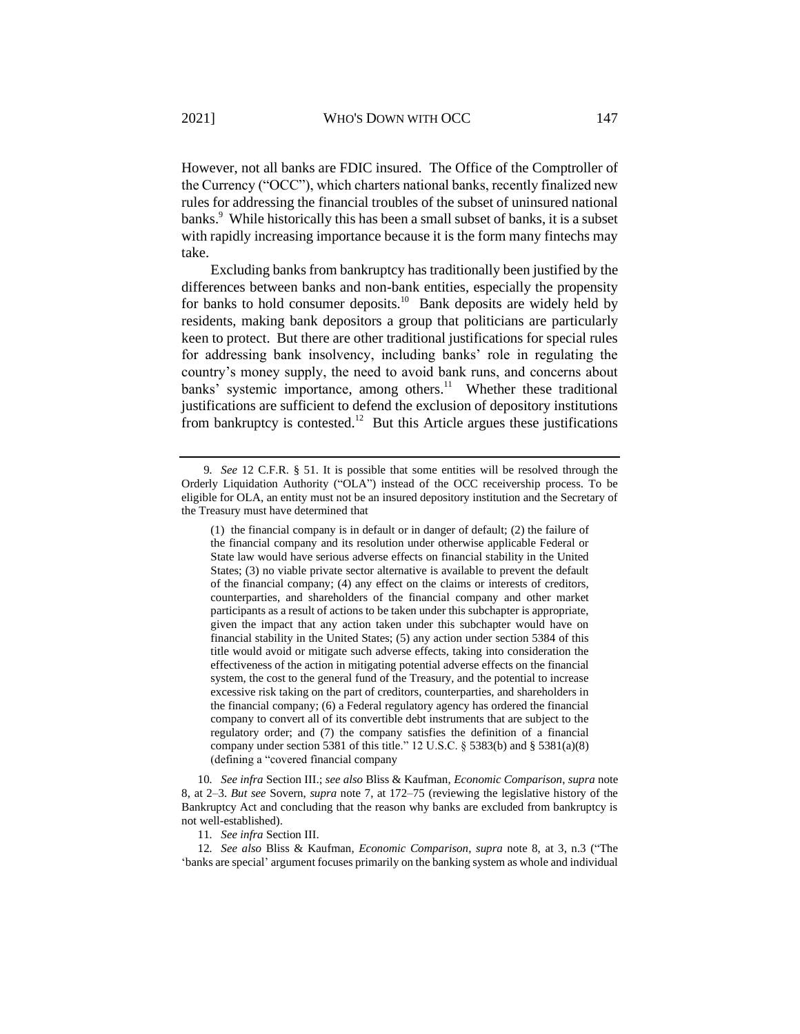However, not all banks are FDIC insured. The Office of the Comptroller of the Currency ("OCC"), which charters national banks, recently finalized new rules for addressing the financial troubles of the subset of uninsured national banks.[9] While historically this has been a small subset of banks, it is a subset with rapidly increasing importance because it is the form many fintechs may take.

Excluding banks from bankruptcy has traditionally been justified by the differences between banks and non-bank entities, especially the propensity for banks to hold consumer deposits.[10] Bank deposits are widely held by residents, making bank depositors a group that politicians are particularly keen to protect. But there are other traditional justifications for special rules for addressing bank insolvency, including banks' role in regulating the country's money supply, the need to avoid bank runs, and concerns about banks' systemic importance, among others.[11] Whether these traditional justifications are sufficient to defend the exclusion of depository institutions from bankruptcy is contested.[12] But this Article argues these justifications

---

9. *See* 12 C.F.R. § 51. It is possible that some entities will be resolved through the Orderly Liquidation Authority ("OLA") instead of the OCC receivership process. To be eligible for OLA, an entity must not be an insured depository institution and the Secretary of the Treasury must have determined that

> (1) the financial company is in default or in danger of default; (2) the failure of the financial company and its resolution under otherwise applicable Federal or State law would have serious adverse effects on financial stability in the United States; (3) no viable private sector alternative is available to prevent the default of the financial company; (4) any effect on the claims or interests of creditors, counterparties, and shareholders of the financial company and other market participants as a result of actions to be taken under this subchapter is appropriate, given the impact that any action taken under this subchapter would have on financial stability in the United States; (5) any action under section 5384 of this title would avoid or mitigate such adverse effects, taking into consideration the effectiveness of the action in mitigating potential adverse effects on the financial system, the cost to the general fund of the Treasury, and the potential to increase excessive risk taking on the part of creditors, counterparties, and shareholders in the financial company; (6) a Federal regulatory agency has ordered the financial company to convert all of its convertible debt instruments that are subject to the regulatory order; and (7) the company satisfies the definition of a financial company under section 5381 of this title." 12 U.S.C. § 5383(b) and § 5381(a)(8) (defining a "covered financial company

10. *See infra* Section III.; *see also* Bliss & Kaufman, *Economic Comparison*, *supra* note 8, at 2–3. *But see* Sovern, *supra* note 7, at 172–75 (reviewing the legislative history of the Bankruptcy Act and concluding that the reason why banks are excluded from bankruptcy is not well-established).

11. *See infra* Section III.

12. *See also* Bliss & Kaufman, *Economic Comparison*, *supra* note 8, at 3, n.3 ("The 'banks are special' argument focuses primarily on the banking system as whole and individual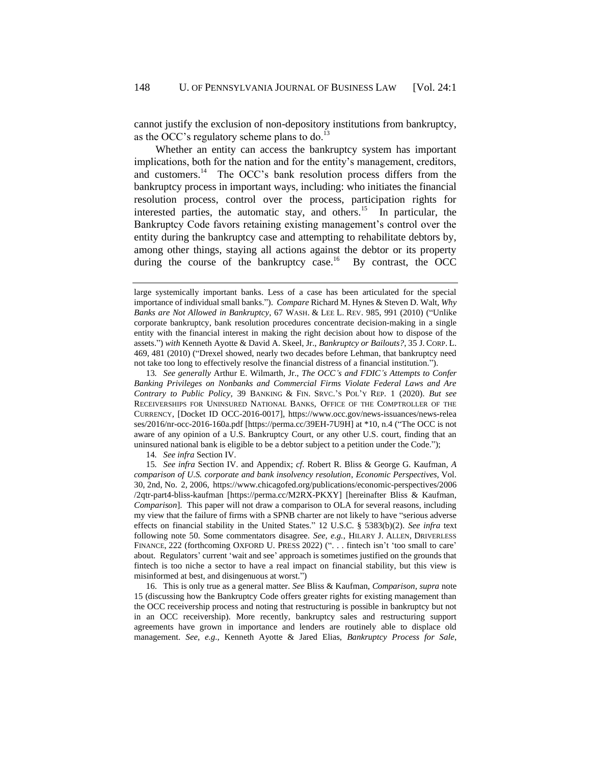cannot justify the exclusion of non-depository institutions from bankruptcy, as the OCC's regulatory scheme plans to do.[13]

Whether an entity can access the bankruptcy system has important implications, both for the nation and for the entity's management, creditors, and customers.[14] The OCC's bank resolution process differs from the bankruptcy process in important ways, including: who initiates the financial resolution process, control over the process, participation rights for interested parties, the automatic stay, and others.[15] In particular, the Bankruptcy Code favors retaining existing management's control over the entity during the bankruptcy case and attempting to rehabilitate debtors by, among other things, staying all actions against the debtor or its property during the course of the bankruptcy case.[16] By contrast, the OCC

---

large systemically important banks. Less of a case has been articulated for the special importance of individual small banks."). *Compare* Richard M. Hynes & Steven D. Walt, *Why Banks are Not Allowed in Bankruptcy*, 67 WASH. & LEE L. REV. 985, 991 (2010) ("Unlike corporate bankruptcy, bank resolution procedures concentrate decision-making in a single entity with the financial interest in making the right decision about how to dispose of the assets.") *with* Kenneth Ayotte & David A. Skeel, Jr., *Bankruptcy or Bailouts?*, 35 J. CORP. L. 469, 481 (2010) ("Drexel showed, nearly two decades before Lehman, that bankruptcy need not take too long to effectively resolve the financial distress of a financial institution.").

13. *See generally* Arthur E. Wilmarth, Jr., *The OCC's and FDIC's Attempts to Confer Banking Privileges on Nonbanks and Commercial Firms Violate Federal Laws and Are Contrary to Public Policy*, 39 BANKING & FIN. SRVC.'S POL'Y REP. 1 (2020). *But see* RECEIVERSHIPS FOR UNINSURED NATIONAL BANKS, OFFICE OF THE COMPTROLLER OF THE CURRENCY, [Docket ID OCC-2016-0017], https://www.occ.gov/news-issuances/news-releases/2016/nr-occ-2016-160a.pdf [https://perma.cc/39EH-7U9H] at *10, n.4 ("The OCC is not aware of any opinion of a U.S. Bankruptcy Court, or any other U.S. court, finding that an uninsured national bank is eligible to be a debtor subject to a petition under the Code.");

14. *See infra* Section IV.

15. *See infra* Section IV. and Appendix; *cf*. Robert R. Bliss & George G. Kaufman, *A comparison of U.S. corporate and bank insolvency resolution*, *Economic Perspectives*, Vol. 30, 2nd, No. 2, 2006, https://www.chicagofed.org/publications/economic-perspectives/2006/2qtr-part4-bliss-kaufman [https://perma.cc/M2RX-PKXY] [hereinafter Bliss & Kaufman, *Comparison*]. This paper will not draw a comparison to OLA for several reasons, including my view that the failure of firms with a SPNB charter are not likely to have "serious adverse effects on financial stability in the United States." 12 U.S.C. § 5383(b)(2). *See infra* text following note 50. Some commentators disagree. *See, e.g.*, HILARY J. ALLEN, DRIVERLESS FINANCE, 222 (forthcoming OXFORD U. PRESS 2022) (". . . fintech isn't 'too small to care' about. Regulators' current 'wait and see' approach is sometimes justified on the grounds that fintech is too niche a sector to have a real impact on financial stability, but this view is misinformed at best, and disingenuous at worst.")

16. This is only true as a general matter. *See* Bliss & Kaufman, *Comparison*, *supra* note 15 (discussing how the Bankruptcy Code offers greater rights for existing management than the OCC receivership process and noting that restructuring is possible in bankruptcy but not in an OCC receivership). More recently, bankruptcy sales and restructuring support agreements have grown in importance and lenders are routinely able to displace old management. *See, e.g.*, Kenneth Ayotte & Jared Elias, *Bankruptcy Process for Sale*,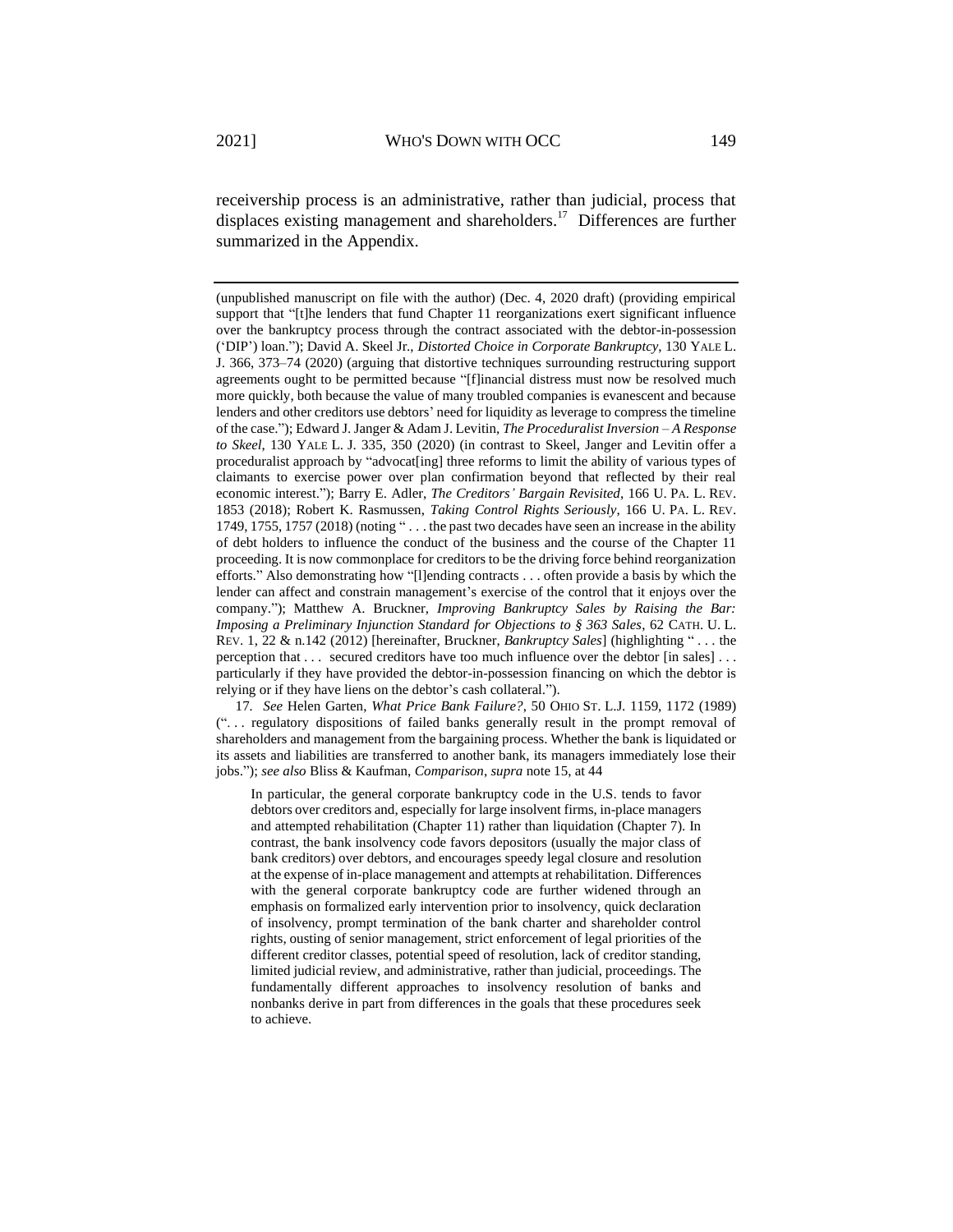receivership process is an administrative, rather than judicial, process that displaces existing management and shareholders.[17] Differences are further summarized in the Appendix.

---

(unpublished manuscript on file with the author) (Dec. 4, 2020 draft) (providing empirical support that "[t]he lenders that fund Chapter 11 reorganizations exert significant influence over the bankruptcy process through the contract associated with the debtor-in-possession ('DIP') loan."); David A. Skeel Jr., *Distorted Choice in Corporate Bankruptcy*, 130 YALE L. J. 366, 373–74 (2020) (arguing that distortive techniques surrounding restructuring support agreements ought to be permitted because "[f]inancial distress must now be resolved much more quickly, both because the value of many troubled companies is evanescent and because lenders and other creditors use debtors' need for liquidity as leverage to compress the timeline of the case."); Edward J. Janger & Adam J. Levitin, *The Proceduralist Inversion – A Response to Skeel*, 130 YALE L. J. 335, 350 (2020) (in contrast to Skeel, Janger and Levitin offer a proceduralist approach by "advocat[ing] three reforms to limit the ability of various types of claimants to exercise power over plan confirmation beyond that reflected by their real economic interest."); Barry E. Adler, *The Creditors' Bargain Revisited*, 166 U. PA. L. REV. 1853 (2018); Robert K. Rasmussen, *Taking Control Rights Seriously*, 166 U. PA. L. REV. 1749, 1755, 1757 (2018) (noting " . . . the past two decades have seen an increase in the ability of debt holders to influence the conduct of the business and the course of the Chapter 11 proceeding. It is now commonplace for creditors to be the driving force behind reorganization efforts." Also demonstrating how "[l]ending contracts . . . often provide a basis by which the lender can affect and constrain management's exercise of the control that it enjoys over the company."); Matthew A. Bruckner, *Improving Bankruptcy Sales by Raising the Bar: Imposing a Preliminary Injunction Standard for Objections to § 363 Sales*, 62 CATH. U. L. REV. 1, 22 & n.142 (2012) [hereinafter, Bruckner, *Bankruptcy Sales*] (highlighting " . . . the perception that . . . secured creditors have too much influence over the debtor [in sales] . . . particularly if they have provided the debtor-in-possession financing on which the debtor is relying or if they have liens on the debtor's cash collateral.").

17. *See* Helen Garten, *What Price Bank Failure?*, 50 OHIO ST. L.J. 1159, 1172 (1989) (". . . regulatory dispositions of failed banks generally result in the prompt removal of shareholders and management from the bargaining process. Whether the bank is liquidated or its assets and liabilities are transferred to another bank, its managers immediately lose their jobs."); *see also* Bliss & Kaufman, *Comparison*, *supra* note 15, at 44

> In particular, the general corporate bankruptcy code in the U.S. tends to favor debtors over creditors and, especially for large insolvent firms, in-place managers and attempted rehabilitation (Chapter 11) rather than liquidation (Chapter 7). In contrast, the bank insolvency code favors depositors (usually the major class of bank creditors) over debtors, and encourages speedy legal closure and resolution at the expense of in-place management and attempts at rehabilitation. Differences with the general corporate bankruptcy code are further widened through an emphasis on formalized early intervention prior to insolvency, quick declaration of insolvency, prompt termination of the bank charter and shareholder control rights, ousting of senior management, strict enforcement of legal priorities of the different creditor classes, potential speed of resolution, lack of creditor standing, limited judicial review, and administrative, rather than judicial, proceedings. The fundamentally different approaches to insolvency resolution of banks and nonbanks derive in part from differences in the goals that these procedures seek to achieve.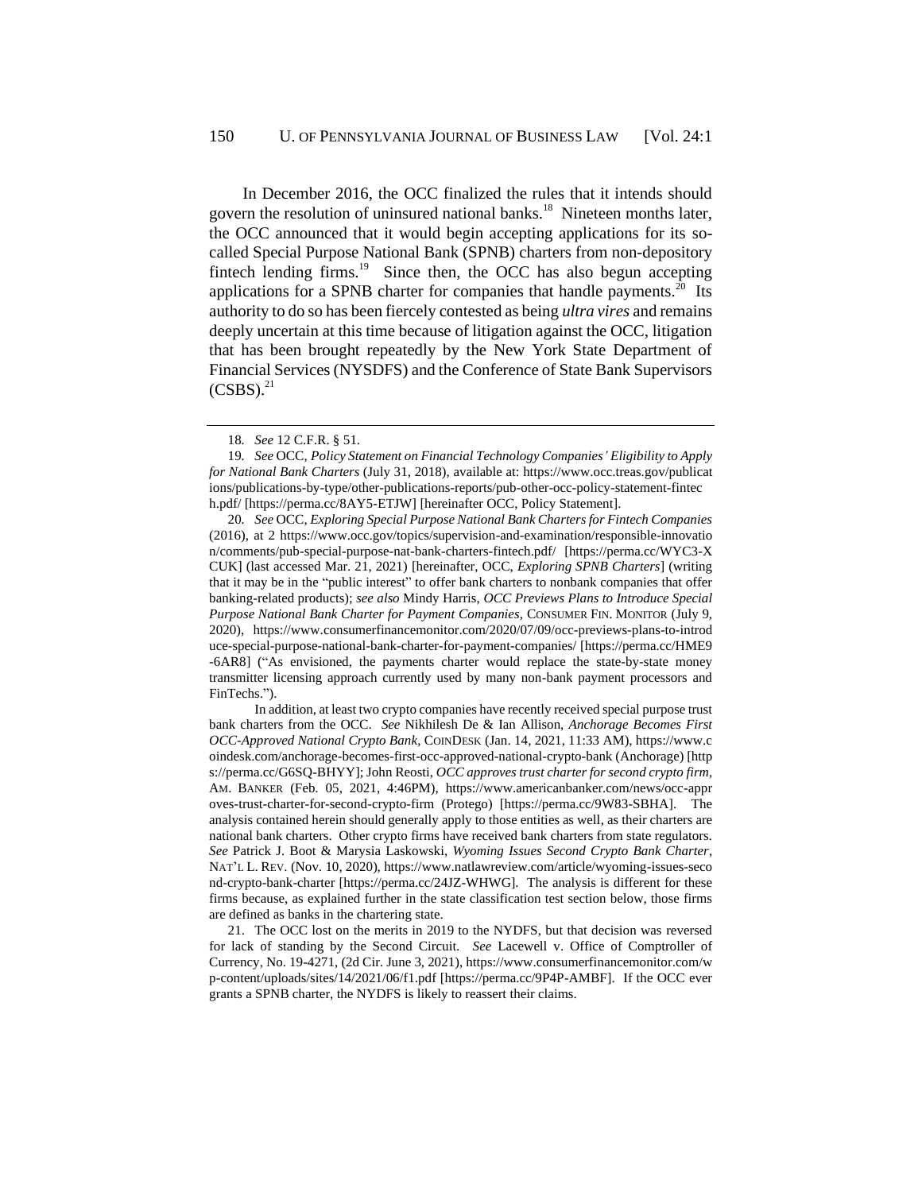In December 2016, the OCC finalized the rules that it intends should govern the resolution of uninsured national banks.[18] Nineteen months later, the OCC announced that it would begin accepting applications for its so-called Special Purpose National Bank (SPNB) charters from non-depository fintech lending firms.[19] Since then, the OCC has also begun accepting applications for a SPNB charter for companies that handle payments.[20] Its authority to do so has been fiercely contested as being *ultra vires* and remains deeply uncertain at this time because of litigation against the OCC, litigation that has been brought repeatedly by the New York State Department of Financial Services (NYSDFS) and the Conference of State Bank Supervisors (CSBS).[21]

---

18. *See* 12 C.F.R. § 51.

19. *See* OCC, *Policy Statement on Financial Technology Companies' Eligibility to Apply for National Bank Charters* (July 31, 2018), available at: https://www.occ.treas.gov/publications/publications-by-type/other-publications-reports/pub-other-occ-policy-statement-fintech.pdf/ [https://perma.cc/8AY5-ETJW] [hereinafter OCC, Policy Statement].

20. *See* OCC, *Exploring Special Purpose National Bank Charters for Fintech Companies* (2016), at 2 https://www.occ.gov/topics/supervision-and-examination/responsible-innovation/comments/pub-special-purpose-nat-bank-charters-fintech.pdf/ [https://perma.cc/WYC3-XCUK] (last accessed Mar. 21, 2021) [hereinafter, OCC, *Exploring SPNB Charters*] (writing that it may be in the "public interest" to offer bank charters to nonbank companies that offer banking-related products); *see also* Mindy Harris, *OCC Previews Plans to Introduce Special Purpose National Bank Charter for Payment Companies*, CONSUMER FIN. MONITOR (July 9, 2020), https://www.consumerfinancemonitor.com/2020/07/09/occ-previews-plans-to-introduce-special-purpose-national-bank-charter-for-payment-companies/ [https://perma.cc/HME9-6AR8] ("As envisioned, the payments charter would replace the state-by-state money transmitter licensing approach currently used by many non-bank payment processors and FinTechs.").

In addition, at least two crypto companies have recently received special purpose trust bank charters from the OCC. *See* Nikhilesh De & Ian Allison, *Anchorage Becomes First OCC-Approved National Crypto Bank*, COINDESK (Jan. 14, 2021, 11:33 AM), https://www.coindesk.com/anchorage-becomes-first-occ-approved-national-crypto-bank (Anchorage) [https://perma.cc/G6SQ-BHYY]; John Reosti, *OCC approves trust charter for second crypto firm*, AM. BANKER (Feb. 05, 2021, 4:46PM), https://www.americanbanker.com/news/occ-approves-trust-charter-for-second-crypto-firm (Protego) [https://perma.cc/9W83-SBHA]. The analysis contained herein should generally apply to those entities as well, as their charters are national bank charters. Other crypto firms have received bank charters from state regulators. *See* Patrick J. Boot & Marysia Laskowski, *Wyoming Issues Second Crypto Bank Charter*, NAT'L L. REV. (Nov. 10, 2020), https://www.natlawreview.com/article/wyoming-issues-second-crypto-bank-charter [https://perma.cc/24JZ-WHWG]. The analysis is different for these firms because, as explained further in the state classification test section below, those firms are defined as banks in the chartering state.

21. The OCC lost on the merits in 2019 to the NYDFS, but that decision was reversed for lack of standing by the Second Circuit. *See* Lacewell v. Office of Comptroller of Currency, No. 19-4271, (2d Cir. June 3, 2021), https://www.consumerfinancemonitor.com/wp-content/uploads/sites/14/2021/06/f1.pdf [https://perma.cc/9P4P-AMBF]. If the OCC ever grants a SPNB charter, the NYDFS is likely to reassert their claims.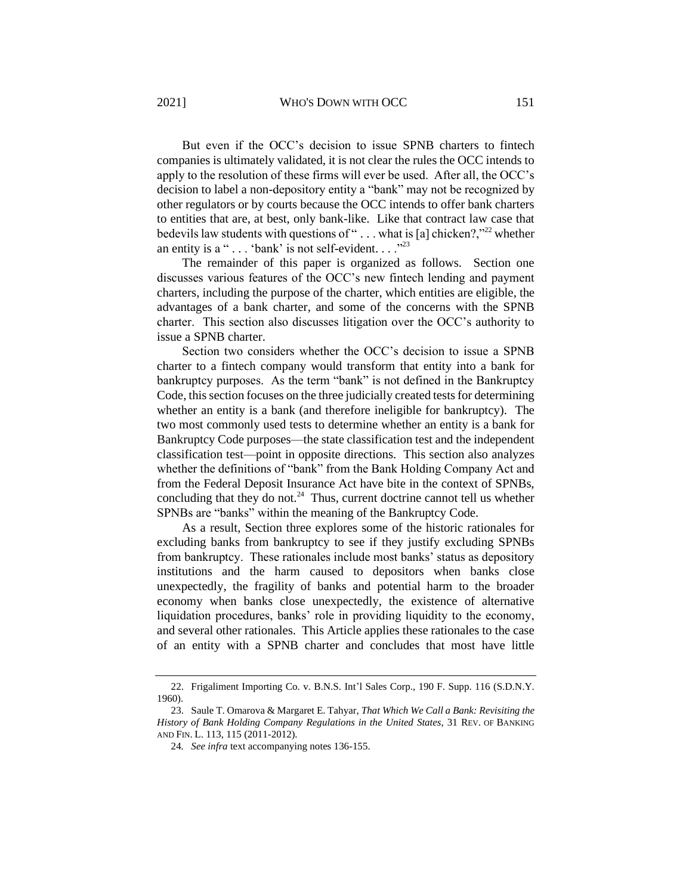But even if the OCC's decision to issue SPNB charters to fintech companies is ultimately validated, it is not clear the rules the OCC intends to apply to the resolution of these firms will ever be used. After all, the OCC's decision to label a non-depository entity a "bank" may not be recognized by other regulators or by courts because the OCC intends to offer bank charters to entities that are, at best, only bank-like. Like that contract law case that bedevils law students with questions of " . . . what is [a] chicken?,"[22] whether an entity is a " . . . 'bank' is not self-evident. . . ."[23]

The remainder of this paper is organized as follows. Section one discusses various features of the OCC's new fintech lending and payment charters, including the purpose of the charter, which entities are eligible, the advantages of a bank charter, and some of the concerns with the SPNB charter. This section also discusses litigation over the OCC's authority to issue a SPNB charter.

Section two considers whether the OCC's decision to issue a SPNB charter to a fintech company would transform that entity into a bank for bankruptcy purposes. As the term "bank" is not defined in the Bankruptcy Code, this section focuses on the three judicially created tests for determining whether an entity is a bank (and therefore ineligible for bankruptcy). The two most commonly used tests to determine whether an entity is a bank for Bankruptcy Code purposes—the state classification test and the independent classification test—point in opposite directions. This section also analyzes whether the definitions of "bank" from the Bank Holding Company Act and from the Federal Deposit Insurance Act have bite in the context of SPNBs, concluding that they do not.[24] Thus, current doctrine cannot tell us whether SPNBs are "banks" within the meaning of the Bankruptcy Code.

As a result, Section three explores some of the historic rationales for excluding banks from bankruptcy to see if they justify excluding SPNBs from bankruptcy. These rationales include most banks' status as depository institutions and the harm caused to depositors when banks close unexpectedly, the fragility of banks and potential harm to the broader economy when banks close unexpectedly, the existence of alternative liquidation procedures, banks' role in providing liquidity to the economy, and several other rationales. This Article applies these rationales to the case of an entity with a SPNB charter and concludes that most have little

---

22. Frigaliment Importing Co. v. B.N.S. Int'l Sales Corp., 190 F. Supp. 116 (S.D.N.Y. 1960).

23. Saule T. Omarova & Margaret E. Tahyar, *That Which We Call a Bank: Revisiting the History of Bank Holding Company Regulations in the United States*, 31 REV. OF BANKING AND FIN. L. 113, 115 (2011-2012).

24. *See infra* text accompanying notes 136-155.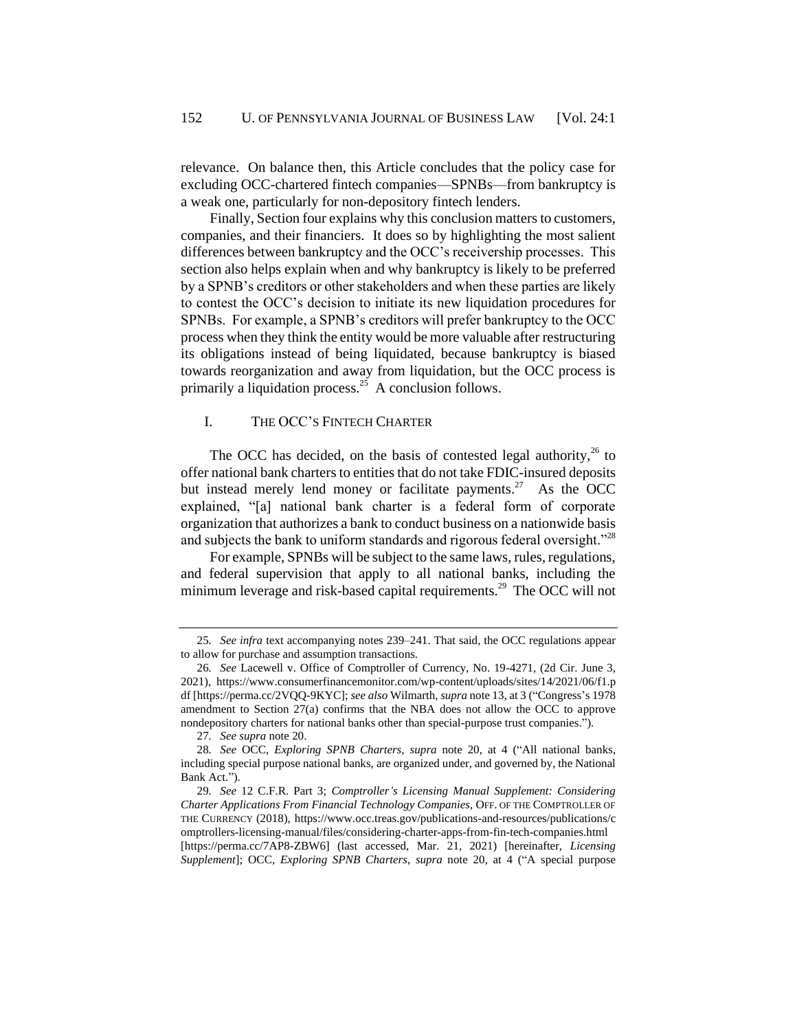relevance. On balance then, this Article concludes that the policy case for excluding OCC-chartered fintech companies—SPNBs—from bankruptcy is a weak one, particularly for non-depository fintech lenders.

Finally, Section four explains why this conclusion matters to customers, companies, and their financiers. It does so by highlighting the most salient differences between bankruptcy and the OCC's receivership processes. This section also helps explain when and why bankruptcy is likely to be preferred by a SPNB's creditors or other stakeholders and when these parties are likely to contest the OCC's decision to initiate its new liquidation procedures for SPNBs. For example, a SPNB's creditors will prefer bankruptcy to the OCC process when they think the entity would be more valuable after restructuring its obligations instead of being liquidated, because bankruptcy is biased towards reorganization and away from liquidation, but the OCC process is primarily a liquidation process.[25] A conclusion follows.

## I. THE OCC'S FINTECH CHARTER

The OCC has decided, on the basis of contested legal authority,[26] to offer national bank charters to entities that do not take FDIC-insured deposits but instead merely lend money or facilitate payments.[27] As the OCC explained, "[a] national bank charter is a federal form of corporate organization that authorizes a bank to conduct business on a nationwide basis and subjects the bank to uniform standards and rigorous federal oversight."[28]

For example, SPNBs will be subject to the same laws, rules, regulations, and federal supervision that apply to all national banks, including the minimum leverage and risk-based capital requirements.[29] The OCC will not

---

25. *See infra* text accompanying notes 239–241. That said, the OCC regulations appear to allow for purchase and assumption transactions.

26. *See* Lacewell v. Office of Comptroller of Currency, No. 19-4271, (2d Cir. June 3, 2021), https://www.consumerfinancemonitor.com/wp-content/uploads/sites/14/2021/06/f1.pdf [https://perma.cc/2VQQ-9KYC]; *see also* Wilmarth, *supra* note 13, at 3 ("Congress's 1978 amendment to Section 27(a) confirms that the NBA does not allow the OCC to approve nondepository charters for national banks other than special-purpose trust companies.").

27. *See supra* note 20.

28. *See* OCC, *Exploring SPNB Charters*, *supra* note 20, at 4 ("All national banks, including special purpose national banks, are organized under, and governed by, the National Bank Act.").

29. *See* 12 C.F.R. Part 3; *Comptroller's Licensing Manual Supplement: Considering Charter Applications From Financial Technology Companies*, OFF. OF THE COMPTROLLER OF THE CURRENCY (2018), https://www.occ.treas.gov/publications-and-resources/publications/comptrollers-licensing-manual/files/considering-charter-apps-from-fin-tech-companies.html [https://perma.cc/7AP8-ZBW6] (last accessed, Mar. 21, 2021) [hereinafter, *Licensing Supplement*]; OCC, *Exploring SPNB Charters*, *supra* note 20, at 4 ("A special purpose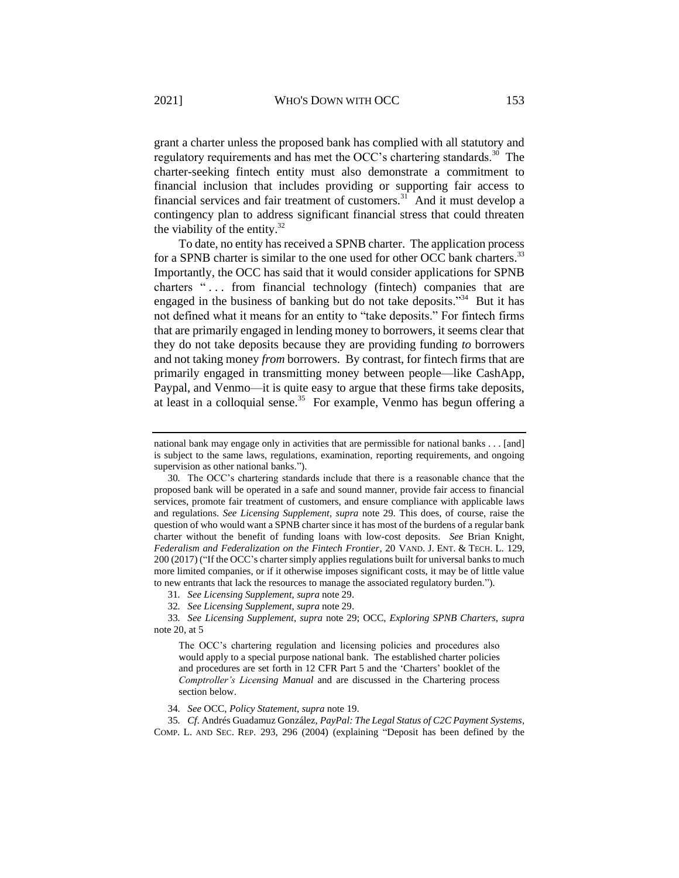grant a charter unless the proposed bank has complied with all statutory and regulatory requirements and has met the OCC's chartering standards.[30] The charter-seeking fintech entity must also demonstrate a commitment to financial inclusion that includes providing or supporting fair access to financial services and fair treatment of customers.[31] And it must develop a contingency plan to address significant financial stress that could threaten the viability of the entity.[32]

To date, no entity has received a SPNB charter. The application process for a SPNB charter is similar to the one used for other OCC bank charters.[33] Importantly, the OCC has said that it would consider applications for SPNB charters ". . . from financial technology (fintech) companies that are engaged in the business of banking but do not take deposits."[34] But it has not defined what it means for an entity to "take deposits." For fintech firms that are primarily engaged in lending money to borrowers, it seems clear that they do not take deposits because they are providing funding *to* borrowers and not taking money *from* borrowers. By contrast, for fintech firms that are primarily engaged in transmitting money between people—like CashApp, Paypal, and Venmo—it is quite easy to argue that these firms take deposits, at least in a colloquial sense.[35] For example, Venmo has begun offering a

---

national bank may engage only in activities that are permissible for national banks . . . [and] is subject to the same laws, regulations, examination, reporting requirements, and ongoing supervision as other national banks.").

30. The OCC's chartering standards include that there is a reasonable chance that the proposed bank will be operated in a safe and sound manner, provide fair access to financial services, promote fair treatment of customers, and ensure compliance with applicable laws and regulations. *See Licensing Supplement*, *supra* note 29. This does, of course, raise the question of who would want a SPNB charter since it has most of the burdens of a regular bank charter without the benefit of funding loans with low-cost deposits. *See* Brian Knight, *Federalism and Federalization on the Fintech Frontier*, 20 VAND. J. ENT. & TECH. L. 129, 200 (2017) ("If the OCC's charter simply applies regulations built for universal banks to much more limited companies, or if it otherwise imposes significant costs, it may be of little value to new entrants that lack the resources to manage the associated regulatory burden.").

31. *See Licensing Supplement*, *supra* note 29.

32. *See Licensing Supplement*, *supra* note 29.

33. *See Licensing Supplement*, *supra* note 29; OCC, *Exploring SPNB Charters*, *supra* note 20, at 5

> The OCC's chartering regulation and licensing policies and procedures also would apply to a special purpose national bank. The established charter policies and procedures are set forth in 12 CFR Part 5 and the 'Charters' booklet of the *Comptroller's Licensing Manual* and are discussed in the Chartering process section below.

34. *See* OCC, *Policy Statement*, *supra* note 19.

35. *Cf*. Andrés Guadamuz González, *PayPal: The Legal Status of C2C Payment Systems*, COMP. L. AND SEC. REP. 293, 296 (2004) (explaining "Deposit has been defined by the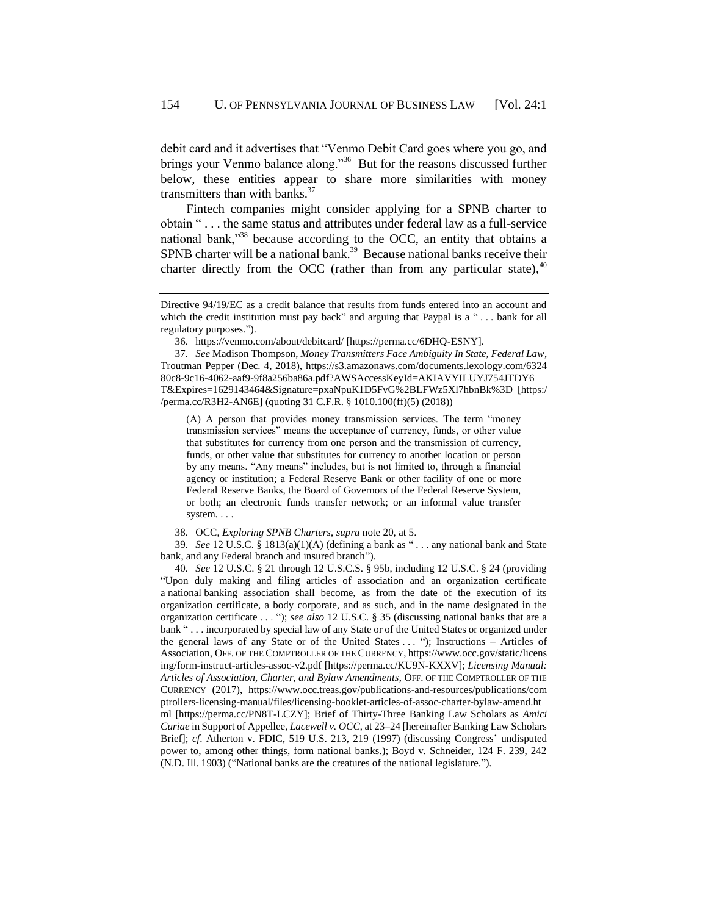debit card and it advertises that "Venmo Debit Card goes where you go, and brings your Venmo balance along."[36] But for the reasons discussed further below, these entities appear to share more similarities with money transmitters than with banks.[37]

Fintech companies might consider applying for a SPNB charter to obtain " . . . the same status and attributes under federal law as a full-service national bank,"[38] because according to the OCC, an entity that obtains a SPNB charter will be a national bank.[39] Because national banks receive their charter directly from the OCC (rather than from any particular state),[40]

---

Directive 94/19/EC as a credit balance that results from funds entered into an account and which the credit institution must pay back" and arguing that Paypal is a " . . . bank for all regulatory purposes.").

36. https://venmo.com/about/debitcard/ [https://perma.cc/6DHQ-ESNY].

37. *See* Madison Thompson, *Money Transmitters Face Ambiguity In State, Federal Law*, Troutman Pepper (Dec. 4, 2018), https://s3.amazonaws.com/documents.lexology.com/632480c8-9c16-4062-aaf9-9f8a256ba86a.pdf?AWSAccessKeyId=AKIAVYILUYJ754JTDY6T&Expires=1629143464&Signature=pxaNpuK1D5FvG%2BLFWz5Xl7hbnBk%3D [https://perma.cc/R3H2-AN6E] (quoting 31 C.F.R. § 1010.100(ff)(5) (2018))

> (A) A person that provides money transmission services. The term "money transmission services" means the acceptance of currency, funds, or other value that substitutes for currency from one person and the transmission of currency, funds, or other value that substitutes for currency to another location or person by any means. "Any means" includes, but is not limited to, through a financial agency or institution; a Federal Reserve Bank or other facility of one or more Federal Reserve Banks, the Board of Governors of the Federal Reserve System, or both; an electronic funds transfer network; or an informal value transfer system. . . .

38. OCC, *Exploring SPNB Charters*, *supra* note 20, at 5.

39. *See* 12 U.S.C. § 1813(a)(1)(A) (defining a bank as " . . . any national bank and State bank, and any Federal branch and insured branch").

40. *See* 12 U.S.C. § 21 through 12 U.S.C.S. § 95b, including 12 U.S.C. § 24 (providing "Upon duly making and filing articles of association and an organization certificate a national banking association shall become, as from the date of the execution of its organization certificate, a body corporate, and as such, and in the name designated in the organization certificate . . . "); *see also* 12 U.S.C. § 35 (discussing national banks that are a bank " . . . incorporated by special law of any State or of the United States or organized under the general laws of any State or of the United States . . . "); Instructions – Articles of Association, OFF. OF THE COMPTROLLER OF THE CURRENCY, https://www.occ.gov/static/licensing/form-instruct-articles-assoc-v2.pdf [https://perma.cc/KU9N-KXXV]; *Licensing Manual: Articles of Association, Charter, and Bylaw Amendments*, OFF. OF THE COMPTROLLER OF THE CURRENCY (2017), https://www.occ.treas.gov/publications-and-resources/publications/comptrollers-licensing-manual/files/licensing-booklet-articles-of-assoc-charter-bylaw-amend.html [https://perma.cc/PN8T-LCZY]; Brief of Thirty-Three Banking Law Scholars as *Amici Curiae* in Support of Appellee, *Lacewell v. OCC*, at 23–24 [hereinafter Banking Law Scholars Brief]; *cf.* Atherton v. FDIC, 519 U.S. 213, 219 (1997) (discussing Congress' undisputed power to, among other things, form national banks.); Boyd v. Schneider, 124 F. 239, 242 (N.D. Ill. 1903) ("National banks are the creatures of the national legislature.").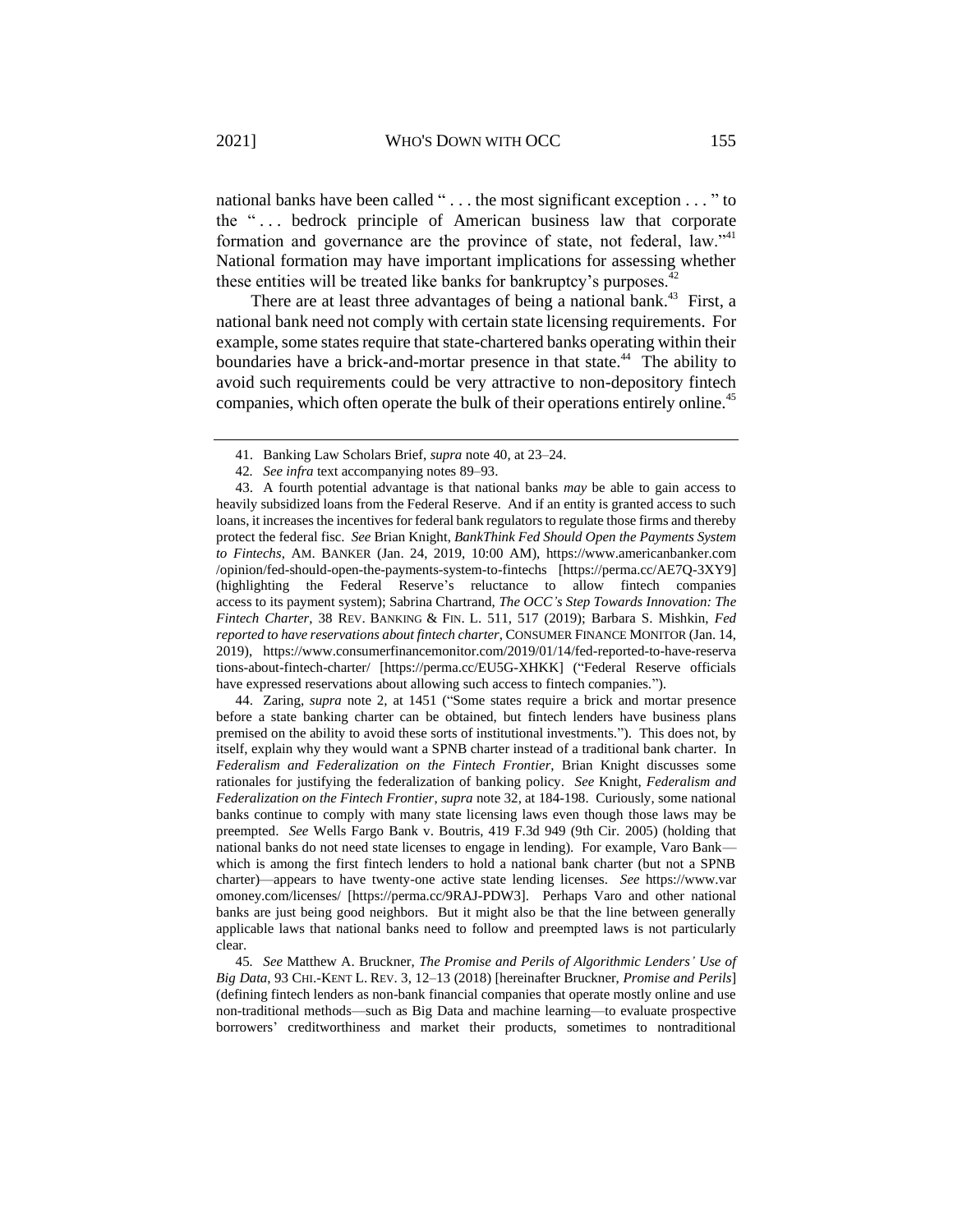national banks have been called " . . . the most significant exception . . . " to the " . . . bedrock principle of American business law that corporate formation and governance are the province of state, not federal, law."[41] National formation may have important implications for assessing whether these entities will be treated like banks for bankruptcy's purposes.[42]

There are at least three advantages of being a national bank.[43] First, a national bank need not comply with certain state licensing requirements. For example, some states require that state-chartered banks operating within their boundaries have a brick-and-mortar presence in that state.[44] The ability to avoid such requirements could be very attractive to non-depository fintech companies, which often operate the bulk of their operations entirely online.[45]

---

41. Banking Law Scholars Brief, *supra* note 40, at 23–24.

42. *See infra* text accompanying notes 89–93.

43. A fourth potential advantage is that national banks *may* be able to gain access to heavily subsidized loans from the Federal Reserve. And if an entity is granted access to such loans, it increases the incentives for federal bank regulators to regulate those firms and thereby protect the federal fisc. *See* Brian Knight, *BankThink Fed Should Open the Payments System to Fintechs*, AM. BANKER (Jan. 24, 2019, 10:00 AM), https://www.americanbanker.com/opinion/fed-should-open-the-payments-system-to-fintechs [https://perma.cc/AE7Q-3XY9] (highlighting the Federal Reserve's reluctance to allow fintech companies access to its payment system); Sabrina Chartrand, *The OCC's Step Towards Innovation: The Fintech Charter*, 38 REV. BANKING & FIN. L. 511, 517 (2019); Barbara S. Mishkin, *Fed reported to have reservations about fintech charter*, CONSUMER FINANCE MONITOR (Jan. 14, 2019), https://www.consumerfinancemonitor.com/2019/01/14/fed-reported-to-have-reservations-about-fintech-charter/ [https://perma.cc/EU5G-XHKK] ("Federal Reserve officials have expressed reservations about allowing such access to fintech companies.").

44. Zaring, *supra* note 2, at 1451 ("Some states require a brick and mortar presence before a state banking charter can be obtained, but fintech lenders have business plans premised on the ability to avoid these sorts of institutional investments."). This does not, by itself, explain why they would want a SPNB charter instead of a traditional bank charter. In *Federalism and Federalization on the Fintech Frontier*, Brian Knight discusses some rationales for justifying the federalization of banking policy. *See* Knight, *Federalism and Federalization on the Fintech Frontier*, *supra* note 32, at 184-198. Curiously, some national banks continue to comply with many state licensing laws even though those laws may be preempted. *See* Wells Fargo Bank v. Boutris, 419 F.3d 949 (9th Cir. 2005) (holding that national banks do not need state licenses to engage in lending). For example, Varo Bank—which is among the first fintech lenders to hold a national bank charter (but not a SPNB charter)—appears to have twenty-one active state lending licenses. *See* https://www.varomoney.com/licenses/ [https://perma.cc/9RAJ-PDW3]. Perhaps Varo and other national banks are just being good neighbors. But it might also be that the line between generally applicable laws that national banks need to follow and preempted laws is not particularly clear.

45. *See* Matthew A. Bruckner, *The Promise and Perils of Algorithmic Lenders' Use of Big Data*, 93 CHI.-KENT L. REV. 3, 12–13 (2018) [hereinafter Bruckner, *Promise and Perils*] (defining fintech lenders as non-bank financial companies that operate mostly online and use non-traditional methods—such as Big Data and machine learning—to evaluate prospective borrowers' creditworthiness and market their products, sometimes to nontraditional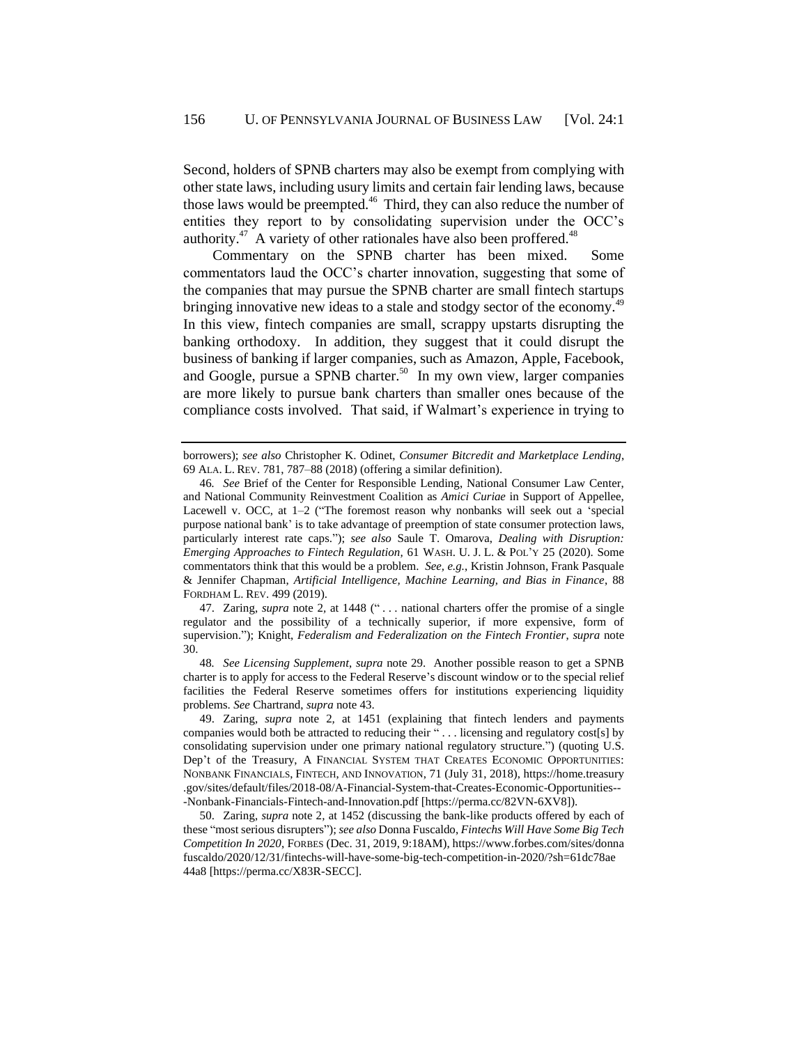Second, holders of SPNB charters may also be exempt from complying with other state laws, including usury limits and certain fair lending laws, because those laws would be preempted.[46] Third, they can also reduce the number of entities they report to by consolidating supervision under the OCC's authority.[47] A variety of other rationales have also been proffered.[48]

Commentary on the SPNB charter has been mixed. Some commentators laud the OCC's charter innovation, suggesting that some of the companies that may pursue the SPNB charter are small fintech startups bringing innovative new ideas to a stale and stodgy sector of the economy.[49] In this view, fintech companies are small, scrappy upstarts disrupting the banking orthodoxy. In addition, they suggest that it could disrupt the business of banking if larger companies, such as Amazon, Apple, Facebook, and Google, pursue a SPNB charter.[50] In my own view, larger companies are more likely to pursue bank charters than smaller ones because of the compliance costs involved. That said, if Walmart's experience in trying to

---

borrowers); *see also* Christopher K. Odinet, *Consumer Bitcredit and Marketplace Lending*, 69 ALA. L. REV. 781, 787–88 (2018) (offering a similar definition).

46. *See* Brief of the Center for Responsible Lending, National Consumer Law Center, and National Community Reinvestment Coalition as *Amici Curiae* in Support of Appellee, Lacewell v. OCC, at 1–2 ("The foremost reason why nonbanks will seek out a 'special purpose national bank' is to take advantage of preemption of state consumer protection laws, particularly interest rate caps."); *see also* Saule T. Omarova, *Dealing with Disruption: Emerging Approaches to Fintech Regulation*, 61 WASH. U. J. L. & POL'Y 25 (2020). Some commentators think that this would be a problem. *See, e.g.*, Kristin Johnson, Frank Pasquale & Jennifer Chapman, *Artificial Intelligence, Machine Learning, and Bias in Finance*, 88 FORDHAM L. REV. 499 (2019).

47. Zaring, *supra* note 2, at 1448 (" . . . national charters offer the promise of a single regulator and the possibility of a technically superior, if more expensive, form of supervision."); Knight, *Federalism and Federalization on the Fintech Frontier*, *supra* note 30.

48. *See Licensing Supplement*, *supra* note 29. Another possible reason to get a SPNB charter is to apply for access to the Federal Reserve's discount window or to the special relief facilities the Federal Reserve sometimes offers for institutions experiencing liquidity problems. *See* Chartrand, *supra* note 43.

49. Zaring, *supra* note 2, at 1451 (explaining that fintech lenders and payments companies would both be attracted to reducing their " . . . licensing and regulatory cost[s] by consolidating supervision under one primary national regulatory structure.") (quoting U.S. Dep't of the Treasury, A FINANCIAL SYSTEM THAT CREATES ECONOMIC OPPORTUNITIES: NONBANK FINANCIALS, FINTECH, AND INNOVATION, 71 (July 31, 2018), https://home.treasury.gov/sites/default/files/2018-08/A-Financial-System-that-Creates-Economic-Opportunities---Nonbank-Financials-Fintech-and-Innovation.pdf [https://perma.cc/82VN-6XV8]).

50. Zaring, *supra* note 2, at 1452 (discussing the bank-like products offered by each of these "most serious disrupters"); *see also* Donna Fuscaldo, *Fintechs Will Have Some Big Tech Competition In 2020*, FORBES (Dec. 31, 2019, 9:18AM), https://www.forbes.com/sites/donnafuscaldo/2020/12/31/fintechs-will-have-some-big-tech-competition-in-2020/?sh=61dc78ae44a8 [https://perma.cc/X83R-SECC].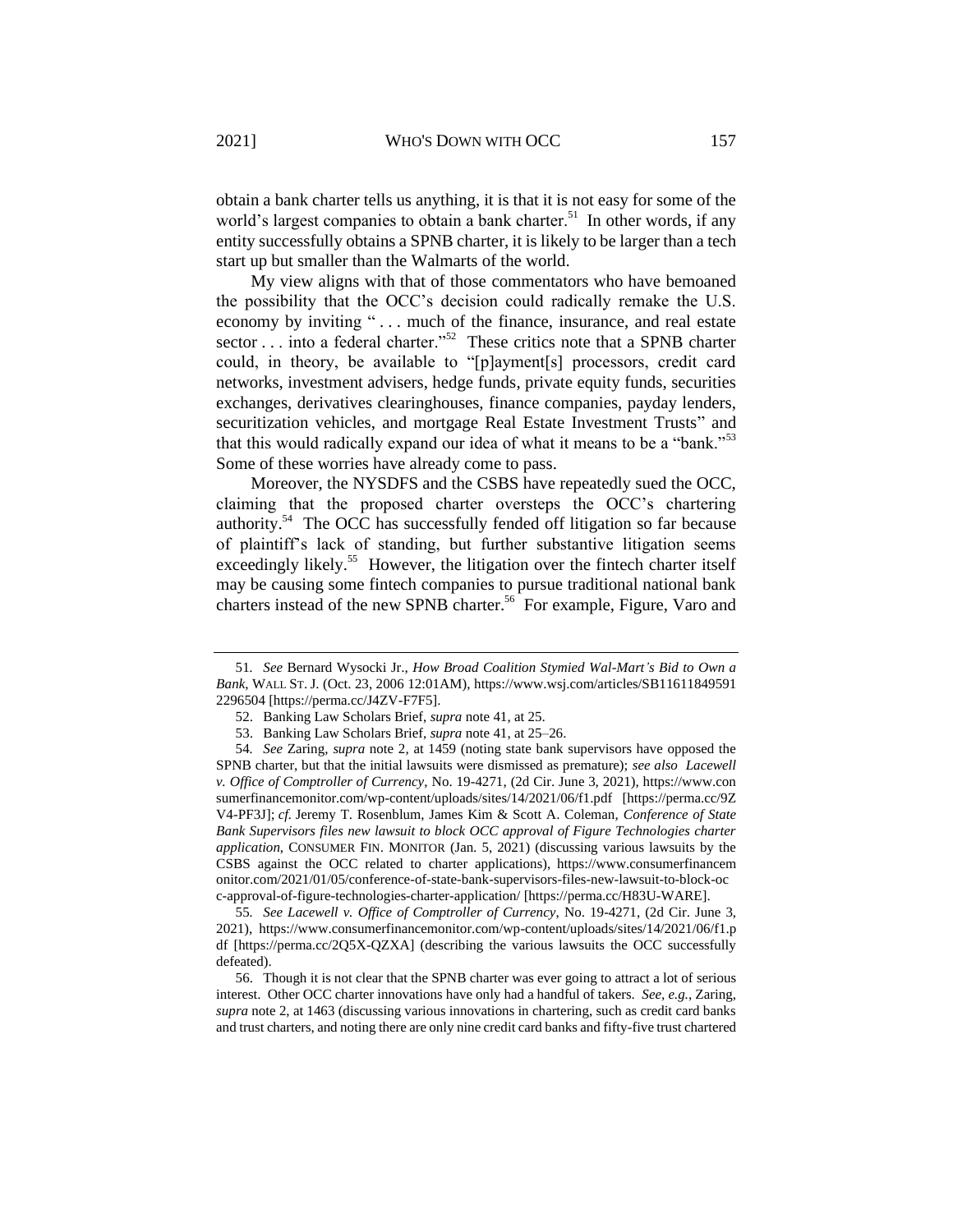obtain a bank charter tells us anything, it is that it is not easy for some of the world's largest companies to obtain a bank charter.[51] In other words, if any entity successfully obtains a SPNB charter, it is likely to be larger than a tech start up but smaller than the Walmarts of the world.

My view aligns with that of those commentators who have bemoaned the possibility that the OCC's decision could radically remake the U.S. economy by inviting " . . . much of the finance, insurance, and real estate sector . . . into a federal charter."[52] These critics note that a SPNB charter could, in theory, be available to "[p]ayment[s] processors, credit card networks, investment advisers, hedge funds, private equity funds, securities exchanges, derivatives clearinghouses, finance companies, payday lenders, securitization vehicles, and mortgage Real Estate Investment Trusts" and that this would radically expand our idea of what it means to be a "bank."[53] Some of these worries have already come to pass.

Moreover, the NYSDFS and the CSBS have repeatedly sued the OCC, claiming that the proposed charter oversteps the OCC's chartering authority.[54] The OCC has successfully fended off litigation so far because of plaintiff's lack of standing, but further substantive litigation seems exceedingly likely.[55] However, the litigation over the fintech charter itself may be causing some fintech companies to pursue traditional national bank charters instead of the new SPNB charter.[56] For example, Figure, Varo and

---

51. *See* Bernard Wysocki Jr., *How Broad Coalition Stymied Wal-Mart's Bid to Own a Bank*, WALL ST. J. (Oct. 23, 2006 12:01AM), https://www.wsj.com/articles/SB116118495912296504 [https://perma.cc/J4ZV-F7F5].

52. Banking Law Scholars Brief, *supra* note 41, at 25.

53. Banking Law Scholars Brief, *supra* note 41, at 25–26.

54. *See* Zaring, *supra* note 2, at 1459 (noting state bank supervisors have opposed the SPNB charter, but that the initial lawsuits were dismissed as premature); *see also Lacewell v. Office of Comptroller of Currency*, No. 19-4271, (2d Cir. June 3, 2021), https://www.consumerfinancemonitor.com/wp-content/uploads/sites/14/2021/06/f1.pdf [https://perma.cc/9ZV4-PF3J]; *cf.* Jeremy T. Rosenblum, James Kim & Scott A. Coleman, *Conference of State Bank Supervisors files new lawsuit to block OCC approval of Figure Technologies charter application*, CONSUMER FIN. MONITOR (Jan. 5, 2021) (discussing various lawsuits by the CSBS against the OCC related to charter applications), https://www.consumerfinancemonitor.com/2021/01/05/conference-of-state-bank-supervisors-files-new-lawsuit-to-block-occ-approval-of-figure-technologies-charter-application/ [https://perma.cc/H83U-WARE].

55. *See Lacewell v. Office of Comptroller of Currency*, No. 19-4271, (2d Cir. June 3, 2021), https://www.consumerfinancemonitor.com/wp-content/uploads/sites/14/2021/06/f1.pdf [https://perma.cc/2Q5X-QZXA] (describing the various lawsuits the OCC successfully defeated).

56. Though it is not clear that the SPNB charter was ever going to attract a lot of serious interest. Other OCC charter innovations have only had a handful of takers. *See, e.g.*, Zaring, *supra* note 2, at 1463 (discussing various innovations in chartering, such as credit card banks and trust charters, and noting there are only nine credit card banks and fifty-five trust chartered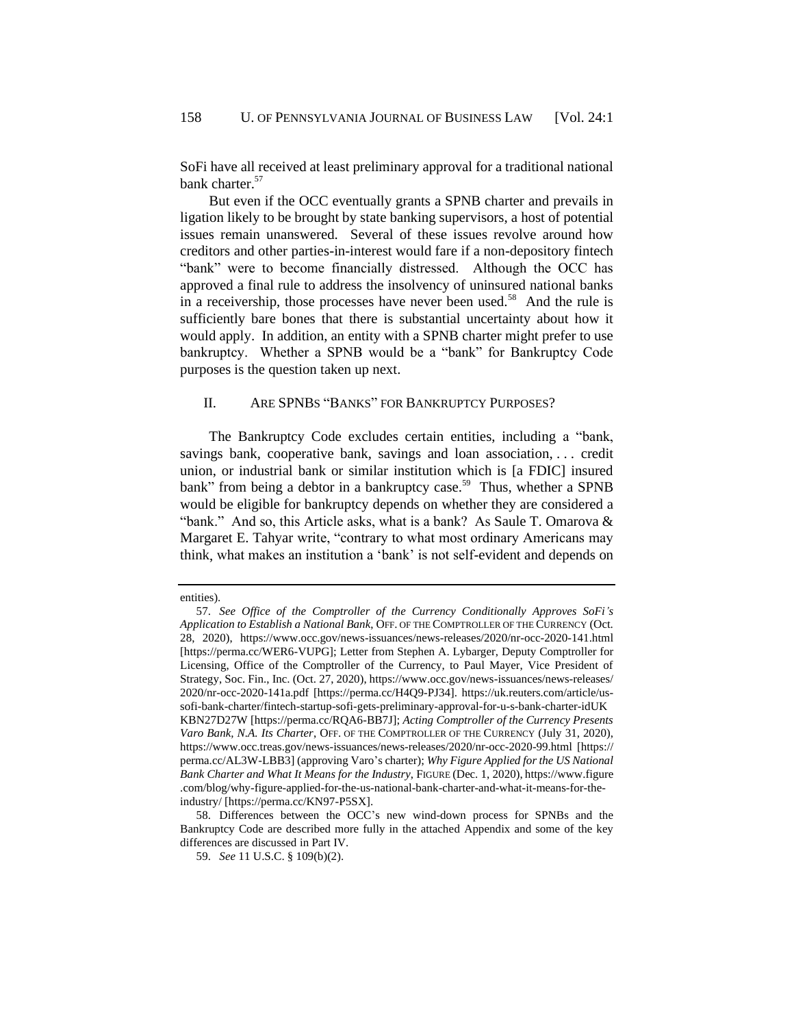SoFi have all received at least preliminary approval for a traditional national bank charter.[57]

But even if the OCC eventually grants a SPNB charter and prevails in litigation likely to be brought by state banking supervisors, a host of potential issues remain unanswered. Several of these issues revolve around how creditors and other parties-in-interest would fare if a non-depository fintech "bank" were to become financially distressed. Although the OCC has approved a final rule to address the insolvency of uninsured national banks in a receivership, those processes have never been used.[58] And the rule is sufficiently bare bones that there is substantial uncertainty about how it would apply. In addition, an entity with a SPNB charter might prefer to use bankruptcy. Whether a SPNB would be a "bank" for Bankruptcy Code purposes is the question taken up next.

## II. ARE SPNBS "BANKS" FOR BANKRUPTCY PURPOSES?

The Bankruptcy Code excludes certain entities, including a "bank, savings bank, cooperative bank, savings and loan association, . . . credit union, or industrial bank or similar institution which is [a FDIC] insured bank" from being a debtor in a bankruptcy case.[59] Thus, whether a SPNB would be eligible for bankruptcy depends on whether they are considered a "bank." And so, this Article asks, what is a bank? As Saule T. Omarova & Margaret E. Tahyar write, "contrary to what most ordinary Americans may think, what makes an institution a 'bank' is not self-evident and depends on

---

entities).

57. *See Office of the Comptroller of the Currency Conditionally Approves SoFi's Application to Establish a National Bank*, OFF. OF THE COMPTROLLER OF THE CURRENCY (Oct. 28, 2020), https://www.occ.gov/news-issuances/news-releases/2020/nr-occ-2020-141.html [https://perma.cc/WER6-VUPG]; Letter from Stephen A. Lybarger, Deputy Comptroller for Licensing, Office of the Comptroller of the Currency, to Paul Mayer, Vice President of Strategy, Soc. Fin., Inc. (Oct. 27, 2020), https://www.occ.gov/news-issuances/news-releases/2020/nr-occ-2020-141a.pdf [https://perma.cc/H4Q9-PJ34]. https://uk.reuters.com/article/us-sofi-bank-charter/fintech-startup-sofi-gets-preliminary-approval-for-u-s-bank-charter-idUKKBN27D27W [https://perma.cc/RQA6-BB7J]; *Acting Comptroller of the Currency Presents Varo Bank, N.A. Its Charter*, OFF. OF THE COMPTROLLER OF THE CURRENCY (July 31, 2020), https://www.occ.treas.gov/news-issuances/news-releases/2020/nr-occ-2020-99.html [https://perma.cc/AL3W-LBB3] (approving Varo's charter); *Why Figure Applied for the US National Bank Charter and What It Means for the Industry*, FIGURE (Dec. 1, 2020), https://www.figure.com/blog/why-figure-applied-for-the-us-national-bank-charter-and-what-it-means-for-the-industry/ [https://perma.cc/KN97-P5SX].

58. Differences between the OCC's new wind-down process for SPNBs and the Bankruptcy Code are described more fully in the attached Appendix and some of the key differences are discussed in Part IV.

59. *See* 11 U.S.C. § 109(b)(2).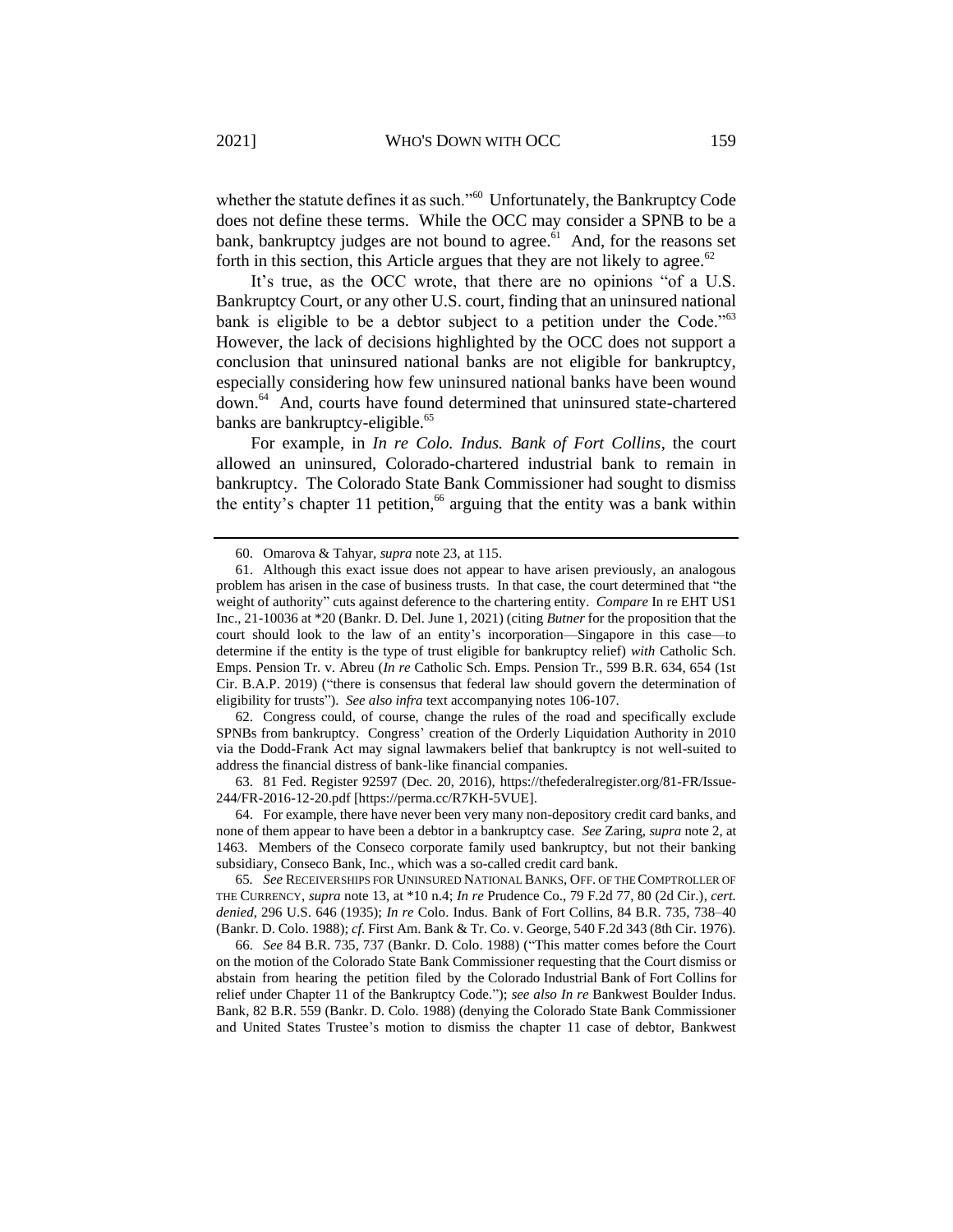whether the statute defines it as such."[60] Unfortunately, the Bankruptcy Code does not define these terms. While the OCC may consider a SPNB to be a bank, bankruptcy judges are not bound to agree.[61] And, for the reasons set forth in this section, this Article argues that they are not likely to agree.[62]

It's true, as the OCC wrote, that there are no opinions "of a U.S. Bankruptcy Court, or any other U.S. court, finding that an uninsured national bank is eligible to be a debtor subject to a petition under the Code."[63] However, the lack of decisions highlighted by the OCC does not support a conclusion that uninsured national banks are not eligible for bankruptcy, especially considering how few uninsured national banks have been wound down.[64] And, courts have found determined that uninsured state-chartered banks are bankruptcy-eligible.[65]

For example, in *In re Colo. Indus. Bank of Fort Collins*, the court allowed an uninsured, Colorado-chartered industrial bank to remain in bankruptcy. The Colorado State Bank Commissioner had sought to dismiss the entity's chapter 11 petition,[66] arguing that the entity was a bank within

---

60. Omarova & Tahyar, *supra* note 23, at 115.

61. Although this exact issue does not appear to have arisen previously, an analogous problem has arisen in the case of business trusts. In that case, the court determined that "the weight of authority" cuts against deference to the chartering entity. *Compare* In re EHT US1 Inc., 21-10036 at *20 (Bankr. D. Del. June 1, 2021) (citing *Butner* for the proposition that the court should look to the law of an entity's incorporation—Singapore in this case—to determine if the entity is the type of trust eligible for bankruptcy relief) *with* Catholic Sch. Emps. Pension Tr. v. Abreu (*In re* Catholic Sch. Emps. Pension Tr., 599 B.R. 634, 654 (1st Cir. B.A.P. 2019) ("there is consensus that federal law should govern the determination of eligibility for trusts"). *See also infra* text accompanying notes 106-107.

62. Congress could, of course, change the rules of the road and specifically exclude SPNBs from bankruptcy. Congress' creation of the Orderly Liquidation Authority in 2010 via the Dodd-Frank Act may signal lawmakers belief that bankruptcy is not well-suited to address the financial distress of bank-like financial companies.

63. 81 Fed. Register 92597 (Dec. 20, 2016), https://thefederalregister.org/81-FR/Issue-244/FR-2016-12-20.pdf [https://perma.cc/R7KH-5VUE].

64. For example, there have never been very many non-depository credit card banks, and none of them appear to have been a debtor in a bankruptcy case. *See* Zaring, *supra* note 2, at 1463. Members of the Conseco corporate family used bankruptcy, but not their banking subsidiary, Conseco Bank, Inc., which was a so-called credit card bank.

65. *See* RECEIVERSHIPS FOR UNINSURED NATIONAL BANKS, OFF. OF THE COMPTROLLER OF THE CURRENCY, *supra* note 13, at *10 n.4; *In re* Prudence Co., 79 F.2d 77, 80 (2d Cir.), *cert. denied*, 296 U.S. 646 (1935); *In re* Colo. Indus. Bank of Fort Collins, 84 B.R. 735, 738–40 (Bankr. D. Colo. 1988); *cf.* First Am. Bank & Tr. Co. v. George, 540 F.2d 343 (8th Cir. 1976).

66. *See* 84 B.R. 735, 737 (Bankr. D. Colo. 1988) ("This matter comes before the Court on the motion of the Colorado State Bank Commissioner requesting that the Court dismiss or abstain from hearing the petition filed by the Colorado Industrial Bank of Fort Collins for relief under Chapter 11 of the Bankruptcy Code."); *see also In re* Bankwest Boulder Indus. Bank, 82 B.R. 559 (Bankr. D. Colo. 1988) (denying the Colorado State Bank Commissioner and United States Trustee's motion to dismiss the chapter 11 case of debtor, Bankwest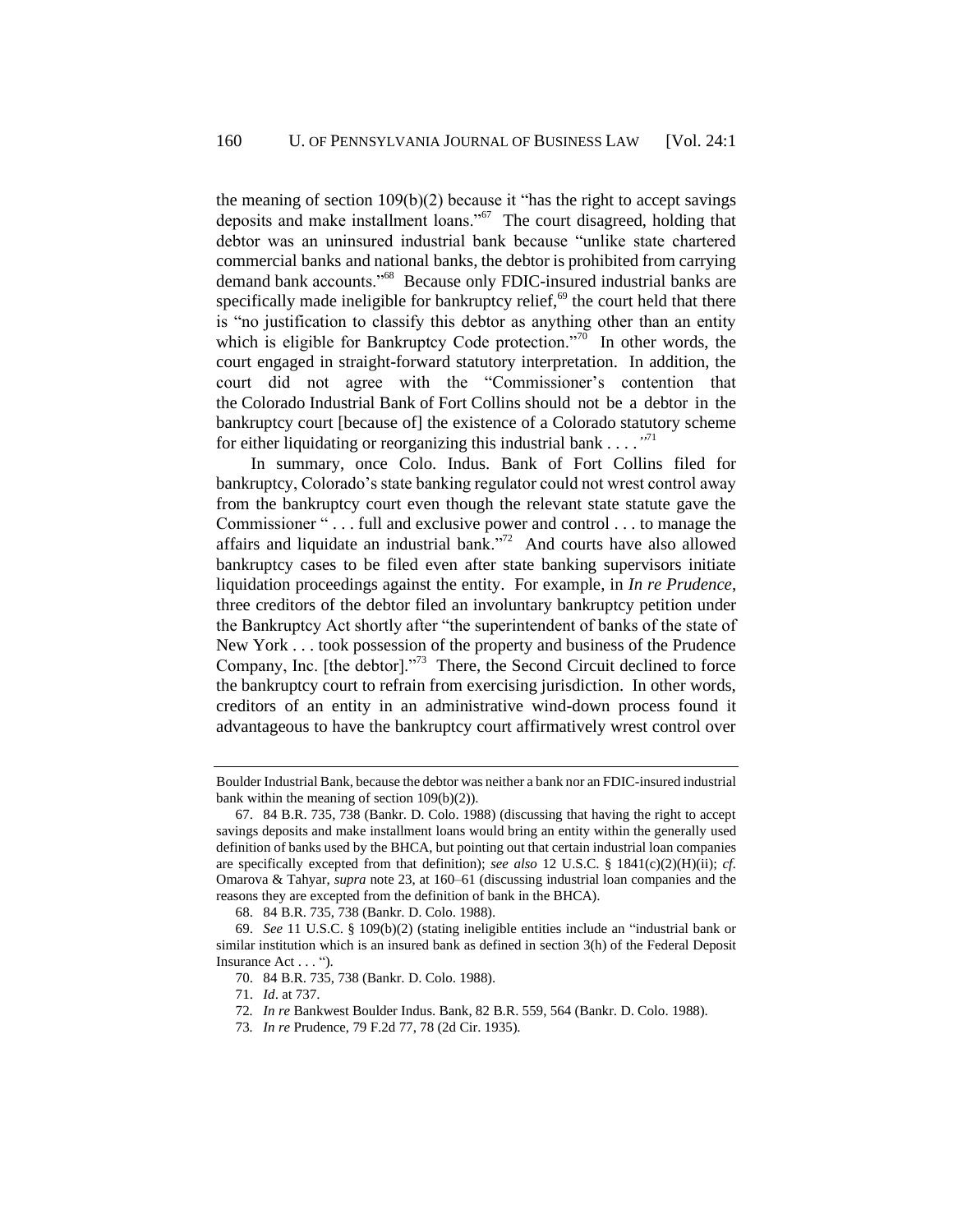the meaning of section 109(b)(2) because it "has the right to accept savings deposits and make installment loans."[67] The court disagreed, holding that debtor was an uninsured industrial bank because "unlike state chartered commercial banks and national banks, the debtor is prohibited from carrying demand bank accounts."[68] Because only FDIC-insured industrial banks are specifically made ineligible for bankruptcy relief,[69] the court held that there is "no justification to classify this debtor as anything other than an entity which is eligible for Bankruptcy Code protection."[70] In other words, the court engaged in straight-forward statutory interpretation. In addition, the court did not agree with the "Commissioner's contention that the Colorado Industrial Bank of Fort Collins should not be a debtor in the bankruptcy court [because of] the existence of a Colorado statutory scheme for either liquidating or reorganizing this industrial bank . . . ."[71]

In summary, once Colo. Indus. Bank of Fort Collins filed for bankruptcy, Colorado's state banking regulator could not wrest control away from the bankruptcy court even though the relevant state statute gave the Commissioner " . . . full and exclusive power and control . . . to manage the affairs and liquidate an industrial bank."[72] And courts have also allowed bankruptcy cases to be filed even after state banking supervisors initiate liquidation proceedings against the entity. For example, in *In re Prudence*, three creditors of the debtor filed an involuntary bankruptcy petition under the Bankruptcy Act shortly after "the superintendent of banks of the state of New York . . . took possession of the property and business of the Prudence Company, Inc. [the debtor]."[73] There, the Second Circuit declined to force the bankruptcy court to refrain from exercising jurisdiction. In other words, creditors of an entity in an administrative wind-down process found it advantageous to have the bankruptcy court affirmatively wrest control over

---

Boulder Industrial Bank, because the debtor was neither a bank nor an FDIC-insured industrial bank within the meaning of section 109(b)(2)).

67. 84 B.R. 735, 738 (Bankr. D. Colo. 1988) (discussing that having the right to accept savings deposits and make installment loans would bring an entity within the generally used definition of banks used by the BHCA, but pointing out that certain industrial loan companies are specifically excepted from that definition); *see also* 12 U.S.C. § 1841(c)(2)(H)(ii); *cf.* Omarova & Tahyar, *supra* note 23, at 160–61 (discussing industrial loan companies and the reasons they are excepted from the definition of bank in the BHCA).

68. 84 B.R. 735, 738 (Bankr. D. Colo. 1988).

69. *See* 11 U.S.C. § 109(b)(2) (stating ineligible entities include an "industrial bank or similar institution which is an insured bank as defined in section 3(h) of the Federal Deposit Insurance Act . . . ").

70. 84 B.R. 735, 738 (Bankr. D. Colo. 1988).

71. *Id*. at 737.

72. *In re* Bankwest Boulder Indus. Bank, 82 B.R. 559, 564 (Bankr. D. Colo. 1988).

73. *In re* Prudence, 79 F.2d 77, 78 (2d Cir. 1935).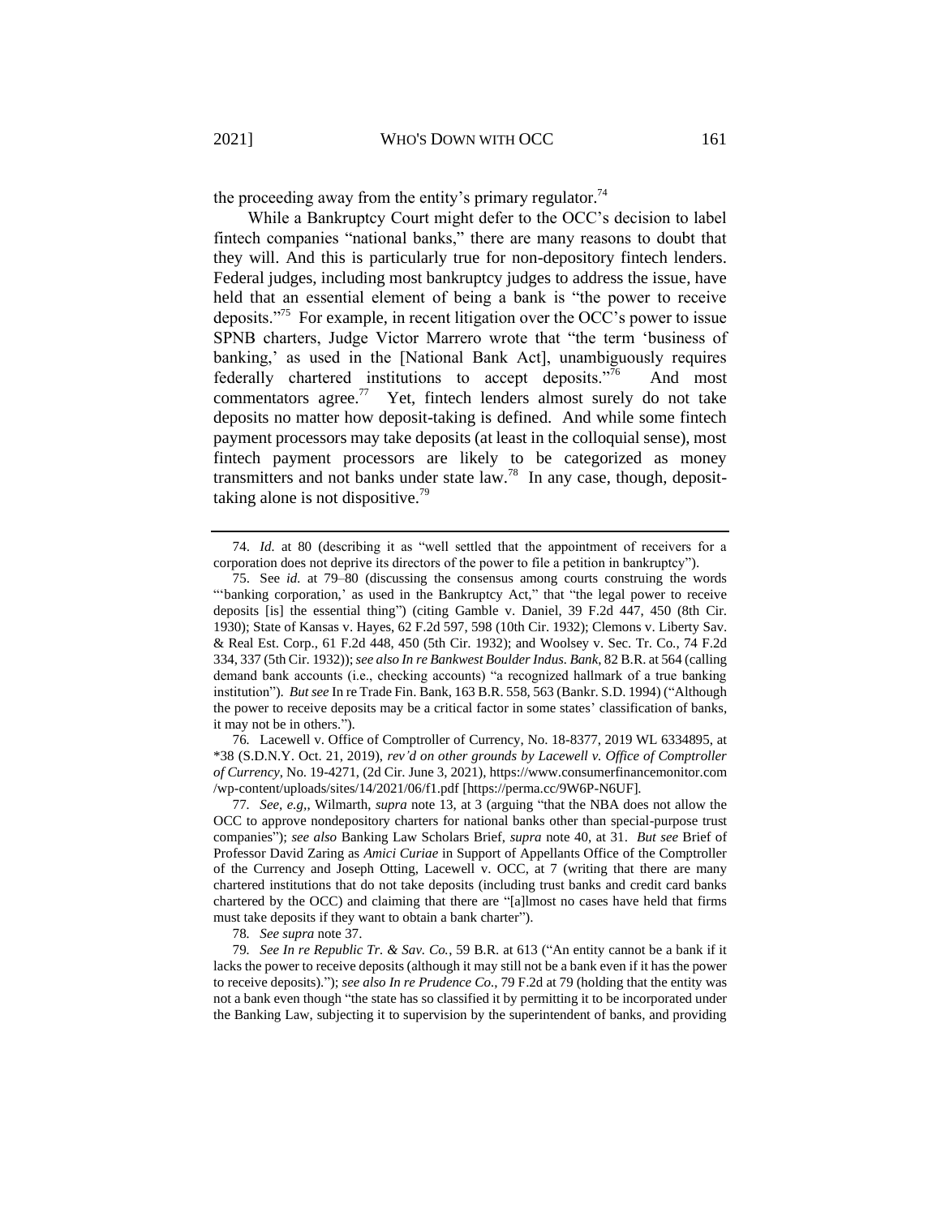the proceeding away from the entity's primary regulator.[74]

While a Bankruptcy Court might defer to the OCC's decision to label fintech companies "national banks," there are many reasons to doubt that they will. And this is particularly true for non-depository fintech lenders. Federal judges, including most bankruptcy judges to address the issue, have held that an essential element of being a bank is "the power to receive deposits."[75] For example, in recent litigation over the OCC's power to issue SPNB charters, Judge Victor Marrero wrote that "the term 'business of banking,' as used in the [National Bank Act], unambiguously requires federally chartered institutions to accept deposits."[76] And most commentators agree.[77] Yet, fintech lenders almost surely do not take deposits no matter how deposit-taking is defined. And while some fintech payment processors may take deposits (at least in the colloquial sense), most fintech payment processors are likely to be categorized as money transmitters and not banks under state law.[78] In any case, though, deposit-taking alone is not dispositive.[79]

---

74. *Id.* at 80 (describing it as "well settled that the appointment of receivers for a corporation does not deprive its directors of the power to file a petition in bankruptcy").

75. See *id.* at 79–80 (discussing the consensus among courts construing the words "'banking corporation,' as used in the Bankruptcy Act," that "the legal power to receive deposits [is] the essential thing") (citing Gamble v. Daniel, 39 F.2d 447, 450 (8th Cir. 1930); State of Kansas v. Hayes, 62 F.2d 597, 598 (10th Cir. 1932); Clemons v. Liberty Sav. & Real Est. Corp., 61 F.2d 448, 450 (5th Cir. 1932); and Woolsey v. Sec. Tr. Co., 74 F.2d 334, 337 (5th Cir. 1932)); *see also In re Bankwest Boulder Indus. Bank*, 82 B.R. at 564 (calling demand bank accounts (i.e., checking accounts) "a recognized hallmark of a true banking institution"). *But see* In re Trade Fin. Bank, 163 B.R. 558, 563 (Bankr. S.D. 1994) ("Although the power to receive deposits may be a critical factor in some states' classification of banks, it may not be in others.").

76. Lacewell v. Office of Comptroller of Currency, No. 18-8377, 2019 WL 6334895, at *38 (S.D.N.Y. Oct. 21, 2019), *rev'd on other grounds by Lacewell v. Office of Comptroller of Currency*, No. 19-4271, (2d Cir. June 3, 2021), https://www.consumerfinancemonitor.com/wp-content/uploads/sites/14/2021/06/f1.pdf [https://perma.cc/9W6P-N6UF].

77. *See, e.g.,* Wilmarth, *supra* note 13, at 3 (arguing "that the NBA does not allow the OCC to approve nondepository charters for national banks other than special-purpose trust companies"); *see also* Banking Law Scholars Brief, *supra* note 40, at 31. *But see* Brief of Professor David Zaring as *Amici Curiae* in Support of Appellants Office of the Comptroller of the Currency and Joseph Otting, Lacewell v. OCC, at 7 (writing that there are many chartered institutions that do not take deposits (including trust banks and credit card banks chartered by the OCC) and claiming that there are "[a]lmost no cases have held that firms must take deposits if they want to obtain a bank charter").

78. *See supra* note 37.

79. *See In re Republic Tr. & Sav. Co.*, 59 B.R. at 613 ("An entity cannot be a bank if it lacks the power to receive deposits (although it may still not be a bank even if it has the power to receive deposits)."); *see also In re Prudence Co.*, 79 F.2d at 79 (holding that the entity was not a bank even though "the state has so classified it by permitting it to be incorporated under the Banking Law, subjecting it to supervision by the superintendent of banks, and providing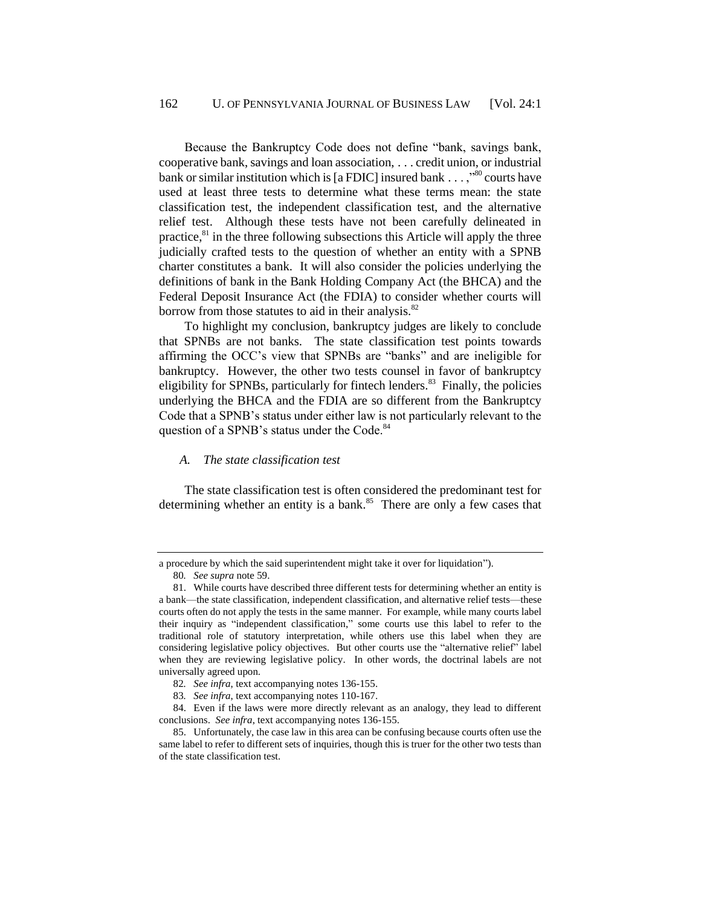Because the Bankruptcy Code does not define "bank, savings bank, cooperative bank, savings and loan association, . . . credit union, or industrial bank or similar institution which is [a FDIC] insured bank . . . ,"[80] courts have used at least three tests to determine what these terms mean: the state classification test, the independent classification test, and the alternative relief test. Although these tests have not been carefully delineated in practice,[81] in the three following subsections this Article will apply the three judicially crafted tests to the question of whether an entity with a SPNB charter constitutes a bank. It will also consider the policies underlying the definitions of bank in the Bank Holding Company Act (the BHCA) and the Federal Deposit Insurance Act (the FDIA) to consider whether courts will borrow from those statutes to aid in their analysis.[82]

To highlight my conclusion, bankruptcy judges are likely to conclude that SPNBs are not banks. The state classification test points towards affirming the OCC's view that SPNBs are "banks" and are ineligible for bankruptcy. However, the other two tests counsel in favor of bankruptcy eligibility for SPNBs, particularly for fintech lenders.[83] Finally, the policies underlying the BHCA and the FDIA are so different from the Bankruptcy Code that a SPNB's status under either law is not particularly relevant to the question of a SPNB's status under the Code.[84]

### *A. The state classification test*

The state classification test is often considered the predominant test for determining whether an entity is a bank.[85] There are only a few cases that

---

a procedure by which the said superintendent might take it over for liquidation").

80. *See supra* note 59.

81. While courts have described three different tests for determining whether an entity is a bank—the state classification, independent classification, and alternative relief tests—these courts often do not apply the tests in the same manner. For example, while many courts label their inquiry as "independent classification," some courts use this label to refer to the traditional role of statutory interpretation, while others use this label when they are considering legislative policy objectives. But other courts use the "alternative relief" label when they are reviewing legislative policy. In other words, the doctrinal labels are not universally agreed upon.

82. *See infra*, text accompanying notes 136-155.

83. *See infra*, text accompanying notes 110-167.

84. Even if the laws were more directly relevant as an analogy, they lead to different conclusions. *See infra*, text accompanying notes 136-155.

85. Unfortunately, the case law in this area can be confusing because courts often use the same label to refer to different sets of inquiries, though this is truer for the other two tests than of the state classification test.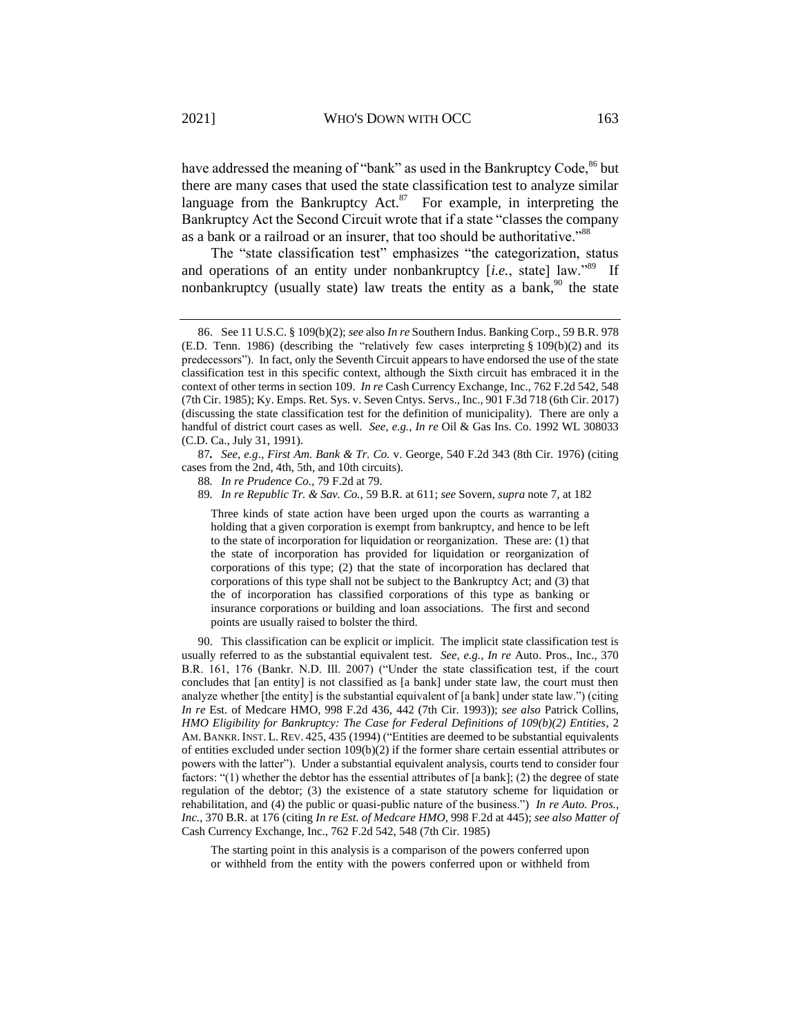have addressed the meaning of "bank" as used in the Bankruptcy Code,[86] but there are many cases that used the state classification test to analyze similar language from the Bankruptcy Act.[87] For example, in interpreting the Bankruptcy Act the Second Circuit wrote that if a state "classes the company as a bank or a railroad or an insurer, that too should be authoritative."[88]

The "state classification test" emphasizes "the categorization, status and operations of an entity under nonbankruptcy [*i.e.*, state] law."[89] If nonbankruptcy (usually state) law treats the entity as a bank,[90] the state

---

86. See 11 U.S.C. § 109(b)(2); *see* also *In re* Southern Indus. Banking Corp., 59 B.R. 978 (E.D. Tenn. 1986) (describing the "relatively few cases interpreting § 109(b)(2) and its predecessors"). In fact, only the Seventh Circuit appears to have endorsed the use of the state classification test in this specific context, although the Sixth circuit has embraced it in the context of other terms in section 109. *In re* Cash Currency Exchange, Inc., 762 F.2d 542, 548 (7th Cir. 1985); Ky. Emps. Ret. Sys. v. Seven Cntys. Servs., Inc., 901 F.3d 718 (6th Cir. 2017) (discussing the state classification test for the definition of municipality). There are only a handful of district court cases as well. *See, e.g.*, *In re* Oil & Gas Ins. Co. 1992 WL 308033 (C.D. Ca., July 31, 1991).

87. *See, e.g*., *First Am. Bank & Tr. Co.* v. George, 540 F.2d 343 (8th Cir. 1976) (citing cases from the 2nd, 4th, 5th, and 10th circuits).

88. *In re Prudence Co.*, 79 F.2d at 79.

89. *In re Republic Tr. & Sav. Co.,* 59 B.R. at 611; *see* Sovern, *supra* note 7, at 182

> Three kinds of state action have been urged upon the courts as warranting a holding that a given corporation is exempt from bankruptcy, and hence to be left to the state of incorporation for liquidation or reorganization. These are: (1) that the state of incorporation has provided for liquidation or reorganization of corporations of this type; (2) that the state of incorporation has declared that corporations of this type shall not be subject to the Bankruptcy Act; and (3) that the of incorporation has classified corporations of this type as banking or insurance corporations or building and loan associations. The first and second points are usually raised to bolster the third.

90. This classification can be explicit or implicit. The implicit state classification test is usually referred to as the substantial equivalent test. *See, e.g.*, *In re* Auto. Pros., Inc., 370 B.R. 161, 176 (Bankr. N.D. Ill. 2007) ("Under the state classification test, if the court concludes that [an entity] is not classified as [a bank] under state law, the court must then analyze whether [the entity] is the substantial equivalent of [a bank] under state law.") (citing *In re* Est. of Medcare HMO, 998 F.2d 436, 442 (7th Cir. 1993)); *see also* Patrick Collins, *HMO Eligibility for Bankruptcy: The Case for Federal Definitions of 109(b)(2) Entities*, 2 AM. BANKR. INST. L. REV. 425, 435 (1994) ("Entities are deemed to be substantial equivalents of entities excluded under section 109(b)(2) if the former share certain essential attributes or powers with the latter"). Under a substantial equivalent analysis, courts tend to consider four factors: "(1) whether the debtor has the essential attributes of [a bank]; (2) the degree of state regulation of the debtor; (3) the existence of a state statutory scheme for liquidation or rehabilitation, and (4) the public or quasi-public nature of the business.") *In re Auto. Pros., Inc.*, 370 B.R. at 176 (citing *In re Est. of Medcare HMO*, 998 F.2d at 445); *see also Matter of* Cash Currency Exchange, Inc., 762 F.2d 542, 548 (7th Cir. 1985)

> The starting point in this analysis is a comparison of the powers conferred upon or withheld from the entity with the powers conferred upon or withheld from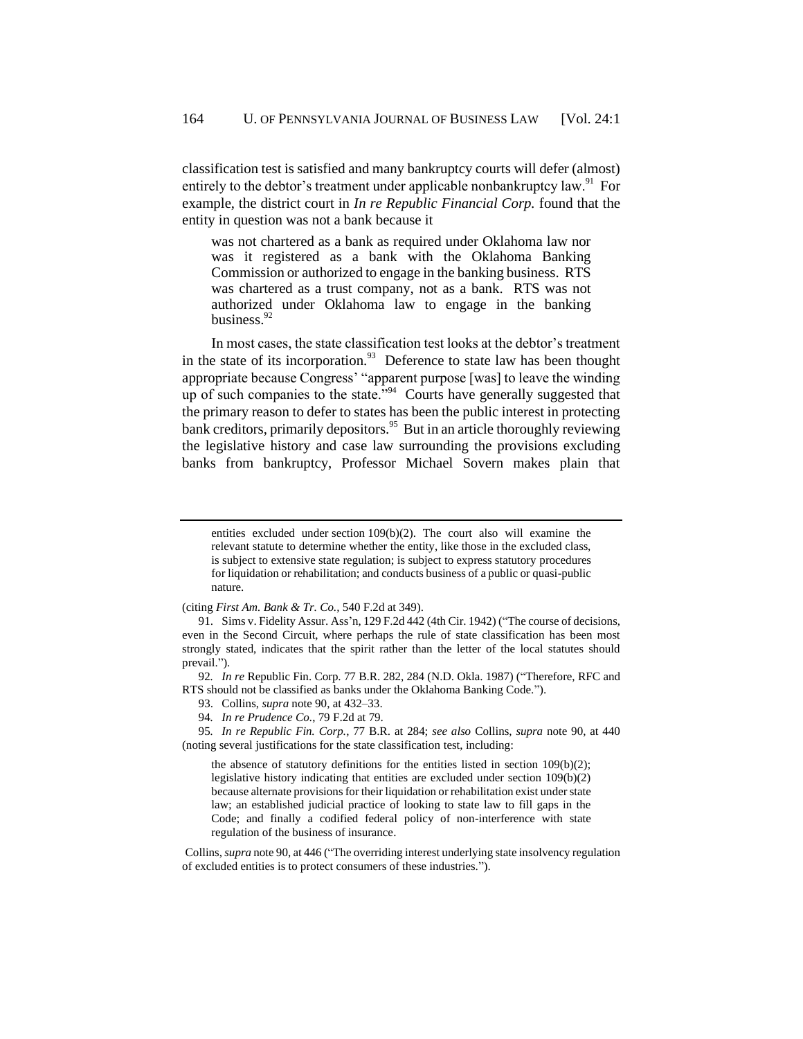classification test is satisfied and many bankruptcy courts will defer (almost) entirely to the debtor's treatment under applicable nonbankruptcy law.[91] For example, the district court in *In re Republic Financial Corp.* found that the entity in question was not a bank because it

> was not chartered as a bank as required under Oklahoma law nor was it registered as a bank with the Oklahoma Banking Commission or authorized to engage in the banking business. RTS was chartered as a trust company, not as a bank. RTS was not authorized under Oklahoma law to engage in the banking business.[92]

In most cases, the state classification test looks at the debtor's treatment in the state of its incorporation.[93] Deference to state law has been thought appropriate because Congress' "apparent purpose [was] to leave the winding up of such companies to the state."[94] Courts have generally suggested that the primary reason to defer to states has been the public interest in protecting bank creditors, primarily depositors.[95] But in an article thoroughly reviewing the legislative history and case law surrounding the provisions excluding banks from bankruptcy, Professor Michael Sovern makes plain that

---

> entities excluded under section 109(b)(2). The court also will examine the relevant statute to determine whether the entity, like those in the excluded class, is subject to extensive state regulation; is subject to express statutory procedures for liquidation or rehabilitation; and conducts business of a public or quasi-public nature.

(citing *First Am. Bank & Tr. Co.*, 540 F.2d at 349).

91. Sims v. Fidelity Assur. Ass'n, 129 F.2d 442 (4th Cir. 1942) ("The course of decisions, even in the Second Circuit, where perhaps the rule of state classification has been most strongly stated, indicates that the spirit rather than the letter of the local statutes should prevail.").

92. *In re* Republic Fin. Corp. 77 B.R. 282, 284 (N.D. Okla. 1987) ("Therefore, RFC and RTS should not be classified as banks under the Oklahoma Banking Code.").

93. Collins, *supra* note 90, at 432–33.

94. *In re Prudence Co.*, 79 F.2d at 79.

95. *In re Republic Fin. Corp.*, 77 B.R. at 284; *see also* Collins, *supra* note 90, at 440 (noting several justifications for the state classification test, including:

> the absence of statutory definitions for the entities listed in section 109(b)(2); legislative history indicating that entities are excluded under section 109(b)(2) because alternate provisions for their liquidation or rehabilitation exist under state law; an established judicial practice of looking to state law to fill gaps in the Code; and finally a codified federal policy of non-interference with state regulation of the business of insurance.

Collins, *supra* note 90, at 446 ("The overriding interest underlying state insolvency regulation of excluded entities is to protect consumers of these industries.").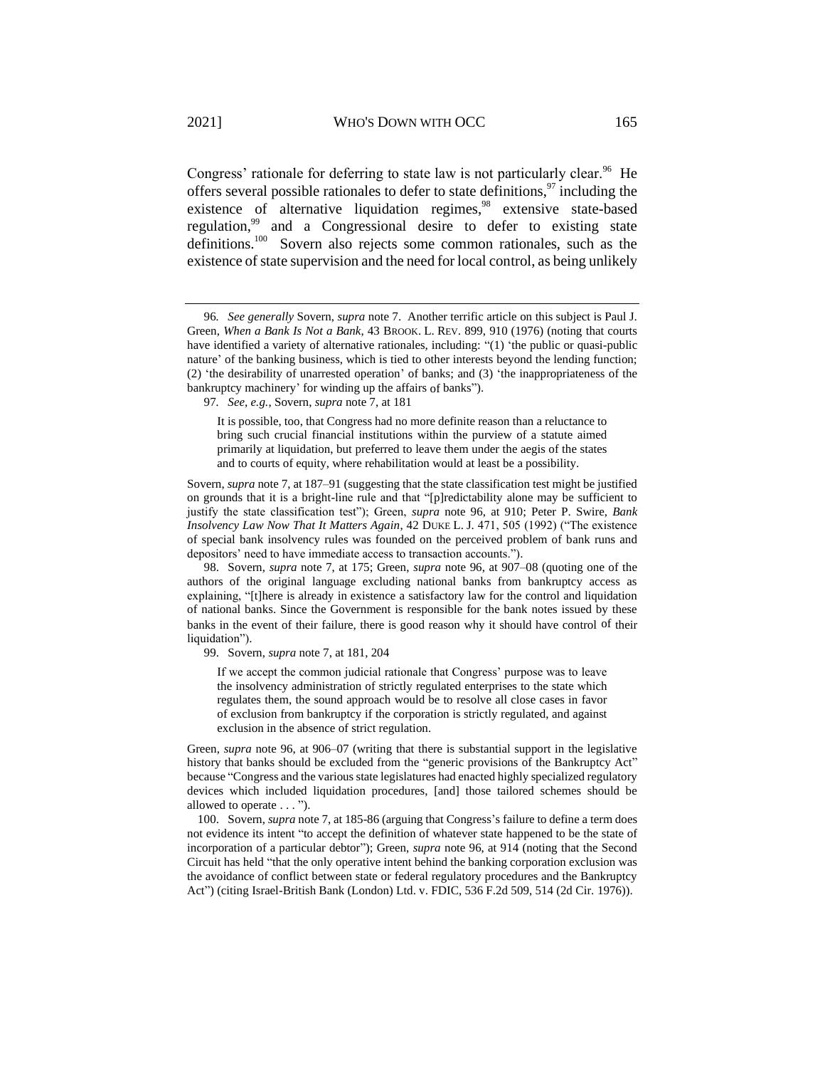Congress' rationale for deferring to state law is not particularly clear.[96] He offers several possible rationales to defer to state definitions,[97] including the existence of alternative liquidation regimes,[98] extensive state-based regulation,[99] and a Congressional desire to defer to existing state definitions.[100] Sovern also rejects some common rationales, such as the existence of state supervision and the need for local control, as being unlikely

---

96. *See generally* Sovern, *supra* note 7. Another terrific article on this subject is Paul J. Green, *When a Bank Is Not a Bank*, 43 BROOK. L. REV. 899, 910 (1976) (noting that courts have identified a variety of alternative rationales, including: "(1) 'the public or quasi-public nature' of the banking business, which is tied to other interests beyond the lending function; (2) 'the desirability of unarrested operation' of banks; and (3) 'the inappropriateness of the bankruptcy machinery' for winding up the affairs of banks").

97. *See, e.g.*, Sovern, *supra* note 7, at 181

> It is possible, too, that Congress had no more definite reason than a reluctance to bring such crucial financial institutions within the purview of a statute aimed primarily at liquidation, but preferred to leave them under the aegis of the states and to courts of equity, where rehabilitation would at least be a possibility.

Sovern, *supra* note 7, at 187–91 (suggesting that the state classification test might be justified on grounds that it is a bright-line rule and that "[p]redictability alone may be sufficient to justify the state classification test"); Green, *supra* note 96, at 910; Peter P. Swire, *Bank Insolvency Law Now That It Matters Again*, 42 DUKE L. J. 471, 505 (1992) ("The existence of special bank insolvency rules was founded on the perceived problem of bank runs and depositors' need to have immediate access to transaction accounts.").

98. Sovern, *supra* note 7, at 175; Green, *supra* note 96, at 907–08 (quoting one of the authors of the original language excluding national banks from bankruptcy access as explaining, "[t]here is already in existence a satisfactory law for the control and liquidation of national banks. Since the Government is responsible for the bank notes issued by these banks in the event of their failure, there is good reason why it should have control of their liquidation").

99. Sovern, *supra* note 7, at 181, 204

> If we accept the common judicial rationale that Congress' purpose was to leave the insolvency administration of strictly regulated enterprises to the state which regulates them, the sound approach would be to resolve all close cases in favor of exclusion from bankruptcy if the corporation is strictly regulated, and against exclusion in the absence of strict regulation.

Green, *supra* note 96, at 906–07 (writing that there is substantial support in the legislative history that banks should be excluded from the "generic provisions of the Bankruptcy Act" because "Congress and the various state legislatures had enacted highly specialized regulatory devices which included liquidation procedures, [and] those tailored schemes should be allowed to operate . . . ").

100. Sovern, *supra* note 7, at 185-86 (arguing that Congress's failure to define a term does not evidence its intent "to accept the definition of whatever state happened to be the state of incorporation of a particular debtor"); Green, *supra* note 96, at 914 (noting that the Second Circuit has held "that the only operative intent behind the banking corporation exclusion was the avoidance of conflict between state or federal regulatory procedures and the Bankruptcy Act") (citing Israel-British Bank (London) Ltd. v. FDIC, 536 F.2d 509, 514 (2d Cir. 1976)).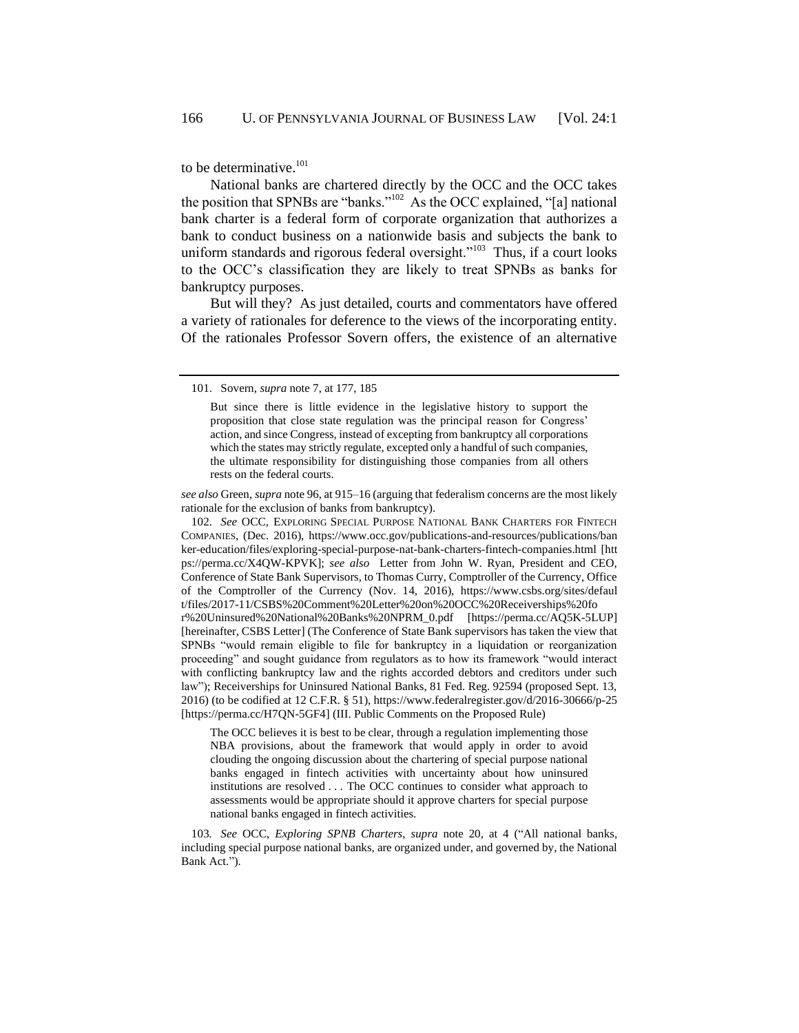to be determinative.[101]

National banks are chartered directly by the OCC and the OCC takes the position that SPNBs are "banks."[102] As the OCC explained, "[a] national bank charter is a federal form of corporate organization that authorizes a bank to conduct business on a nationwide basis and subjects the bank to uniform standards and rigorous federal oversight."[103] Thus, if a court looks to the OCC's classification they are likely to treat SPNBs as banks for bankruptcy purposes.

But will they? As just detailed, courts and commentators have offered a variety of rationales for deference to the views of the incorporating entity. Of the rationales Professor Sovern offers, the existence of an alternative

---

101. Sovern, *supra* note 7, at 177, 185

> But since there is little evidence in the legislative history to support the proposition that close state regulation was the principal reason for Congress' action, and since Congress, instead of excepting from bankruptcy all corporations which the states may strictly regulate, excepted only a handful of such companies, the ultimate responsibility for distinguishing those companies from all others rests on the federal courts.

*see also* Green, *supra* note 96, at 915–16 (arguing that federalism concerns are the most likely rationale for the exclusion of banks from bankruptcy).

102. *See* OCC, EXPLORING SPECIAL PURPOSE NATIONAL BANK CHARTERS FOR FINTECH COMPANIES, (Dec. 2016), https://www.occ.gov/publications-and-resources/publications/banker-education/files/exploring-special-purpose-nat-bank-charters-fintech-companies.html [https://perma.cc/X4QW-KPVK]; *see also* Letter from John W. Ryan, President and CEO, Conference of State Bank Supervisors, to Thomas Curry, Comptroller of the Currency, Office of the Comptroller of the Currency (Nov. 14, 2016), https://www.csbs.org/sites/default/files/2017-11/CSBS%20Comment%20Letter%20on%20OCC%20Receiverships%20for%20Uninsured%20National%20Banks%20NPRM_0.pdf [https://perma.cc/AQ5K-5LUP] [hereinafter, CSBS Letter] (The Conference of State Bank supervisors has taken the view that SPNBs "would remain eligible to file for bankruptcy in a liquidation or reorganization proceeding" and sought guidance from regulators as to how its framework "would interact with conflicting bankruptcy law and the rights accorded debtors and creditors under such law"); Receiverships for Uninsured National Banks, 81 Fed. Reg. 92594 (proposed Sept. 13, 2016) (to be codified at 12 C.F.R. § 51), https://www.federalregister.gov/d/2016-30666/p-25 [https://perma.cc/H7QN-5GF4] (III. Public Comments on the Proposed Rule)

> The OCC believes it is best to be clear, through a regulation implementing those NBA provisions, about the framework that would apply in order to avoid clouding the ongoing discussion about the chartering of special purpose national banks engaged in fintech activities with uncertainty about how uninsured institutions are resolved . . . The OCC continues to consider what approach to assessments would be appropriate should it approve charters for special purpose national banks engaged in fintech activities.

103. *See* OCC, *Exploring SPNB Charters*, *supra* note 20, at 4 ("All national banks, including special purpose national banks, are organized under, and governed by, the National Bank Act.").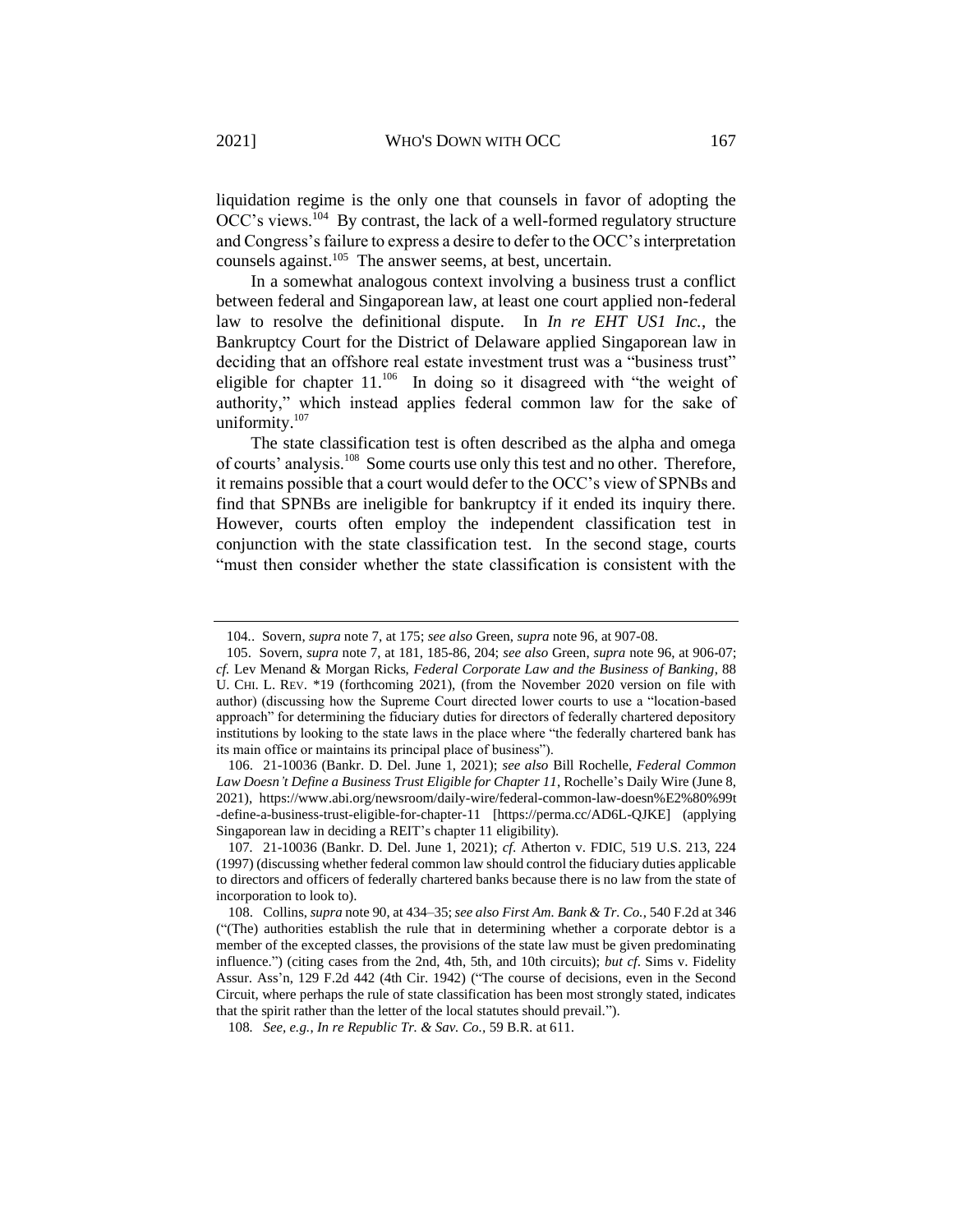liquidation regime is the only one that counsels in favor of adopting the OCC's views.[104] By contrast, the lack of a well-formed regulatory structure and Congress's failure to express a desire to defer to the OCC's interpretation counsels against.[105] The answer seems, at best, uncertain.

In a somewhat analogous context involving a business trust a conflict between federal and Singaporean law, at least one court applied non-federal law to resolve the definitional dispute. In *In re EHT US1 Inc.*, the Bankruptcy Court for the District of Delaware applied Singaporean law in deciding that an offshore real estate investment trust was a "business trust" eligible for chapter 11.[106] In doing so it disagreed with "the weight of authority," which instead applies federal common law for the sake of uniformity.[107]

The state classification test is often described as the alpha and omega of courts' analysis.[108] Some courts use only this test and no other. Therefore, it remains possible that a court would defer to the OCC's view of SPNBs and find that SPNBs are ineligible for bankruptcy if it ended its inquiry there. However, courts often employ the independent classification test in conjunction with the state classification test. In the second stage, courts "must then consider whether the state classification is consistent with the

---

104.. Sovern, *supra* note 7, at 175; *see also* Green, *supra* note 96, at 907-08.

105. Sovern, *supra* note 7, at 181, 185-86, 204; *see also* Green, *supra* note 96, at 906-07; *cf.* Lev Menand & Morgan Ricks, *Federal Corporate Law and the Business of Banking*, 88 U. CHI. L. REV. *19 (forthcoming 2021), (from the November 2020 version on file with author) (discussing how the Supreme Court directed lower courts to use a "location-based approach" for determining the fiduciary duties for directors of federally chartered depository institutions by looking to the state laws in the place where "the federally chartered bank has its main office or maintains its principal place of business").

106. 21-10036 (Bankr. D. Del. June 1, 2021); *see also* Bill Rochelle, *Federal Common Law Doesn't Define a Business Trust Eligible for Chapter 11*, Rochelle's Daily Wire (June 8, 2021), https://www.abi.org/newsroom/daily-wire/federal-common-law-doesn%E2%80%99t-define-a-business-trust-eligible-for-chapter-11 [https://perma.cc/AD6L-QJKE] (applying Singaporean law in deciding a REIT's chapter 11 eligibility).

107. 21-10036 (Bankr. D. Del. June 1, 2021); *cf.* Atherton v. FDIC, 519 U.S. 213, 224 (1997) (discussing whether federal common law should control the fiduciary duties applicable to directors and officers of federally chartered banks because there is no law from the state of incorporation to look to).

108. Collins, *supra* note 90, at 434–35; *see also First Am. Bank & Tr. Co.*, 540 F.2d at 346 ("(The) authorities establish the rule that in determining whether a corporate debtor is a member of the excepted classes, the provisions of the state law must be given predominating influence.") (citing cases from the 2nd, 4th, 5th, and 10th circuits); *but cf.* Sims v. Fidelity Assur. Ass'n, 129 F.2d 442 (4th Cir. 1942) ("The course of decisions, even in the Second Circuit, where perhaps the rule of state classification has been most strongly stated, indicates that the spirit rather than the letter of the local statutes should prevail.").

108. *See, e.g.*, *In re Republic Tr. & Sav. Co.*, 59 B.R. at 611.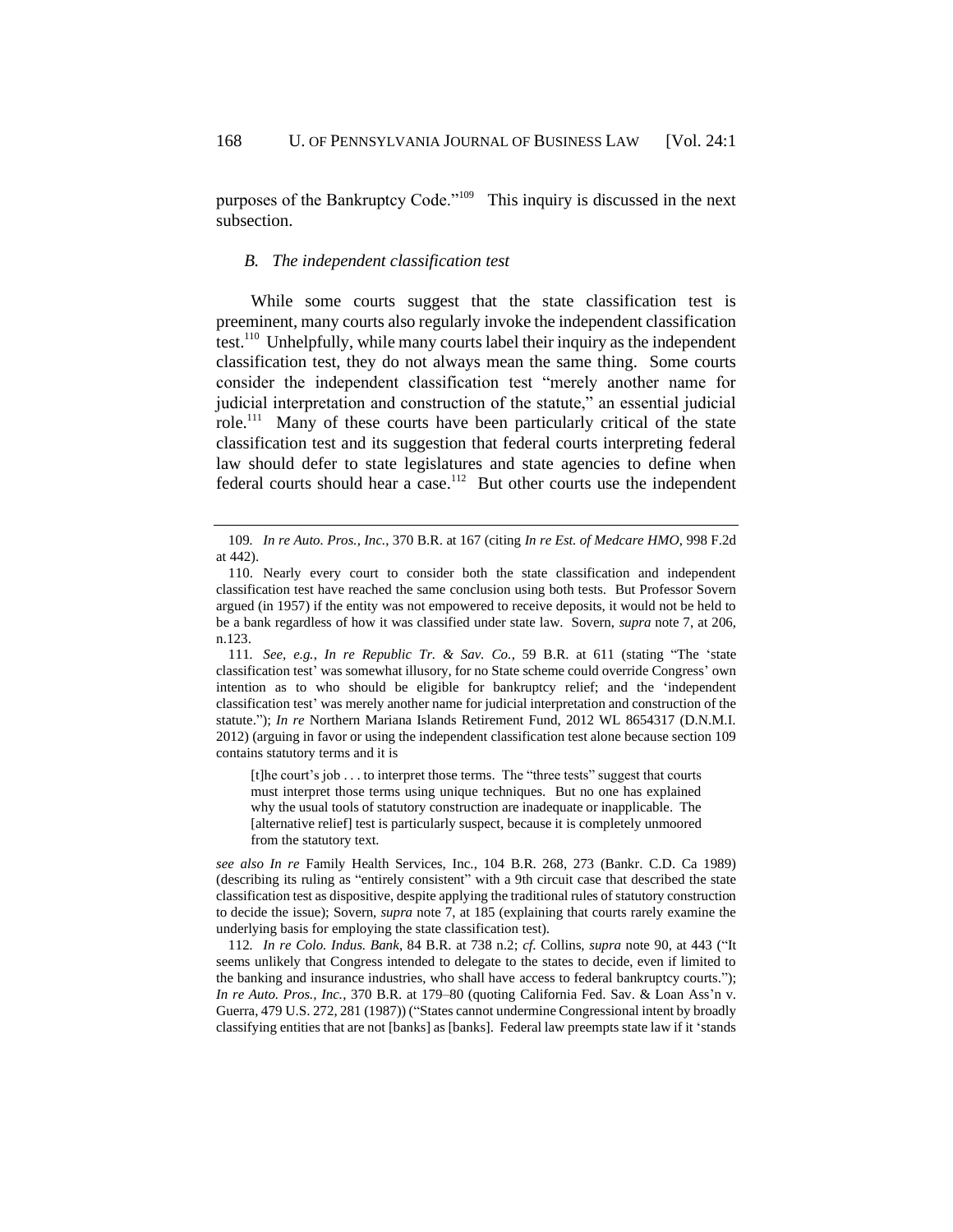purposes of the Bankruptcy Code."[109] This inquiry is discussed in the next subsection.

### *B. The independent classification test*

While some courts suggest that the state classification test is preeminent, many courts also regularly invoke the independent classification test.[110] Unhelpfully, while many courts label their inquiry as the independent classification test, they do not always mean the same thing. Some courts consider the independent classification test "merely another name for judicial interpretation and construction of the statute," an essential judicial role.[111] Many of these courts have been particularly critical of the state classification test and its suggestion that federal courts interpreting federal law should defer to state legislatures and state agencies to define when federal courts should hear a case.[112] But other courts use the independent

---

109. *In re Auto. Pros., Inc.*, 370 B.R. at 167 (citing *In re Est. of Medcare HMO*, 998 F.2d at 442).

110. Nearly every court to consider both the state classification and independent classification test have reached the same conclusion using both tests. But Professor Sovern argued (in 1957) if the entity was not empowered to receive deposits, it would not be held to be a bank regardless of how it was classified under state law. Sovern, *supra* note 7, at 206, n.123.

111. *See, e.g.*, *In re Republic Tr. & Sav. Co.*, 59 B.R. at 611 (stating "The 'state classification test' was somewhat illusory, for no State scheme could override Congress' own intention as to who should be eligible for bankruptcy relief; and the 'independent classification test' was merely another name for judicial interpretation and construction of the statute."); *In re* Northern Mariana Islands Retirement Fund, 2012 WL 8654317 (D.N.M.I. 2012) (arguing in favor or using the independent classification test alone because section 109 contains statutory terms and it is

> [t]he court's job . . . to interpret those terms. The "three tests" suggest that courts must interpret those terms using unique techniques. But no one has explained why the usual tools of statutory construction are inadequate or inapplicable. The [alternative relief] test is particularly suspect, because it is completely unmoored from the statutory text.

*see also In re* Family Health Services, Inc., 104 B.R. 268, 273 (Bankr. C.D. Ca 1989) (describing its ruling as "entirely consistent" with a 9th circuit case that described the state classification test as dispositive, despite applying the traditional rules of statutory construction to decide the issue); Sovern, *supra* note 7, at 185 (explaining that courts rarely examine the underlying basis for employing the state classification test).

112. *In re Colo. Indus. Bank*, 84 B.R. at 738 n.2; *cf.* Collins, *supra* note 90, at 443 ("It seems unlikely that Congress intended to delegate to the states to decide, even if limited to the banking and insurance industries, who shall have access to federal bankruptcy courts."); *In re Auto. Pros., Inc.*, 370 B.R. at 179–80 (quoting California Fed. Sav. & Loan Ass'n v. Guerra, 479 U.S. 272, 281 (1987)) ("States cannot undermine Congressional intent by broadly classifying entities that are not [banks] as [banks]. Federal law preempts state law if it 'stands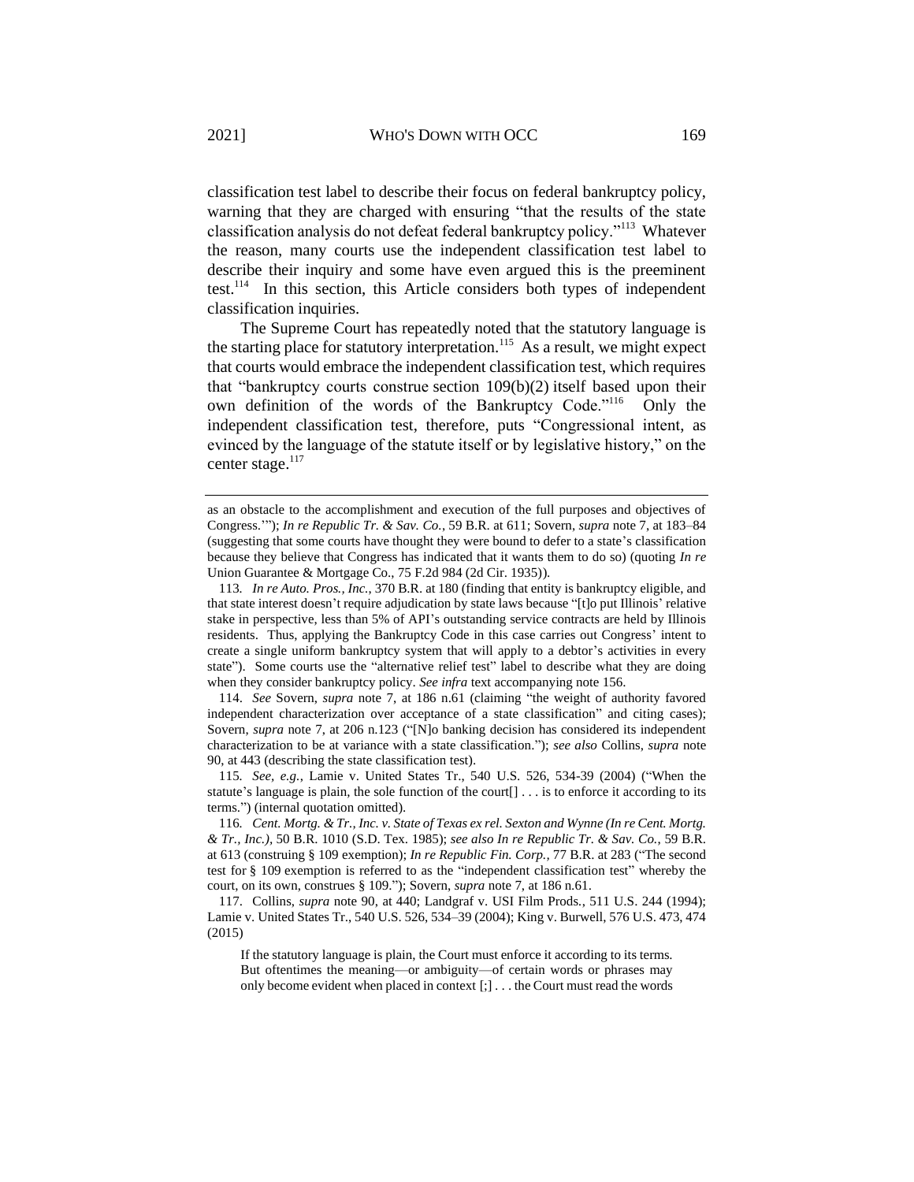classification test label to describe their focus on federal bankruptcy policy, warning that they are charged with ensuring "that the results of the state classification analysis do not defeat federal bankruptcy policy."[113] Whatever the reason, many courts use the independent classification test label to describe their inquiry and some have even argued this is the preeminent test.[114] In this section, this Article considers both types of independent classification inquiries.

The Supreme Court has repeatedly noted that the statutory language is the starting place for statutory interpretation.[115] As a result, we might expect that courts would embrace the independent classification test, which requires that "bankruptcy courts construe section 109(b)(2) itself based upon their own definition of the words of the Bankruptcy Code."[116] Only the independent classification test, therefore, puts "Congressional intent, as evinced by the language of the statute itself or by legislative history," on the center stage.[117]

---

as an obstacle to the accomplishment and execution of the full purposes and objectives of Congress.'"); *In re Republic Tr. & Sav. Co.*, 59 B.R. at 611; Sovern, *supra* note 7, at 183–84 (suggesting that some courts have thought they were bound to defer to a state's classification because they believe that Congress has indicated that it wants them to do so) (quoting *In re* Union Guarantee & Mortgage Co., 75 F.2d 984 (2d Cir. 1935)).

113. *In re Auto. Pros., Inc.*, 370 B.R. at 180 (finding that entity is bankruptcy eligible, and that state interest doesn't require adjudication by state laws because "[t]o put Illinois' relative stake in perspective, less than 5% of API's outstanding service contracts are held by Illinois residents. Thus, applying the Bankruptcy Code in this case carries out Congress' intent to create a single uniform bankruptcy system that will apply to a debtor's activities in every state"). Some courts use the "alternative relief test" label to describe what they are doing when they consider bankruptcy policy. *See infra* text accompanying note 156.

114. *See* Sovern, *supra* note 7, at 186 n.61 (claiming "the weight of authority favored independent characterization over acceptance of a state classification" and citing cases); Sovern, *supra* note 7, at 206 n.123 ("[N]o banking decision has considered its independent characterization to be at variance with a state classification."); *see also* Collins, *supra* note 90, at 443 (describing the state classification test).

115. *See, e.g.*, Lamie v. United States Tr., 540 U.S. 526, 534-39 (2004) ("When the statute's language is plain, the sole function of the court[] . . . is to enforce it according to its terms.") (internal quotation omitted).

116. *Cent. Mortg. & Tr., Inc. v. State of Texas ex rel. Sexton and Wynne (In re Cent. Mortg. & Tr., Inc.)*, 50 B.R. 1010 (S.D. Tex. 1985); *see also In re Republic Tr. & Sav. Co.*, 59 B.R. at 613 (construing § 109 exemption); *In re Republic Fin. Corp.*, 77 B.R. at 283 ("The second test for § 109 exemption is referred to as the "independent classification test" whereby the court, on its own, construes § 109."); Sovern, *supra* note 7, at 186 n.61.

117. Collins, *supra* note 90, at 440; Landgraf v. USI Film Prods., 511 U.S. 244 (1994); Lamie v. United States Tr., 540 U.S. 526, 534–39 (2004); King v. Burwell, 576 U.S. 473, 474 (2015)

> If the statutory language is plain, the Court must enforce it according to its terms. But oftentimes the meaning—or ambiguity—of certain words or phrases may only become evident when placed in context [;] . . . the Court must read the words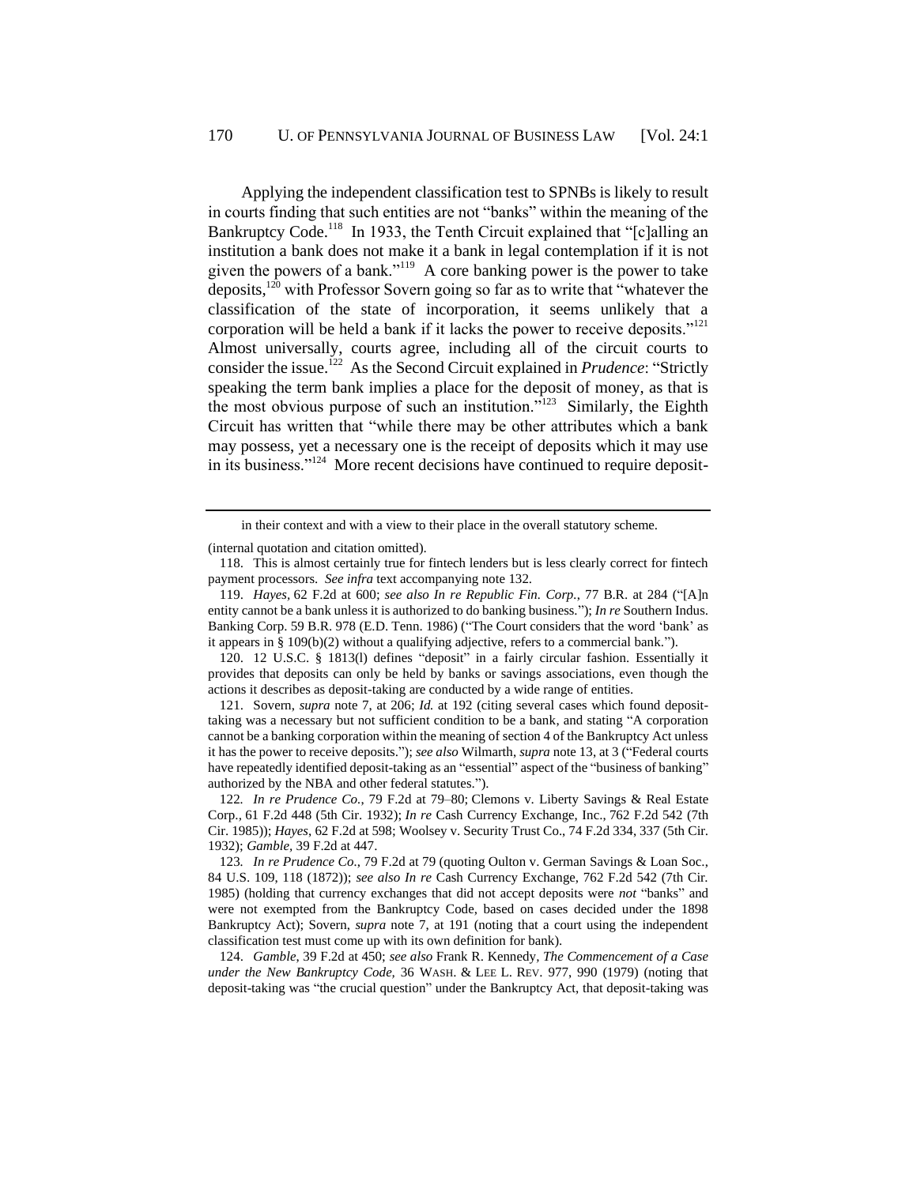Applying the independent classification test to SPNBs is likely to result in courts finding that such entities are not "banks" within the meaning of the Bankruptcy Code.[118] In 1933, the Tenth Circuit explained that "[c]alling an institution a bank does not make it a bank in legal contemplation if it is not given the powers of a bank."[119] A core banking power is the power to take deposits,[120] with Professor Sovern going so far as to write that "whatever the classification of the state of incorporation, it seems unlikely that a corporation will be held a bank if it lacks the power to receive deposits."[121] Almost universally, courts agree, including all of the circuit courts to consider the issue.[122] As the Second Circuit explained in *Prudence*: "Strictly speaking the term bank implies a place for the deposit of money, as that is the most obvious purpose of such an institution."[123] Similarly, the Eighth Circuit has written that "while there may be other attributes which a bank may possess, yet a necessary one is the receipt of deposits which it may use in its business."[124] More recent decisions have continued to require deposit-

---

in their context and with a view to their place in the overall statutory scheme.

(internal quotation and citation omitted).

118. This is almost certainly true for fintech lenders but is less clearly correct for fintech payment processors. *See infra* text accompanying note 132.

119. *Hayes*, 62 F.2d at 600; *see also In re Republic Fin. Corp.*, 77 B.R. at 284 ("[A]n entity cannot be a bank unless it is authorized to do banking business."); *In re* Southern Indus. Banking Corp. 59 B.R. 978 (E.D. Tenn. 1986) ("The Court considers that the word 'bank' as it appears in § 109(b)(2) without a qualifying adjective, refers to a commercial bank.").

120. 12 U.S.C. § 1813(l) defines "deposit" in a fairly circular fashion. Essentially it provides that deposits can only be held by banks or savings associations, even though the actions it describes as deposit-taking are conducted by a wide range of entities.

121. Sovern, *supra* note 7, at 206; *Id.* at 192 (citing several cases which found deposit-taking was a necessary but not sufficient condition to be a bank, and stating "A corporation cannot be a banking corporation within the meaning of section 4 of the Bankruptcy Act unless it has the power to receive deposits."); *see also* Wilmarth, *supra* note 13, at 3 ("Federal courts have repeatedly identified deposit-taking as an "essential" aspect of the "business of banking" authorized by the NBA and other federal statutes.").

122. *In re Prudence Co.*, 79 F.2d at 79–80; Clemons v. Liberty Savings & Real Estate Corp., 61 F.2d 448 (5th Cir. 1932); *In re* Cash Currency Exchange, Inc., 762 F.2d 542 (7th Cir. 1985)); *Hayes*, 62 F.2d at 598; Woolsey v. Security Trust Co., 74 F.2d 334, 337 (5th Cir. 1932); *Gamble*, 39 F.2d at 447.

123. *In re Prudence Co.*, 79 F.2d at 79 (quoting Oulton v. German Savings & Loan Soc., 84 U.S. 109, 118 (1872)); *see also In re* Cash Currency Exchange, 762 F.2d 542 (7th Cir. 1985) (holding that currency exchanges that did not accept deposits were *not* "banks" and were not exempted from the Bankruptcy Code, based on cases decided under the 1898 Bankruptcy Act); Sovern, *supra* note 7, at 191 (noting that a court using the independent classification test must come up with its own definition for bank).

124. *Gamble*, 39 F.2d at 450; *see also* Frank R. Kennedy, *The Commencement of a Case under the New Bankruptcy Code*, 36 WASH. & LEE L. REV. 977, 990 (1979) (noting that deposit-taking was "the crucial question" under the Bankruptcy Act, that deposit-taking was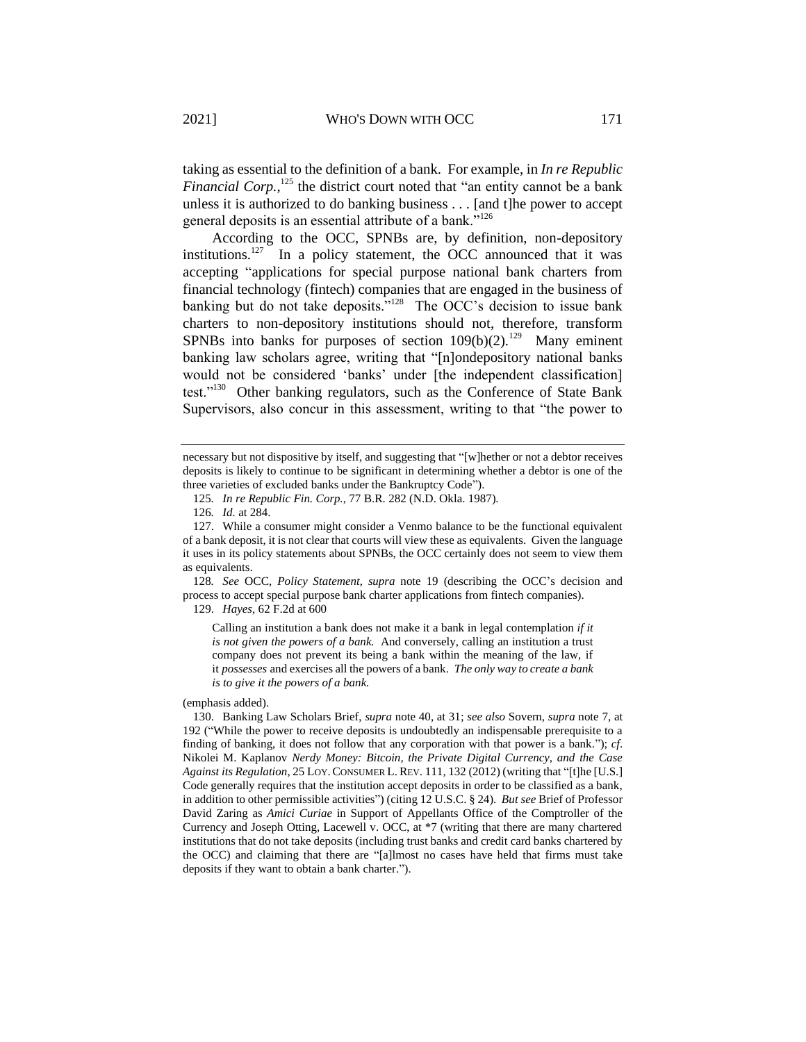taking as essential to the definition of a bank. For example, in *In re Republic Financial Corp.*,[125] the district court noted that "an entity cannot be a bank unless it is authorized to do banking business . . . [and t]he power to accept general deposits is an essential attribute of a bank."[126]

According to the OCC, SPNBs are, by definition, non-depository institutions.[127] In a policy statement, the OCC announced that it was accepting "applications for special purpose national bank charters from financial technology (fintech) companies that are engaged in the business of banking but do not take deposits."[128] The OCC's decision to issue bank charters to non-depository institutions should not, therefore, transform SPNBs into banks for purposes of section 109(b)(2).[129] Many eminent banking law scholars agree, writing that "[n]ondepository national banks would not be considered 'banks' under [the independent classification] test."[130] Other banking regulators, such as the Conference of State Bank Supervisors, also concur in this assessment, writing to that "the power to

---

necessary but not dispositive by itself, and suggesting that "[w]hether or not a debtor receives deposits is likely to continue to be significant in determining whether a debtor is one of the three varieties of excluded banks under the Bankruptcy Code").

125. *In re Republic Fin. Corp.*, 77 B.R. 282 (N.D. Okla. 1987).

126. *Id.* at 284.

127. While a consumer might consider a Venmo balance to be the functional equivalent of a bank deposit, it is not clear that courts will view these as equivalents. Given the language it uses in its policy statements about SPNBs, the OCC certainly does not seem to view them as equivalents.

128. *See* OCC, *Policy Statement*, *supra* note 19 (describing the OCC's decision and process to accept special purpose bank charter applications from fintech companies).

129. *Hayes*, 62 F.2d at 600

> Calling an institution a bank does not make it a bank in legal contemplation *if it is not given the powers of a bank.* And conversely, calling an institution a trust company does not prevent its being a bank within the meaning of the law, if it *possesses* and exercises all the powers of a bank. *The only way to create a bank is to give it the powers of a bank.*

(emphasis added).

130. Banking Law Scholars Brief, *supra* note 40, at 31; *see also* Sovern, *supra* note 7, at 192 ("While the power to receive deposits is undoubtedly an indispensable prerequisite to a finding of banking, it does not follow that any corporation with that power is a bank."); *cf.* Nikolei M. Kaplanov *Nerdy Money: Bitcoin, the Private Digital Currency, and the Case Against its Regulation*, 25 LOY. CONSUMER L. REV. 111, 132 (2012) (writing that "[t]he [U.S.] Code generally requires that the institution accept deposits in order to be classified as a bank, in addition to other permissible activities") (citing 12 U.S.C. § 24). *But see* Brief of Professor David Zaring as *Amici Curiae* in Support of Appellants Office of the Comptroller of the Currency and Joseph Otting, Lacewell v. OCC, at *7 (writing that there are many chartered institutions that do not take deposits (including trust banks and credit card banks chartered by the OCC) and claiming that there are "[a]lmost no cases have held that firms must take deposits if they want to obtain a bank charter.").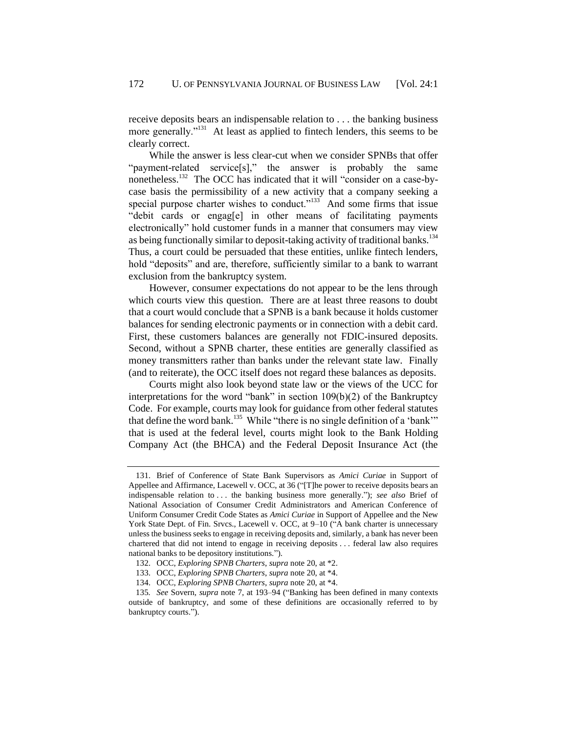receive deposits bears an indispensable relation to . . . the banking business more generally."[131] At least as applied to fintech lenders, this seems to be clearly correct.

While the answer is less clear-cut when we consider SPNBs that offer "payment-related service[s]," the answer is probably the same nonetheless.[132] The OCC has indicated that it will "consider on a case-by-case basis the permissibility of a new activity that a company seeking a special purpose charter wishes to conduct."[133] And some firms that issue "debit cards or engag[e] in other means of facilitating payments electronically" hold customer funds in a manner that consumers may view as being functionally similar to deposit-taking activity of traditional banks.[134] Thus, a court could be persuaded that these entities, unlike fintech lenders, hold "deposits" and are, therefore, sufficiently similar to a bank to warrant exclusion from the bankruptcy system.

However, consumer expectations do not appear to be the lens through which courts view this question. There are at least three reasons to doubt that a court would conclude that a SPNB is a bank because it holds customer balances for sending electronic payments or in connection with a debit card. First, these customers balances are generally not FDIC-insured deposits. Second, without a SPNB charter, these entities are generally classified as money transmitters rather than banks under the relevant state law. Finally (and to reiterate), the OCC itself does not regard these balances as deposits.

Courts might also look beyond state law or the views of the UCC for interpretations for the word "bank" in section 109(b)(2) of the Bankruptcy Code. For example, courts may look for guidance from other federal statutes that define the word bank.[135] While "there is no single definition of a 'bank'" that is used at the federal level, courts might look to the Bank Holding Company Act (the BHCA) and the Federal Deposit Insurance Act (the

---

131. Brief of Conference of State Bank Supervisors as *Amici Curiae* in Support of Appellee and Affirmance, Lacewell v. OCC, at 36 ("[T]he power to receive deposits bears an indispensable relation to . . . the banking business more generally."); *see also* Brief of National Association of Consumer Credit Administrators and American Conference of Uniform Consumer Credit Code States as *Amici Curiae* in Support of Appellee and the New York State Dept. of Fin. Srvcs., Lacewell v. OCC, at 9–10 ("A bank charter is unnecessary unless the business seeks to engage in receiving deposits and, similarly, a bank has never been chartered that did not intend to engage in receiving deposits . . . federal law also requires national banks to be depository institutions.").

132. OCC, *Exploring SPNB Charters*, *supra* note 20, at *2.

133. OCC, *Exploring SPNB Charters*, *supra* note 20, at *4.

134. OCC, *Exploring SPNB Charters*, *supra* note 20, at *4.

135. *See* Sovern, *supra* note 7, at 193–94 ("Banking has been defined in many contexts outside of bankruptcy, and some of these definitions are occasionally referred to by bankruptcy courts.").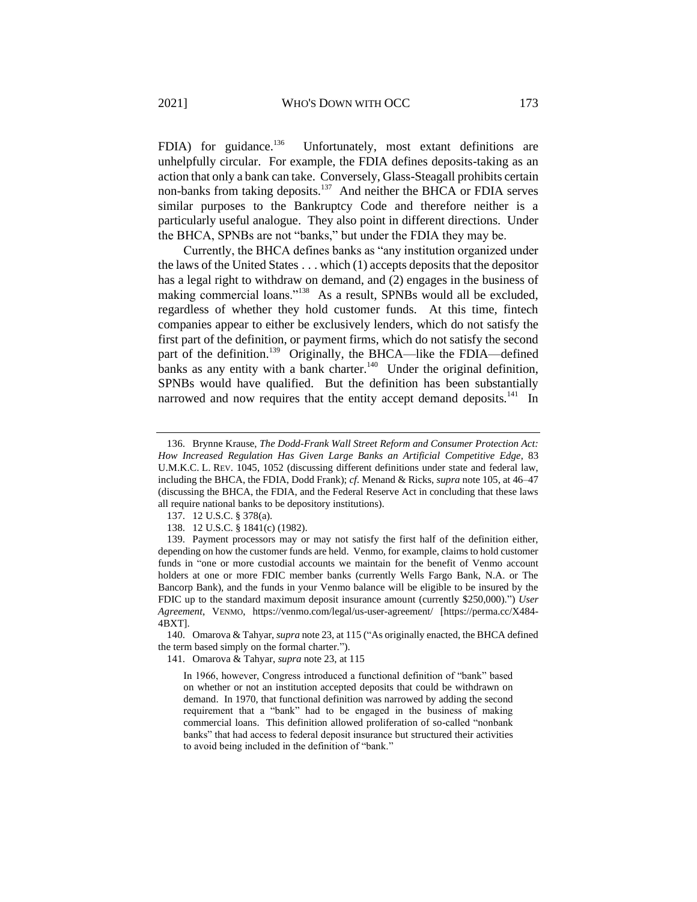FDIA) for guidance.[136] Unfortunately, most extant definitions are unhelpfully circular. For example, the FDIA defines deposits-taking as an action that only a bank can take. Conversely, Glass-Steagall prohibits certain non-banks from taking deposits.[137] And neither the BHCA or FDIA serves similar purposes to the Bankruptcy Code and therefore neither is a particularly useful analogue. They also point in different directions. Under the BHCA, SPNBs are not "banks," but under the FDIA they may be.

Currently, the BHCA defines banks as "any institution organized under the laws of the United States . . . which (1) accepts deposits that the depositor has a legal right to withdraw on demand, and (2) engages in the business of making commercial loans."[138] As a result, SPNBs would all be excluded, regardless of whether they hold customer funds. At this time, fintech companies appear to either be exclusively lenders, which do not satisfy the first part of the definition, or payment firms, which do not satisfy the second part of the definition.[139] Originally, the BHCA—like the FDIA—defined banks as any entity with a bank charter.[140] Under the original definition, SPNBs would have qualified. But the definition has been substantially narrowed and now requires that the entity accept demand deposits.[141] In

---

136. Brynne Krause, *The Dodd-Frank Wall Street Reform and Consumer Protection Act: How Increased Regulation Has Given Large Banks an Artificial Competitive Edge*, 83 U.M.K.C. L. REV. 1045, 1052 (discussing different definitions under state and federal law, including the BHCA, the FDIA, Dodd Frank); *cf*. Menand & Ricks, *supra* note 105, at 46–47 (discussing the BHCA, the FDIA, and the Federal Reserve Act in concluding that these laws all require national banks to be depository institutions).

137. 12 U.S.C. § 378(a).

138. 12 U.S.C. § 1841(c) (1982).

139. Payment processors may or may not satisfy the first half of the definition either, depending on how the customer funds are held. Venmo, for example, claims to hold customer funds in "one or more custodial accounts we maintain for the benefit of Venmo account holders at one or more FDIC member banks (currently Wells Fargo Bank, N.A. or The Bancorp Bank), and the funds in your Venmo balance will be eligible to be insured by the FDIC up to the standard maximum deposit insurance amount (currently $250,000).") *User Agreement*, VENMO, https://venmo.com/legal/us-user-agreement/ [https://perma.cc/X484-4BXT].

140. Omarova & Tahyar, *supra* note 23, at 115 ("As originally enacted, the BHCA defined the term based simply on the formal charter.").

141. Omarova & Tahyar, *supra* note 23, at 115

> In 1966, however, Congress introduced a functional definition of "bank" based on whether or not an institution accepted deposits that could be withdrawn on demand. In 1970, that functional definition was narrowed by adding the second requirement that a "bank" had to be engaged in the business of making commercial loans. This definition allowed proliferation of so-called "nonbank banks" that had access to federal deposit insurance but structured their activities to avoid being included in the definition of "bank."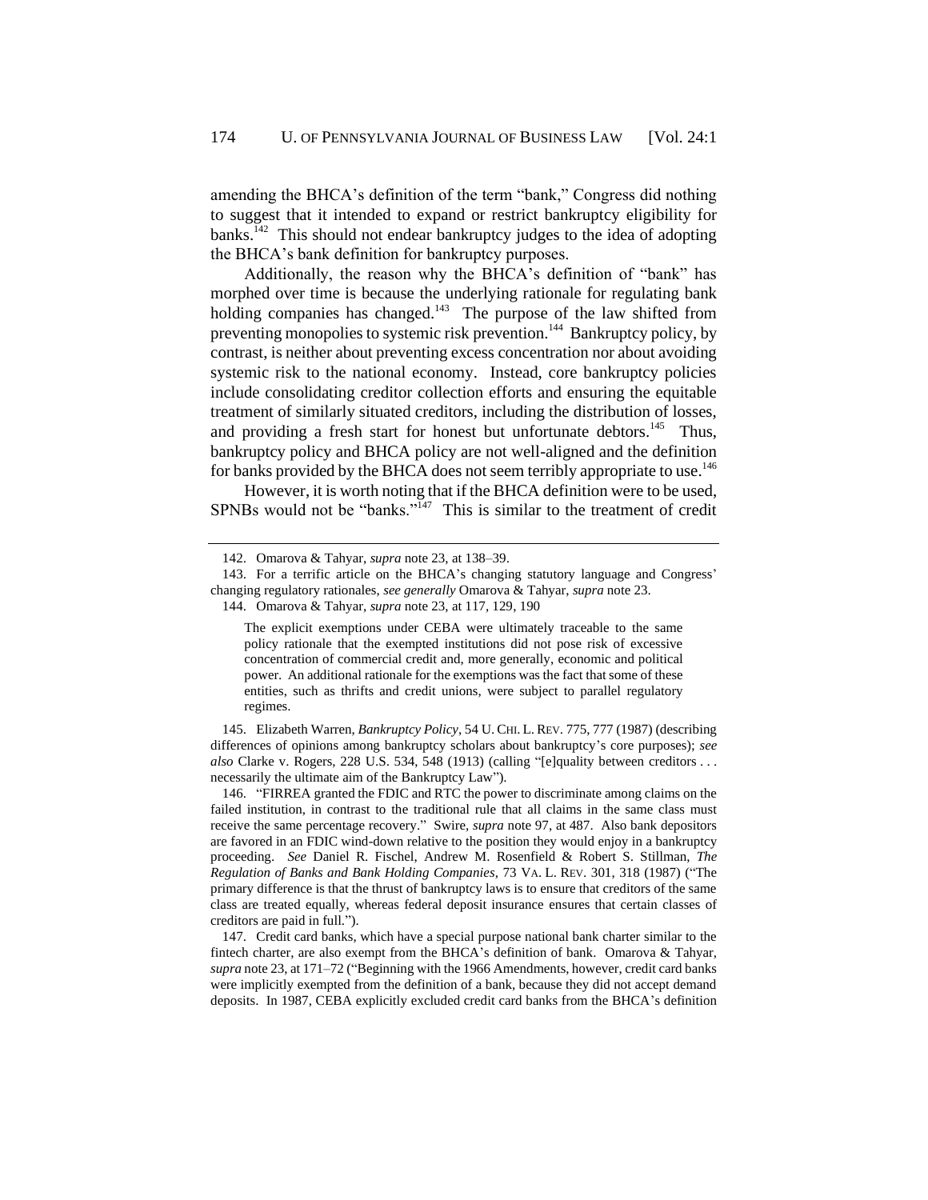amending the BHCA's definition of the term "bank," Congress did nothing to suggest that it intended to expand or restrict bankruptcy eligibility for banks.[142] This should not endear bankruptcy judges to the idea of adopting the BHCA's bank definition for bankruptcy purposes.

Additionally, the reason why the BHCA's definition of "bank" has morphed over time is because the underlying rationale for regulating bank holding companies has changed.[143] The purpose of the law shifted from preventing monopolies to systemic risk prevention.[144] Bankruptcy policy, by contrast, is neither about preventing excess concentration nor about avoiding systemic risk to the national economy. Instead, core bankruptcy policies include consolidating creditor collection efforts and ensuring the equitable treatment of similarly situated creditors, including the distribution of losses, and providing a fresh start for honest but unfortunate debtors.[145] Thus, bankruptcy policy and BHCA policy are not well-aligned and the definition for banks provided by the BHCA does not seem terribly appropriate to use.[146]

However, it is worth noting that if the BHCA definition were to be used, SPNBs would not be "banks."[147] This is similar to the treatment of credit

---

142. Omarova & Tahyar, *supra* note 23, at 138–39.

143. For a terrific article on the BHCA's changing statutory language and Congress' changing regulatory rationales, *see generally* Omarova & Tahyar, *supra* note 23.

144. Omarova & Tahyar, *supra* note 23, at 117, 129, 190

> The explicit exemptions under CEBA were ultimately traceable to the same policy rationale that the exempted institutions did not pose risk of excessive concentration of commercial credit and, more generally, economic and political power. An additional rationale for the exemptions was the fact that some of these entities, such as thrifts and credit unions, were subject to parallel regulatory regimes.

145. Elizabeth Warren, *Bankruptcy Policy*, 54 U. CHI. L. REV. 775, 777 (1987) (describing differences of opinions among bankruptcy scholars about bankruptcy's core purposes); *see also* Clarke v. Rogers, 228 U.S. 534, 548 (1913) (calling "[e]quality between creditors . . . necessarily the ultimate aim of the Bankruptcy Law").

146. "FIRREA granted the FDIC and RTC the power to discriminate among claims on the failed institution, in contrast to the traditional rule that all claims in the same class must receive the same percentage recovery." Swire, *supra* note 97, at 487. Also bank depositors are favored in an FDIC wind-down relative to the position they would enjoy in a bankruptcy proceeding. *See* Daniel R. Fischel, Andrew M. Rosenfield & Robert S. Stillman, *The Regulation of Banks and Bank Holding Companies*, 73 VA. L. REV. 301, 318 (1987) ("The primary difference is that the thrust of bankruptcy laws is to ensure that creditors of the same class are treated equally, whereas federal deposit insurance ensures that certain classes of creditors are paid in full.").

147. Credit card banks, which have a special purpose national bank charter similar to the fintech charter, are also exempt from the BHCA's definition of bank. Omarova & Tahyar, *supra* note 23, at 171–72 ("Beginning with the 1966 Amendments, however, credit card banks were implicitly exempted from the definition of a bank, because they did not accept demand deposits. In 1987, CEBA explicitly excluded credit card banks from the BHCA's definition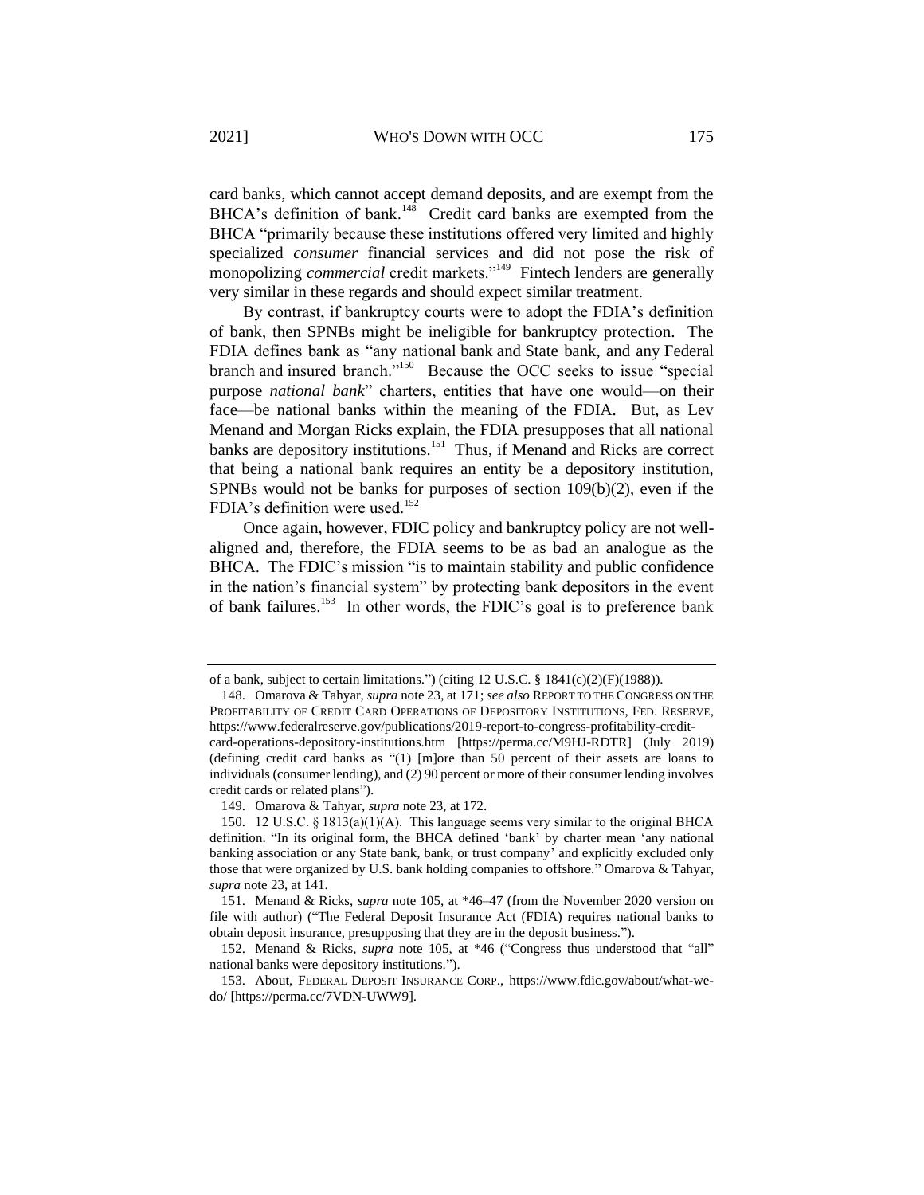card banks, which cannot accept demand deposits, and are exempt from the BHCA's definition of bank.[148] Credit card banks are exempted from the BHCA "primarily because these institutions offered very limited and highly specialized *consumer* financial services and did not pose the risk of monopolizing *commercial* credit markets."[149] Fintech lenders are generally very similar in these regards and should expect similar treatment.

By contrast, if bankruptcy courts were to adopt the FDIA's definition of bank, then SPNBs might be ineligible for bankruptcy protection. The FDIA defines bank as "any national bank and State bank, and any Federal branch and insured branch."[150] Because the OCC seeks to issue "special purpose *national bank*" charters, entities that have one would—on their face—be national banks within the meaning of the FDIA. But, as Lev Menand and Morgan Ricks explain, the FDIA presupposes that all national banks are depository institutions.[151] Thus, if Menand and Ricks are correct that being a national bank requires an entity be a depository institution, SPNBs would not be banks for purposes of section 109(b)(2), even if the FDIA's definition were used.[152]

Once again, however, FDIC policy and bankruptcy policy are not well-aligned and, therefore, the FDIA seems to be as bad an analogue as the BHCA. The FDIC's mission "is to maintain stability and public confidence in the nation's financial system" by protecting bank depositors in the event of bank failures.[153] In other words, the FDIC's goal is to preference bank

---

of a bank, subject to certain limitations.") (citing 12 U.S.C. § 1841(c)(2)(F)(1988)).

148. Omarova & Tahyar, *supra* note 23, at 171; *see also* REPORT TO THE CONGRESS ON THE PROFITABILITY OF CREDIT CARD OPERATIONS OF DEPOSITORY INSTITUTIONS, FED. RESERVE, https://www.federalreserve.gov/publications/2019-report-to-congress-profitability-credit-card-operations-depository-institutions.htm [https://perma.cc/M9HJ-RDTR] (July 2019) (defining credit card banks as "(1) [m]ore than 50 percent of their assets are loans to individuals (consumer lending), and (2) 90 percent or more of their consumer lending involves credit cards or related plans").

149. Omarova & Tahyar, *supra* note 23, at 172.

150. 12 U.S.C. § 1813(a)(1)(A). This language seems very similar to the original BHCA definition. "In its original form, the BHCA defined 'bank' by charter mean 'any national banking association or any State bank, bank, or trust company' and explicitly excluded only those that were organized by U.S. bank holding companies to offshore." Omarova & Tahyar, *supra* note 23, at 141.

151. Menand & Ricks, *supra* note 105, at *46–47 (from the November 2020 version on file with author) ("The Federal Deposit Insurance Act (FDIA) requires national banks to obtain deposit insurance, presupposing that they are in the deposit business.").

152. Menand & Ricks, *supra* note 105, at *46 ("Congress thus understood that "all" national banks were depository institutions.").

153. About, FEDERAL DEPOSIT INSURANCE CORP., https://www.fdic.gov/about/what-we-do/ [https://perma.cc/7VDN-UWW9].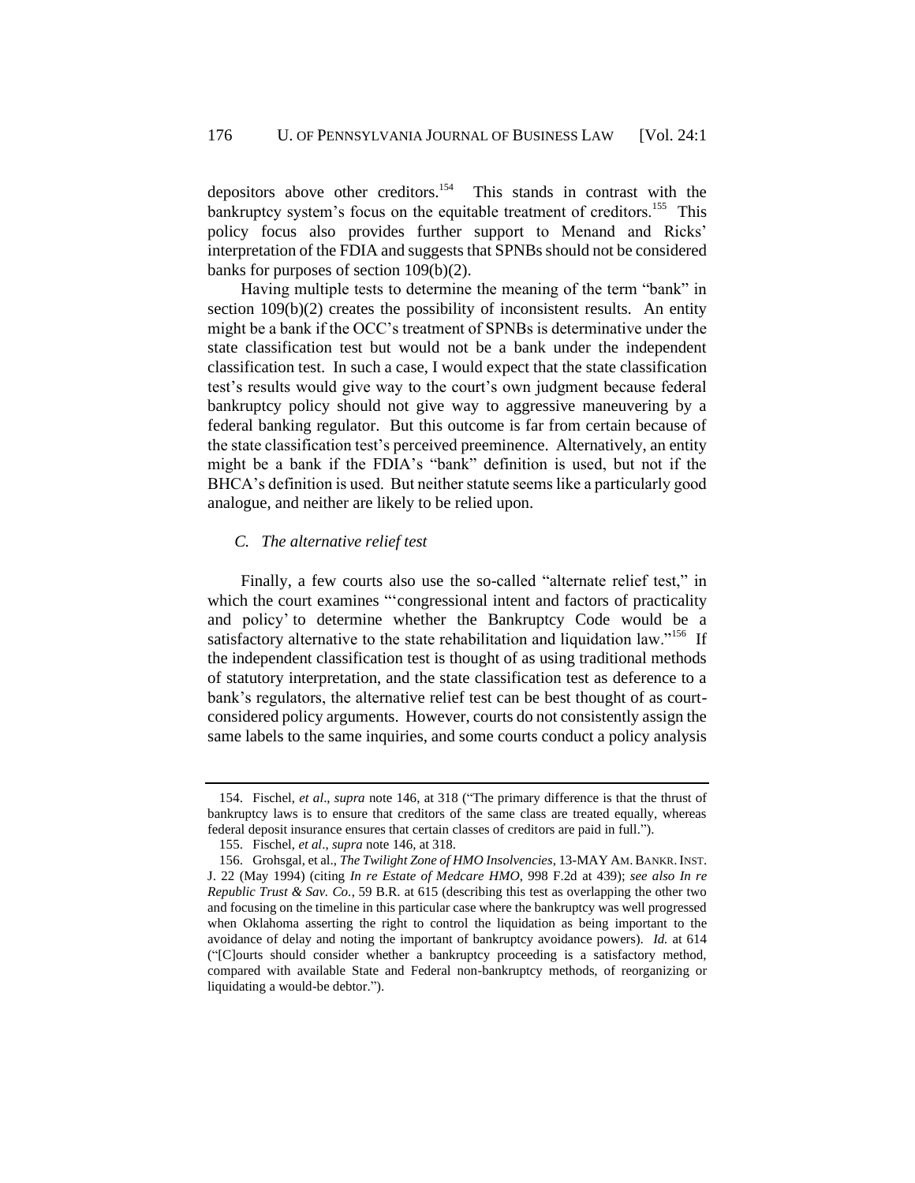depositors above other creditors.[154] This stands in contrast with the bankruptcy system's focus on the equitable treatment of creditors.[155] This policy focus also provides further support to Menand and Ricks' interpretation of the FDIA and suggests that SPNBs should not be considered banks for purposes of section 109(b)(2).

Having multiple tests to determine the meaning of the term "bank" in section 109(b)(2) creates the possibility of inconsistent results. An entity might be a bank if the OCC's treatment of SPNBs is determinative under the state classification test but would not be a bank under the independent classification test. In such a case, I would expect that the state classification test's results would give way to the court's own judgment because federal bankruptcy policy should not give way to aggressive maneuvering by a federal banking regulator. But this outcome is far from certain because of the state classification test's perceived preeminence. Alternatively, an entity might be a bank if the FDIA's "bank" definition is used, but not if the BHCA's definition is used. But neither statute seems like a particularly good analogue, and neither are likely to be relied upon.

### *C. The alternative relief test*

Finally, a few courts also use the so-called "alternate relief test," in which the court examines "'congressional intent and factors of practicality and policy' to determine whether the Bankruptcy Code would be a satisfactory alternative to the state rehabilitation and liquidation law."[156] If the independent classification test is thought of as using traditional methods of statutory interpretation, and the state classification test as deference to a bank's regulators, the alternative relief test can be best thought of as court-considered policy arguments. However, courts do not consistently assign the same labels to the same inquiries, and some courts conduct a policy analysis

---

154. Fischel, *et al*., *supra* note 146, at 318 ("The primary difference is that the thrust of bankruptcy laws is to ensure that creditors of the same class are treated equally, whereas federal deposit insurance ensures that certain classes of creditors are paid in full.").

155. Fischel, *et al*., *supra* note 146, at 318.

156. Grohsgal, et al., *The Twilight Zone of HMO Insolvencies*, 13-MAY AM. BANKR. INST. J. 22 (May 1994) (citing *In re Estate of Medcare HMO*, 998 F.2d at 439); *see also In re Republic Trust & Sav. Co.*, 59 B.R. at 615 (describing this test as overlapping the other two and focusing on the timeline in this particular case where the bankruptcy was well progressed when Oklahoma asserting the right to control the liquidation as being important to the avoidance of delay and noting the important of bankruptcy avoidance powers). *Id.* at 614 ("[C]ourts should consider whether a bankruptcy proceeding is a satisfactory method, compared with available State and Federal non-bankruptcy methods, of reorganizing or liquidating a would-be debtor.").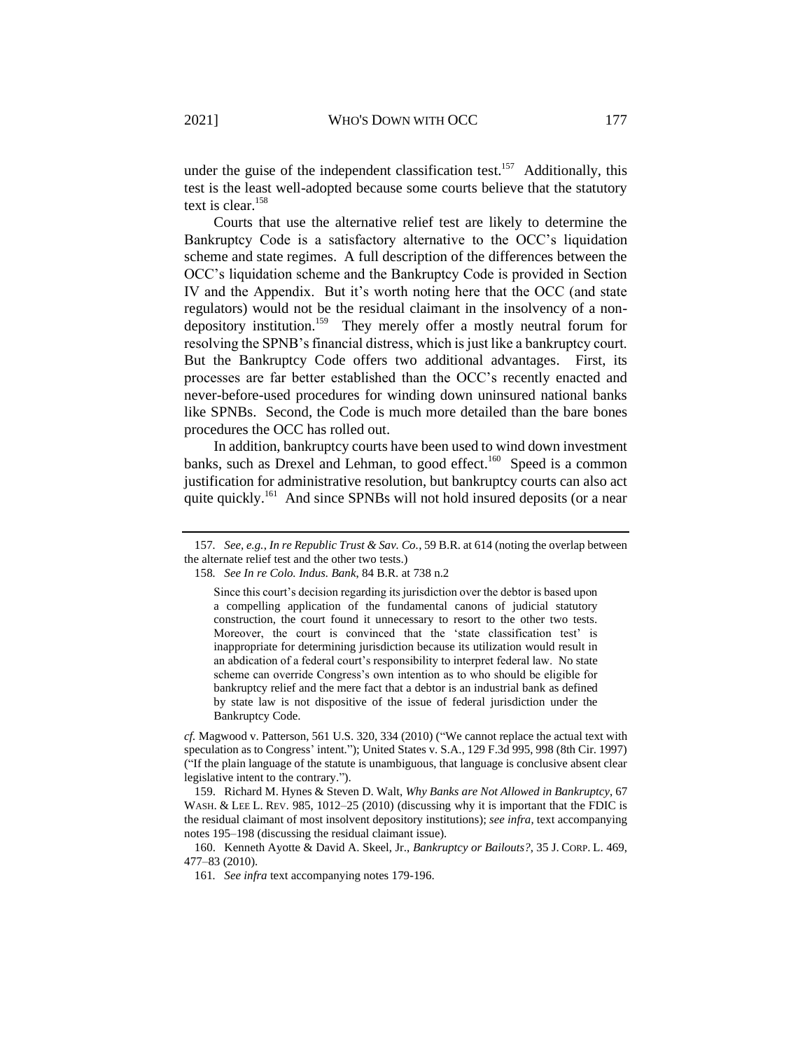under the guise of the independent classification test.[157] Additionally, this test is the least well-adopted because some courts believe that the statutory text is clear.[158]

Courts that use the alternative relief test are likely to determine the Bankruptcy Code is a satisfactory alternative to the OCC's liquidation scheme and state regimes. A full description of the differences between the OCC's liquidation scheme and the Bankruptcy Code is provided in Section IV and the Appendix. But it's worth noting here that the OCC (and state regulators) would not be the residual claimant in the insolvency of a non-depository institution.[159] They merely offer a mostly neutral forum for resolving the SPNB's financial distress, which is just like a bankruptcy court. But the Bankruptcy Code offers two additional advantages. First, its processes are far better established than the OCC's recently enacted and never-before-used procedures for winding down uninsured national banks like SPNBs. Second, the Code is much more detailed than the bare bones procedures the OCC has rolled out.

In addition, bankruptcy courts have been used to wind down investment banks, such as Drexel and Lehman, to good effect.[160] Speed is a common justification for administrative resolution, but bankruptcy courts can also act quite quickly.[161] And since SPNBs will not hold insured deposits (or a near

---

157. *See, e.g.*, *In re Republic Trust & Sav. Co.*, 59 B.R. at 614 (noting the overlap between the alternate relief test and the other two tests.)

158. *See In re Colo. Indus. Bank*, 84 B.R. at 738 n.2

> Since this court's decision regarding its jurisdiction over the debtor is based upon a compelling application of the fundamental canons of judicial statutory construction, the court found it unnecessary to resort to the other two tests. Moreover, the court is convinced that the 'state classification test' is inappropriate for determining jurisdiction because its utilization would result in an abdication of a federal court's responsibility to interpret federal law. No state scheme can override Congress's own intention as to who should be eligible for bankruptcy relief and the mere fact that a debtor is an industrial bank as defined by state law is not dispositive of the issue of federal jurisdiction under the Bankruptcy Code.

*cf.* Magwood v. Patterson, 561 U.S. 320, 334 (2010) ("We cannot replace the actual text with speculation as to Congress' intent."); United States v. S.A., 129 F.3d 995, 998 (8th Cir. 1997) ("If the plain language of the statute is unambiguous, that language is conclusive absent clear legislative intent to the contrary.").

159. Richard M. Hynes & Steven D. Walt, *Why Banks are Not Allowed in Bankruptcy*, 67 WASH. & LEE L. REV. 985, 1012–25 (2010) (discussing why it is important that the FDIC is the residual claimant of most insolvent depository institutions); *see infra*, text accompanying notes 195–198 (discussing the residual claimant issue).

160. Kenneth Ayotte & David A. Skeel, Jr., *Bankruptcy or Bailouts?*, 35 J. CORP. L. 469, 477–83 (2010).

161. *See infra* text accompanying notes 179-196.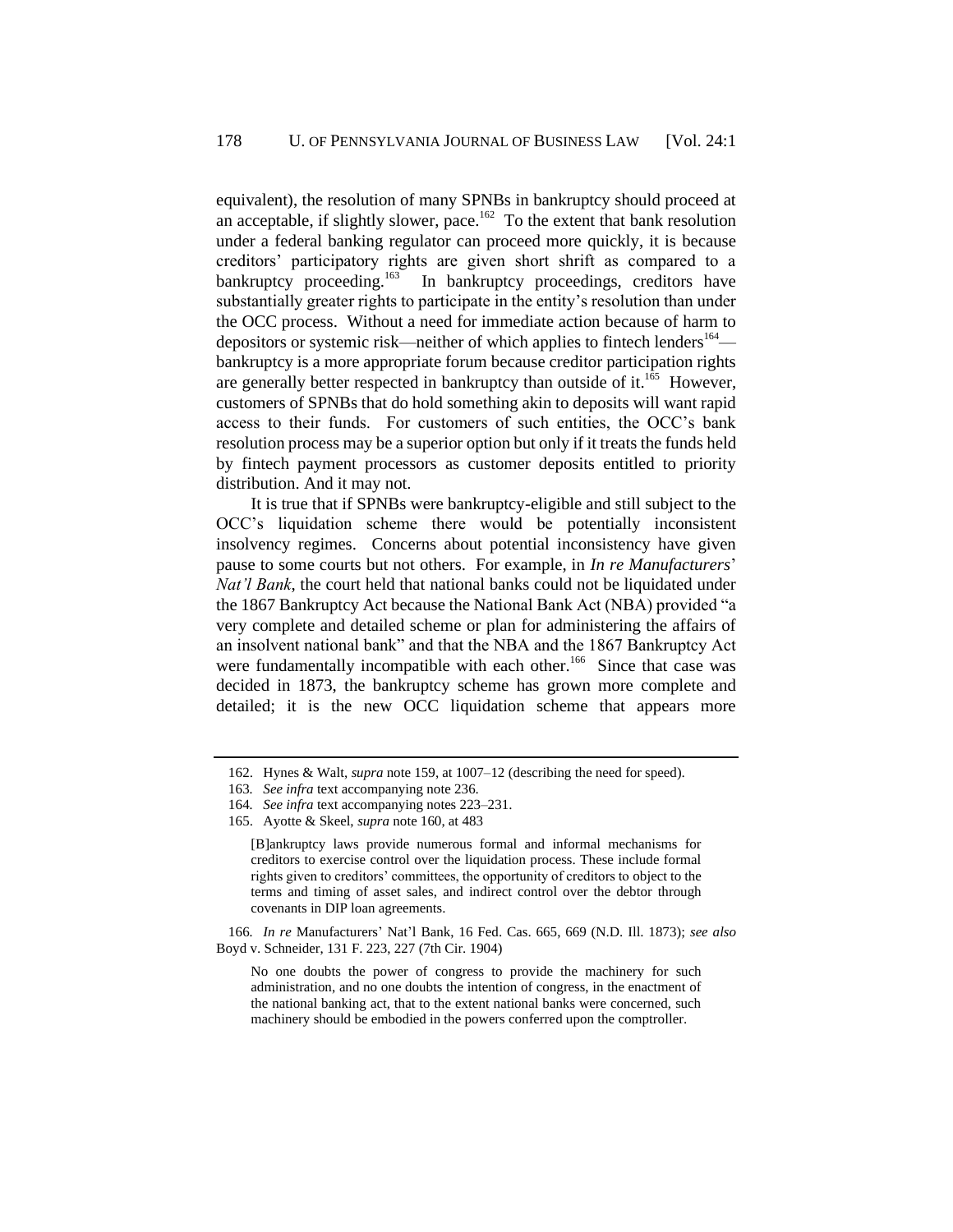equivalent), the resolution of many SPNBs in bankruptcy should proceed at an acceptable, if slightly slower, pace.[162] To the extent that bank resolution under a federal banking regulator can proceed more quickly, it is because creditors' participatory rights are given short shrift as compared to a bankruptcy proceeding.[163] In bankruptcy proceedings, creditors have substantially greater rights to participate in the entity's resolution than under the OCC process. Without a need for immediate action because of harm to depositors or systemic risk—neither of which applies to fintech lenders[164]—bankruptcy is a more appropriate forum because creditor participation rights are generally better respected in bankruptcy than outside of it.[165] However, customers of SPNBs that do hold something akin to deposits will want rapid access to their funds. For customers of such entities, the OCC's bank resolution process may be a superior option but only if it treats the funds held by fintech payment processors as customer deposits entitled to priority distribution. And it may not.

It is true that if SPNBs were bankruptcy-eligible and still subject to the OCC's liquidation scheme there would be potentially inconsistent insolvency regimes. Concerns about potential inconsistency have given pause to some courts but not others. For example, in *In re Manufacturers' Nat'l Bank*, the court held that national banks could not be liquidated under the 1867 Bankruptcy Act because the National Bank Act (NBA) provided "a very complete and detailed scheme or plan for administering the affairs of an insolvent national bank" and that the NBA and the 1867 Bankruptcy Act were fundamentally incompatible with each other.[166] Since that case was decided in 1873, the bankruptcy scheme has grown more complete and detailed; it is the new OCC liquidation scheme that appears more

---

162. Hynes & Walt, *supra* note 159, at 1007–12 (describing the need for speed).

163. *See infra* text accompanying note 236.

164. *See infra* text accompanying notes 223–231.

165. Ayotte & Skeel, *supra* note 160, at 483

> [B]ankruptcy laws provide numerous formal and informal mechanisms for creditors to exercise control over the liquidation process. These include formal rights given to creditors' committees, the opportunity of creditors to object to the terms and timing of asset sales, and indirect control over the debtor through covenants in DIP loan agreements.

166. *In re* Manufacturers' Nat'l Bank, 16 Fed. Cas. 665, 669 (N.D. Ill. 1873); *see also* Boyd v. Schneider, 131 F. 223, 227 (7th Cir. 1904)

> No one doubts the power of congress to provide the machinery for such administration, and no one doubts the intention of congress, in the enactment of the national banking act, that to the extent national banks were concerned, such machinery should be embodied in the powers conferred upon the comptroller.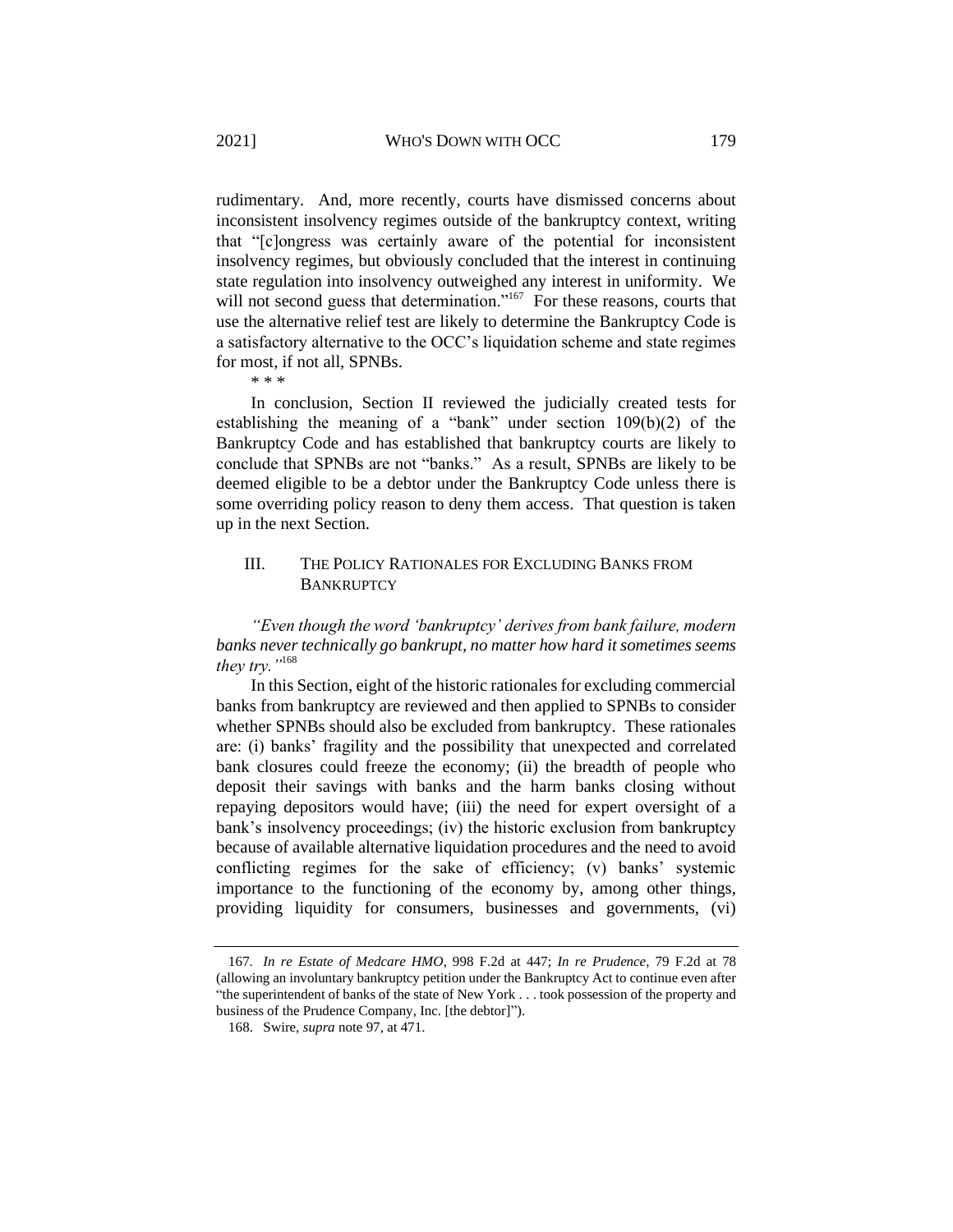rudimentary. And, more recently, courts have dismissed concerns about inconsistent insolvency regimes outside of the bankruptcy context, writing that "[c]ongress was certainly aware of the potential for inconsistent insolvency regimes, but obviously concluded that the interest in continuing state regulation into insolvency outweighed any interest in uniformity. We will not second guess that determination."[167] For these reasons, courts that use the alternative relief test are likely to determine the Bankruptcy Code is a satisfactory alternative to the OCC's liquidation scheme and state regimes for most, if not all, SPNBs.

\* \* \*

In conclusion, Section II reviewed the judicially created tests for establishing the meaning of a "bank" under section 109(b)(2) of the Bankruptcy Code and has established that bankruptcy courts are likely to conclude that SPNBs are not "banks." As a result, SPNBs are likely to be deemed eligible to be a debtor under the Bankruptcy Code unless there is some overriding policy reason to deny them access. That question is taken up in the next Section.

## III. THE POLICY RATIONALES FOR EXCLUDING BANKS FROM BANKRUPTCY

*"Even though the word 'bankruptcy' derives from bank failure, modern banks never technically go bankrupt, no matter how hard it sometimes seems they try."*[168]

In this Section, eight of the historic rationales for excluding commercial banks from bankruptcy are reviewed and then applied to SPNBs to consider whether SPNBs should also be excluded from bankruptcy. These rationales are: (i) banks' fragility and the possibility that unexpected and correlated bank closures could freeze the economy; (ii) the breadth of people who deposit their savings with banks and the harm banks closing without repaying depositors would have; (iii) the need for expert oversight of a bank's insolvency proceedings; (iv) the historic exclusion from bankruptcy because of available alternative liquidation procedures and the need to avoid conflicting regimes for the sake of efficiency; (v) banks' systemic importance to the functioning of the economy by, among other things, providing liquidity for consumers, businesses and governments, (vi)

---

167. *In re Estate of Medcare HMO*, 998 F.2d at 447; *In re Prudence*, 79 F.2d at 78 (allowing an involuntary bankruptcy petition under the Bankruptcy Act to continue even after "the superintendent of banks of the state of New York . . . took possession of the property and business of the Prudence Company, Inc. [the debtor]").

168. Swire, *supra* note 97, at 471.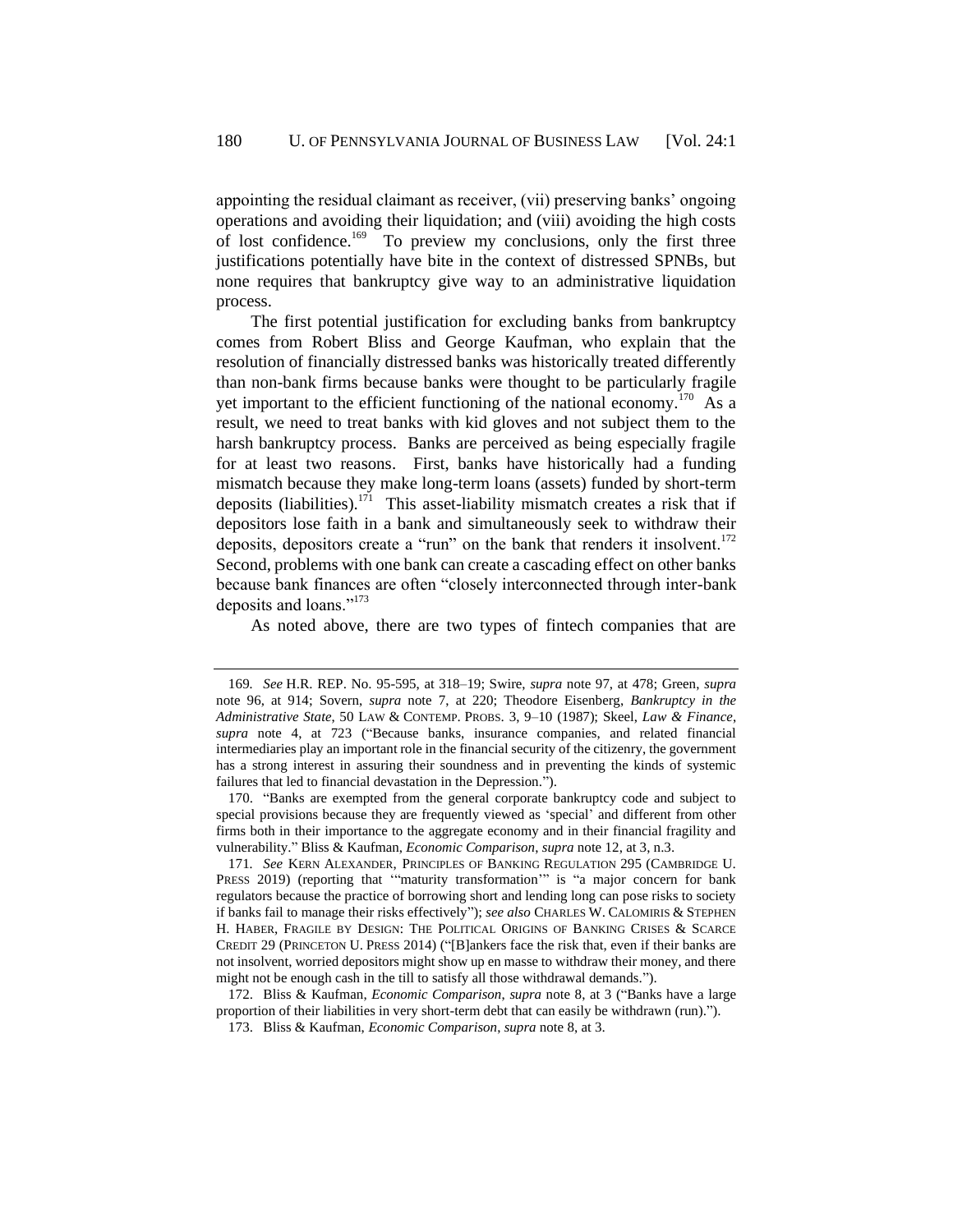appointing the residual claimant as receiver, (vii) preserving banks' ongoing operations and avoiding their liquidation; and (viii) avoiding the high costs of lost confidence.[169] To preview my conclusions, only the first three justifications potentially have bite in the context of distressed SPNBs, but none requires that bankruptcy give way to an administrative liquidation process.

The first potential justification for excluding banks from bankruptcy comes from Robert Bliss and George Kaufman, who explain that the resolution of financially distressed banks was historically treated differently than non-bank firms because banks were thought to be particularly fragile yet important to the efficient functioning of the national economy.[170] As a result, we need to treat banks with kid gloves and not subject them to the harsh bankruptcy process. Banks are perceived as being especially fragile for at least two reasons. First, banks have historically had a funding mismatch because they make long-term loans (assets) funded by short-term deposits (liabilities).[171] This asset-liability mismatch creates a risk that if depositors lose faith in a bank and simultaneously seek to withdraw their deposits, depositors create a "run" on the bank that renders it insolvent.[172] Second, problems with one bank can create a cascading effect on other banks because bank finances are often "closely interconnected through inter-bank deposits and loans."[173]

As noted above, there are two types of fintech companies that are

---

169. *See* H.R. REP. No. 95-595, at 318–19; Swire, *supra* note 97, at 478; Green, *supra* note 96, at 914; Sovern, *supra* note 7, at 220; Theodore Eisenberg, *Bankruptcy in the Administrative State*, 50 LAW & CONTEMP. PROBS. 3, 9–10 (1987); Skeel, *Law & Finance*, *supra* note 4, at 723 ("Because banks, insurance companies, and related financial intermediaries play an important role in the financial security of the citizenry, the government has a strong interest in assuring their soundness and in preventing the kinds of systemic failures that led to financial devastation in the Depression.").

170. "Banks are exempted from the general corporate bankruptcy code and subject to special provisions because they are frequently viewed as 'special' and different from other firms both in their importance to the aggregate economy and in their financial fragility and vulnerability." Bliss & Kaufman, *Economic Comparison*, *supra* note 12, at 3, n.3.

171. *See* KERN ALEXANDER, PRINCIPLES OF BANKING REGULATION 295 (CAMBRIDGE U. PRESS 2019) (reporting that '"maturity transformation"' is "a major concern for bank regulators because the practice of borrowing short and lending long can pose risks to society if banks fail to manage their risks effectively"); *see also* CHARLES W. CALOMIRIS & STEPHEN H. HABER, FRAGILE BY DESIGN: THE POLITICAL ORIGINS OF BANKING CRISES & SCARCE CREDIT 29 (PRINCETON U. PRESS 2014) ("[B]ankers face the risk that, even if their banks are not insolvent, worried depositors might show up en masse to withdraw their money, and there might not be enough cash in the till to satisfy all those withdrawal demands.").

172. Bliss & Kaufman, *Economic Comparison*, *supra* note 8, at 3 ("Banks have a large proportion of their liabilities in very short-term debt that can easily be withdrawn (run).").

173. Bliss & Kaufman, *Economic Comparison*, *supra* note 8, at 3.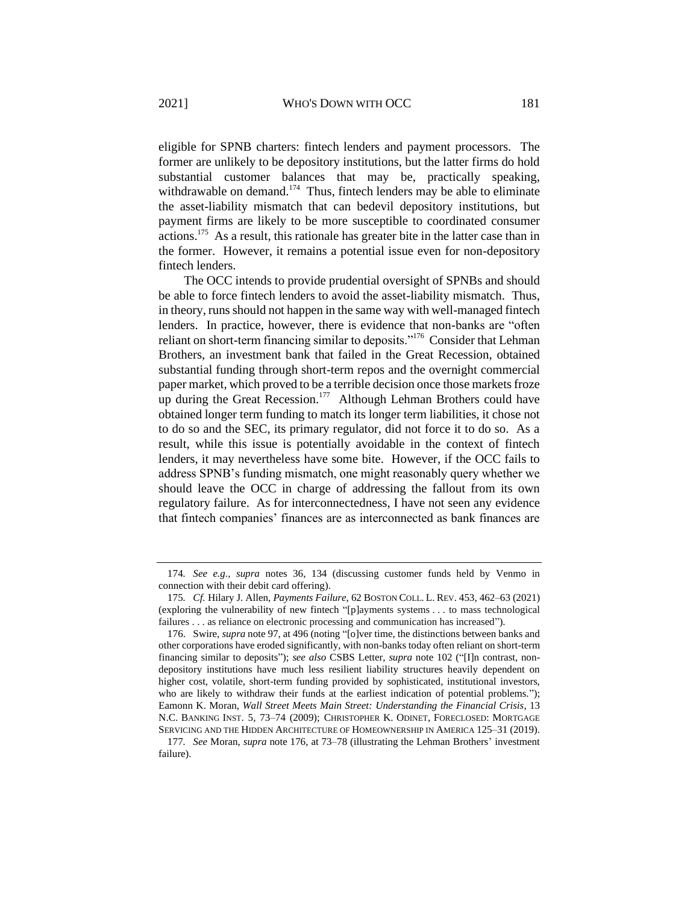eligible for SPNB charters: fintech lenders and payment processors. The former are unlikely to be depository institutions, but the latter firms do hold substantial customer balances that may be, practically speaking, withdrawable on demand.[174] Thus, fintech lenders may be able to eliminate the asset-liability mismatch that can bedevil depository institutions, but payment firms are likely to be more susceptible to coordinated consumer actions.[175] As a result, this rationale has greater bite in the latter case than in the former. However, it remains a potential issue even for non-depository fintech lenders.

The OCC intends to provide prudential oversight of SPNBs and should be able to force fintech lenders to avoid the asset-liability mismatch. Thus, in theory, runs should not happen in the same way with well-managed fintech lenders. In practice, however, there is evidence that non-banks are "often reliant on short-term financing similar to deposits."[176] Consider that Lehman Brothers, an investment bank that failed in the Great Recession, obtained substantial funding through short-term repos and the overnight commercial paper market, which proved to be a terrible decision once those markets froze up during the Great Recession.[177] Although Lehman Brothers could have obtained longer term funding to match its longer term liabilities, it chose not to do so and the SEC, its primary regulator, did not force it to do so. As a result, while this issue is potentially avoidable in the context of fintech lenders, it may nevertheless have some bite. However, if the OCC fails to address SPNB's funding mismatch, one might reasonably query whether we should leave the OCC in charge of addressing the fallout from its own regulatory failure. As for interconnectedness, I have not seen any evidence that fintech companies' finances are as interconnected as bank finances are

---

174. *See e.g.*, *supra* notes 36, 134 (discussing customer funds held by Venmo in connection with their debit card offering).

175. *Cf.* Hilary J. Allen, *Payments Failure*, 62 BOSTON COLL. L. REV. 453, 462–63 (2021) (exploring the vulnerability of new fintech "[p]ayments systems . . . to mass technological failures . . . as reliance on electronic processing and communication has increased").

176. Swire, *supra* note 97, at 496 (noting "[o]ver time, the distinctions between banks and other corporations have eroded significantly, with non-banks today often reliant on short-term financing similar to deposits"); *see also* CSBS Letter, *supra* note 102 ("[I]n contrast, non-depository institutions have much less resilient liability structures heavily dependent on higher cost, volatile, short-term funding provided by sophisticated, institutional investors, who are likely to withdraw their funds at the earliest indication of potential problems."); Eamonn K. Moran, *Wall Street Meets Main Street: Understanding the Financial Crisis*, 13 N.C. BANKING INST. 5, 73–74 (2009); CHRISTOPHER K. ODINET, FORECLOSED: MORTGAGE SERVICING AND THE HIDDEN ARCHITECTURE OF HOMEOWNERSHIP IN AMERICA 125–31 (2019).

177. *See* Moran, *supra* note 176, at 73–78 (illustrating the Lehman Brothers' investment failure).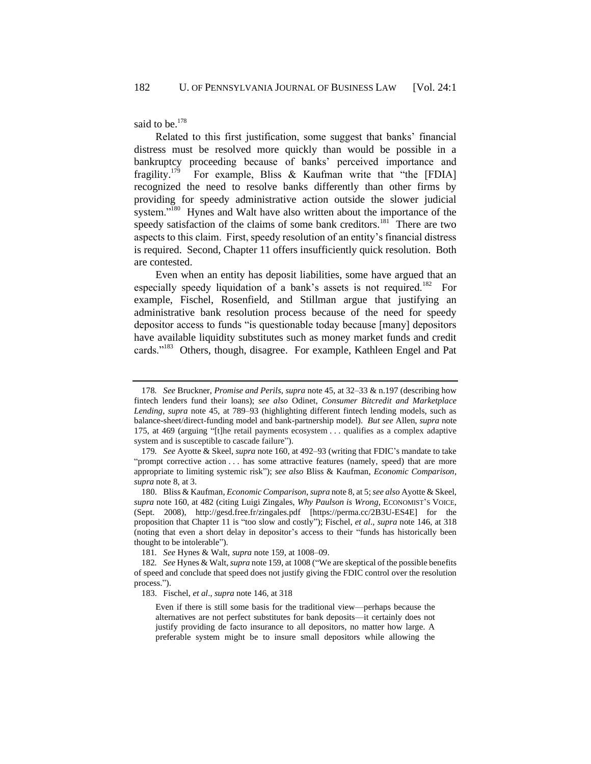said to be.[178]

Related to this first justification, some suggest that banks' financial distress must be resolved more quickly than would be possible in a bankruptcy proceeding because of banks' perceived importance and fragility.[179] For example, Bliss & Kaufman write that "the [FDIA] recognized the need to resolve banks differently than other firms by providing for speedy administrative action outside the slower judicial system."[180] Hynes and Walt have also written about the importance of the speedy satisfaction of the claims of some bank creditors.[181] There are two aspects to this claim. First, speedy resolution of an entity's financial distress is required. Second, Chapter 11 offers insufficiently quick resolution. Both are contested.

Even when an entity has deposit liabilities, some have argued that an especially speedy liquidation of a bank's assets is not required.[182] For example, Fischel, Rosenfield, and Stillman argue that justifying an administrative bank resolution process because of the need for speedy depositor access to funds "is questionable today because [many] depositors have available liquidity substitutes such as money market funds and credit cards."[183] Others, though, disagree. For example, Kathleen Engel and Pat

---

178. *See* Bruckner, *Promise and Perils*, *supra* note 45, at 32–33 & n.197 (describing how fintech lenders fund their loans); *see also* Odinet, *Consumer Bitcredit and Marketplace Lending*, *supra* note 45, at 789–93 (highlighting different fintech lending models, such as balance-sheet/direct-funding model and bank-partnership model). *But see* Allen, *supra* note 175, at 469 (arguing "[t]he retail payments ecosystem . . . qualifies as a complex adaptive system and is susceptible to cascade failure").

179. *See* Ayotte & Skeel, *supra* note 160, at 492–93 (writing that FDIC's mandate to take "prompt corrective action . . . has some attractive features (namely, speed) that are more appropriate to limiting systemic risk"); *see also* Bliss & Kaufman, *Economic Comparison*, *supra* note 8, at 3.

180. Bliss & Kaufman, *Economic Comparison*, *supra* note 8, at 5; *see also* Ayotte & Skeel, *supra* note 160, at 482 (citing Luigi Zingales, *Why Paulson is Wrong*, ECONOMIST'S VOICE, (Sept. 2008), http://gesd.free.fr/zingales.pdf [https://perma.cc/2B3U-ES4E] for the proposition that Chapter 11 is "too slow and costly"); Fischel, *et al*., *supra* note 146, at 318 (noting that even a short delay in depositor's access to their "funds has historically been thought to be intolerable").

181. *See* Hynes & Walt, *supra* note 159, at 1008–09.

182. *See* Hynes & Walt, *supra* note 159, at 1008 ("We are skeptical of the possible benefits of speed and conclude that speed does not justify giving the FDIC control over the resolution process.").

183. Fischel, *et al*., *supra* note 146, at 318

> Even if there is still some basis for the traditional view—perhaps because the alternatives are not perfect substitutes for bank deposits—it certainly does not justify providing de facto insurance to all depositors, no matter how large. A preferable system might be to insure small depositors while allowing the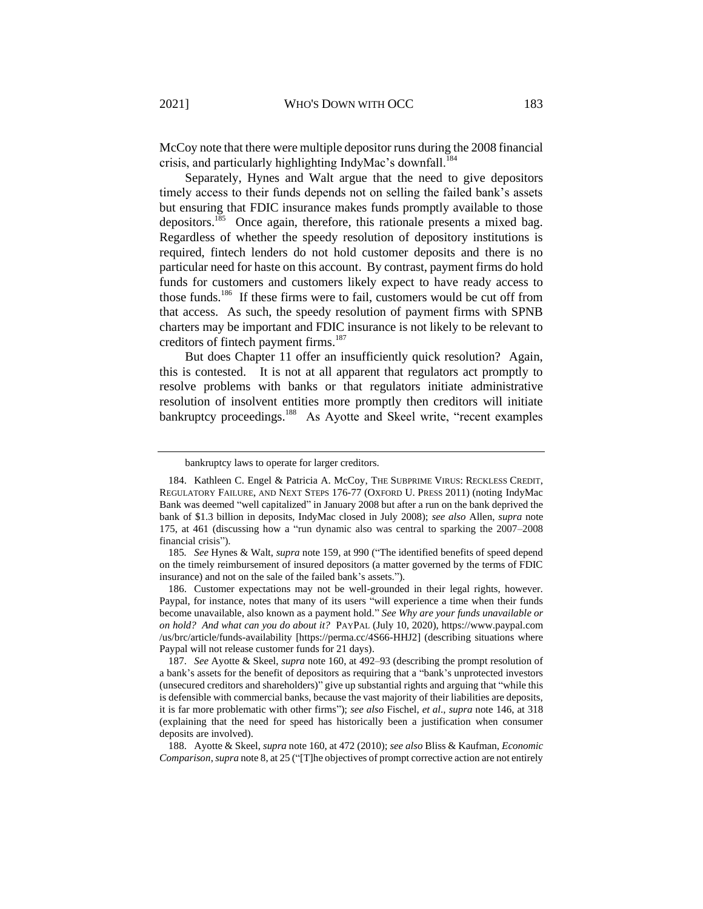McCoy note that there were multiple depositor runs during the 2008 financial crisis, and particularly highlighting IndyMac's downfall.[184]

Separately, Hynes and Walt argue that the need to give depositors timely access to their funds depends not on selling the failed bank's assets but ensuring that FDIC insurance makes funds promptly available to those depositors.[185] Once again, therefore, this rationale presents a mixed bag. Regardless of whether the speedy resolution of depository institutions is required, fintech lenders do not hold customer deposits and there is no particular need for haste on this account. By contrast, payment firms do hold funds for customers and customers likely expect to have ready access to those funds.[186] If these firms were to fail, customers would be cut off from that access. As such, the speedy resolution of payment firms with SPNB charters may be important and FDIC insurance is not likely to be relevant to creditors of fintech payment firms.[187]

But does Chapter 11 offer an insufficiently quick resolution? Again, this is contested. It is not at all apparent that regulators act promptly to resolve problems with banks or that regulators initiate administrative resolution of insolvent entities more promptly then creditors will initiate bankruptcy proceedings.[188] As Ayotte and Skeel write, "recent examples

---

bankruptcy laws to operate for larger creditors.

184. Kathleen C. Engel & Patricia A. McCoy, THE SUBPRIME VIRUS: RECKLESS CREDIT, REGULATORY FAILURE, AND NEXT STEPS 176-77 (OXFORD U. PRESS 2011) (noting IndyMac Bank was deemed "well capitalized" in January 2008 but after a run on the bank deprived the bank of $1.3 billion in deposits, IndyMac closed in July 2008); *see also* Allen, *supra* note 175, at 461 (discussing how a "run dynamic also was central to sparking the 2007–2008 financial crisis").

185. *See* Hynes & Walt, *supra* note 159, at 990 ("The identified benefits of speed depend on the timely reimbursement of insured depositors (a matter governed by the terms of FDIC insurance) and not on the sale of the failed bank's assets.").

186. Customer expectations may not be well-grounded in their legal rights, however. Paypal, for instance, notes that many of its users "will experience a time when their funds become unavailable, also known as a payment hold." *See Why are your funds unavailable or on hold? And what can you do about it?* PAYPAL (July 10, 2020), https://www.paypal.com/us/brc/article/funds-availability [https://perma.cc/4S66-HHJ2] (describing situations where Paypal will not release customer funds for 21 days).

187. *See* Ayotte & Skeel, *supra* note 160, at 492–93 (describing the prompt resolution of a bank's assets for the benefit of depositors as requiring that a "bank's unprotected investors (unsecured creditors and shareholders)" give up substantial rights and arguing that "while this is defensible with commercial banks, because the vast majority of their liabilities are deposits, it is far more problematic with other firms"); *see also* Fischel, *et al*., *supra* note 146, at 318 (explaining that the need for speed has historically been a justification when consumer deposits are involved).

188. Ayotte & Skeel, *supra* note 160, at 472 (2010); *see also* Bliss & Kaufman, *Economic Comparison*, *supra* note 8, at 25 ("[T]he objectives of prompt corrective action are not entirely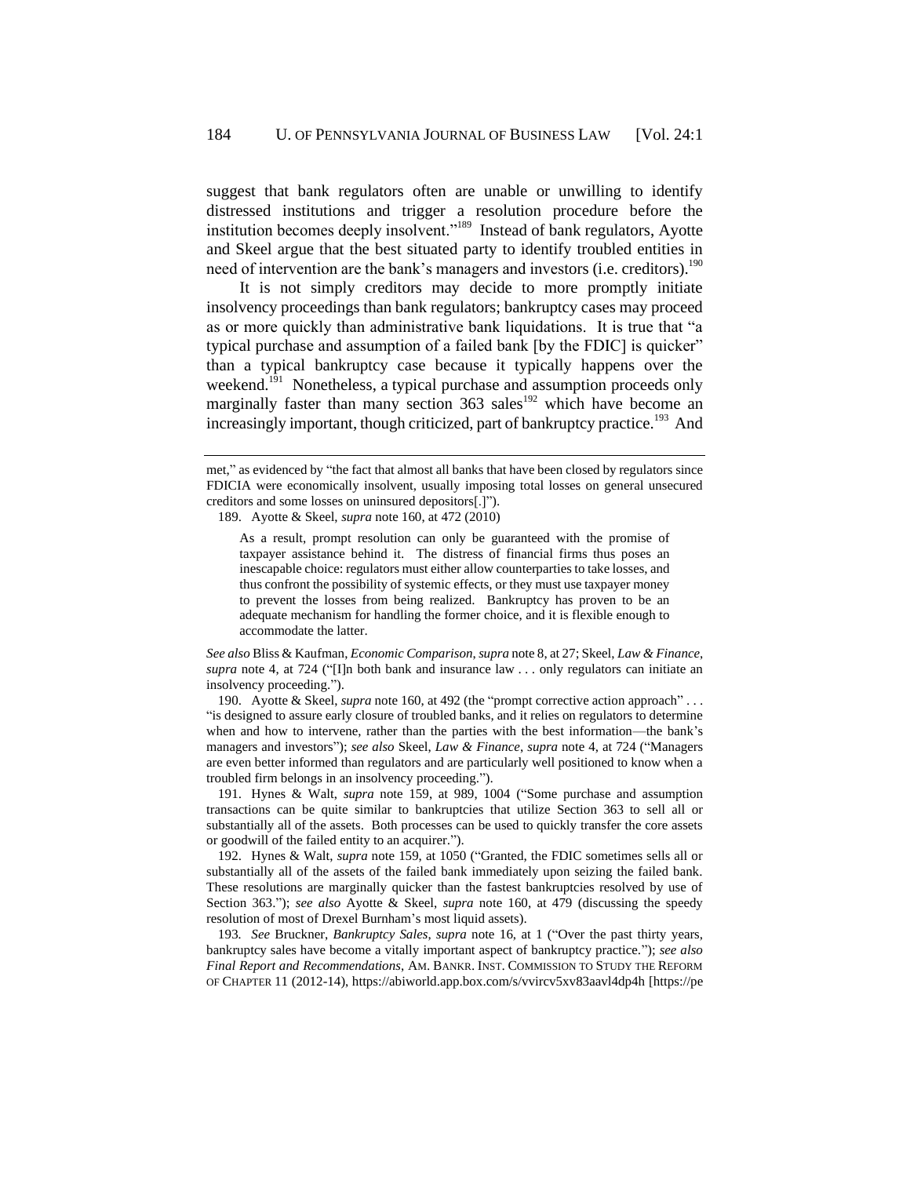suggest that bank regulators often are unable or unwilling to identify distressed institutions and trigger a resolution procedure before the institution becomes deeply insolvent."[189] Instead of bank regulators, Ayotte and Skeel argue that the best situated party to identify troubled entities in need of intervention are the bank's managers and investors (i.e. creditors).[190]

It is not simply creditors may decide to more promptly initiate insolvency proceedings than bank regulators; bankruptcy cases may proceed as or more quickly than administrative bank liquidations. It is true that "a typical purchase and assumption of a failed bank [by the FDIC] is quicker" than a typical bankruptcy case because it typically happens over the weekend.[191] Nonetheless, a typical purchase and assumption proceeds only marginally faster than many section 363 sales[192] which have become an increasingly important, though criticized, part of bankruptcy practice.[193] And

---

met," as evidenced by "the fact that almost all banks that have been closed by regulators since FDICIA were economically insolvent, usually imposing total losses on general unsecured creditors and some losses on uninsured depositors[.]").

189. Ayotte & Skeel, *supra* note 160, at 472 (2010)

> As a result, prompt resolution can only be guaranteed with the promise of taxpayer assistance behind it. The distress of financial firms thus poses an inescapable choice: regulators must either allow counterparties to take losses, and thus confront the possibility of systemic effects, or they must use taxpayer money to prevent the losses from being realized. Bankruptcy has proven to be an adequate mechanism for handling the former choice, and it is flexible enough to accommodate the latter.

*See also* Bliss & Kaufman, *Economic Comparison*, *supra* note 8, at 27; Skeel, *Law & Finance*, *supra* note 4, at 724 ("[I]n both bank and insurance law . . . only regulators can initiate an insolvency proceeding.").

190. Ayotte & Skeel, *supra* note 160, at 492 (the "prompt corrective action approach" . . . "is designed to assure early closure of troubled banks, and it relies on regulators to determine when and how to intervene, rather than the parties with the best information—the bank's managers and investors"); *see also* Skeel, *Law & Finance*, *supra* note 4, at 724 ("Managers are even better informed than regulators and are particularly well positioned to know when a troubled firm belongs in an insolvency proceeding.").

191. Hynes & Walt, *supra* note 159, at 989, 1004 ("Some purchase and assumption transactions can be quite similar to bankruptcies that utilize Section 363 to sell all or substantially all of the assets. Both processes can be used to quickly transfer the core assets or goodwill of the failed entity to an acquirer.").

192. Hynes & Walt, *supra* note 159, at 1050 ("Granted, the FDIC sometimes sells all or substantially all of the assets of the failed bank immediately upon seizing the failed bank. These resolutions are marginally quicker than the fastest bankruptcies resolved by use of Section 363."); *see also* Ayotte & Skeel, *supra* note 160, at 479 (discussing the speedy resolution of most of Drexel Burnham's most liquid assets).

193. *See* Bruckner, *Bankruptcy Sales*, *supra* note 16, at 1 ("Over the past thirty years, bankruptcy sales have become a vitally important aspect of bankruptcy practice."); *see also* *Final Report and Recommendations*, AM. BANKR. INST. COMMISSION TO STUDY THE REFORM OF CHAPTER 11 (2012-14), https://abiworld.app.box.com/s/vvircv5xv83aavl4dp4h [https://pe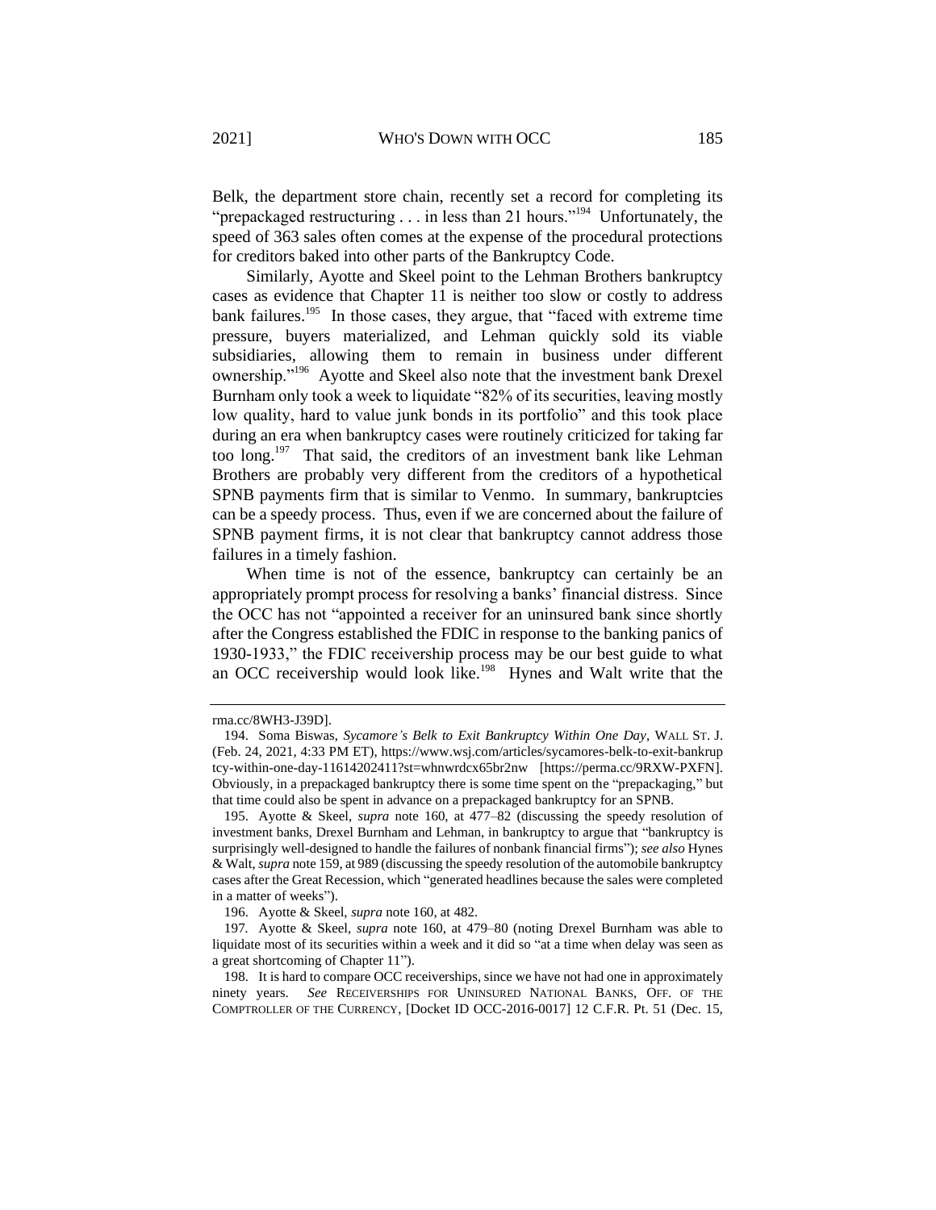Belk, the department store chain, recently set a record for completing its "prepackaged restructuring . . . in less than 21 hours."[194] Unfortunately, the speed of 363 sales often comes at the expense of the procedural protections for creditors baked into other parts of the Bankruptcy Code.

Similarly, Ayotte and Skeel point to the Lehman Brothers bankruptcy cases as evidence that Chapter 11 is neither too slow or costly to address bank failures.[195] In those cases, they argue, that "faced with extreme time pressure, buyers materialized, and Lehman quickly sold its viable subsidiaries, allowing them to remain in business under different ownership."[196] Ayotte and Skeel also note that the investment bank Drexel Burnham only took a week to liquidate "82% of its securities, leaving mostly low quality, hard to value junk bonds in its portfolio" and this took place during an era when bankruptcy cases were routinely criticized for taking far too long.[197] That said, the creditors of an investment bank like Lehman Brothers are probably very different from the creditors of a hypothetical SPNB payments firm that is similar to Venmo. In summary, bankruptcies can be a speedy process. Thus, even if we are concerned about the failure of SPNB payment firms, it is not clear that bankruptcy cannot address those failures in a timely fashion.

When time is not of the essence, bankruptcy can certainly be an appropriately prompt process for resolving a banks' financial distress. Since the OCC has not "appointed a receiver for an uninsured bank since shortly after the Congress established the FDIC in response to the banking panics of 1930-1933," the FDIC receivership process may be our best guide to what an OCC receivership would look like.[198] Hynes and Walt write that the

---

rma.cc/8WH3-J39D].

194. Soma Biswas, *Sycamore's Belk to Exit Bankruptcy Within One Day*, WALL ST. J. (Feb. 24, 2021, 4:33 PM ET), https://www.wsj.com/articles/sycamores-belk-to-exit-bankruptcy-within-one-day-11614202411?st=whnwrdcx65br2nw [https://perma.cc/9RXW-PXFN]. Obviously, in a prepackaged bankruptcy there is some time spent on the "prepackaging," but that time could also be spent in advance on a prepackaged bankruptcy for an SPNB.

195. Ayotte & Skeel, *supra* note 160, at 477–82 (discussing the speedy resolution of investment banks, Drexel Burnham and Lehman, in bankruptcy to argue that "bankruptcy is surprisingly well-designed to handle the failures of nonbank financial firms"); *see also* Hynes & Walt, *supra* note 159, at 989 (discussing the speedy resolution of the automobile bankruptcy cases after the Great Recession, which "generated headlines because the sales were completed in a matter of weeks").

196. Ayotte & Skeel, *supra* note 160, at 482.

197. Ayotte & Skeel, *supra* note 160, at 479–80 (noting Drexel Burnham was able to liquidate most of its securities within a week and it did so "at a time when delay was seen as a great shortcoming of Chapter 11").

198. It is hard to compare OCC receiverships, since we have not had one in approximately ninety years. *See* RECEIVERSHIPS FOR UNINSURED NATIONAL BANKS, OFF. OF THE COMPTROLLER OF THE CURRENCY, [Docket ID OCC-2016-0017] 12 C.F.R. Pt. 51 (Dec. 15,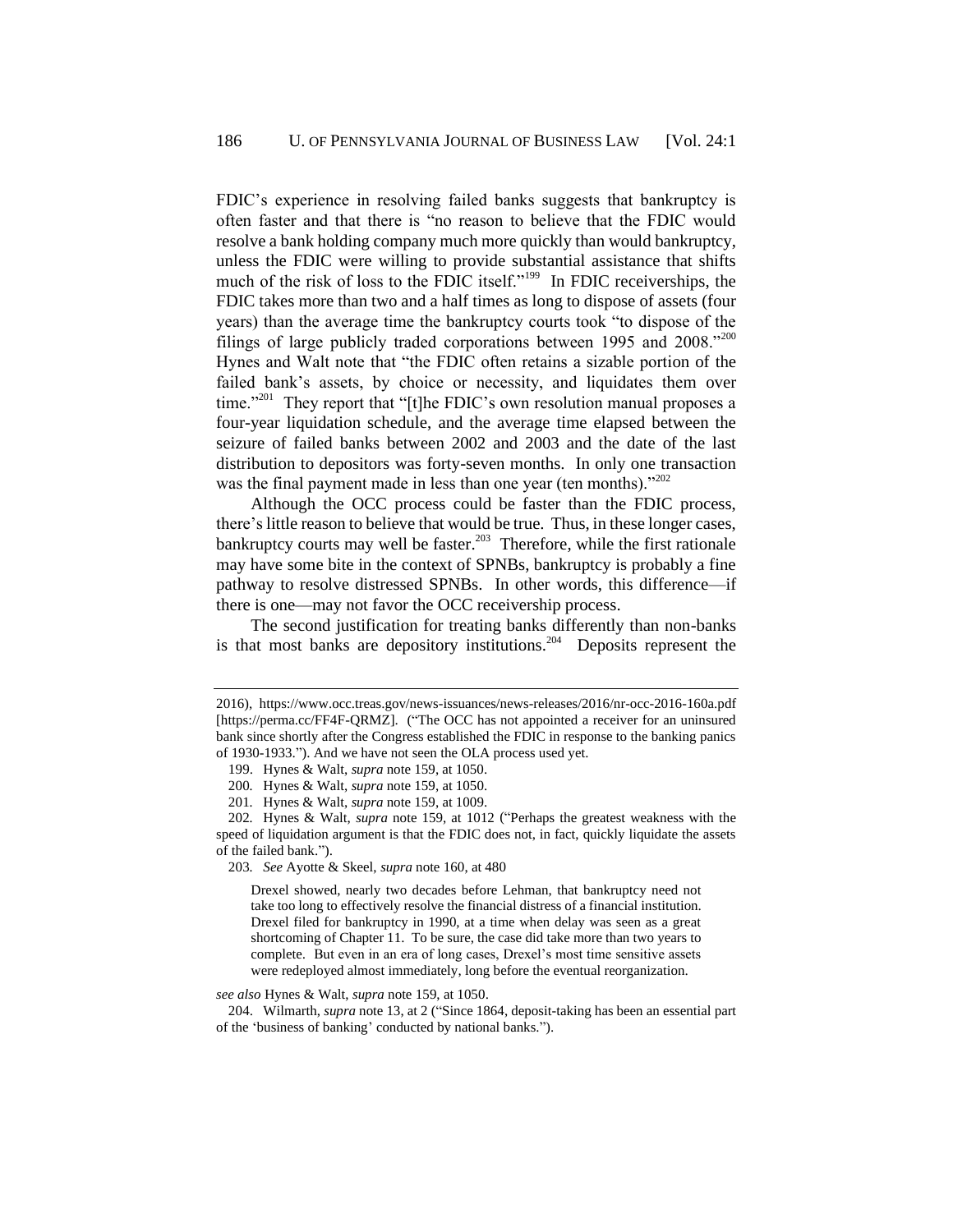FDIC's experience in resolving failed banks suggests that bankruptcy is often faster and that there is "no reason to believe that the FDIC would resolve a bank holding company much more quickly than would bankruptcy, unless the FDIC were willing to provide substantial assistance that shifts much of the risk of loss to the FDIC itself."[199] In FDIC receiverships, the FDIC takes more than two and a half times as long to dispose of assets (four years) than the average time the bankruptcy courts took "to dispose of the filings of large publicly traded corporations between 1995 and 2008."[200] Hynes and Walt note that "the FDIC often retains a sizable portion of the failed bank's assets, by choice or necessity, and liquidates them over time."[201] They report that "[t]he FDIC's own resolution manual proposes a four-year liquidation schedule, and the average time elapsed between the seizure of failed banks between 2002 and 2003 and the date of the last distribution to depositors was forty-seven months. In only one transaction was the final payment made in less than one year (ten months)."[202]

Although the OCC process could be faster than the FDIC process, there's little reason to believe that would be true. Thus, in these longer cases, bankruptcy courts may well be faster.[203] Therefore, while the first rationale may have some bite in the context of SPNBs, bankruptcy is probably a fine pathway to resolve distressed SPNBs. In other words, this difference—if there is one—may not favor the OCC receivership process.

The second justification for treating banks differently than non-banks is that most banks are depository institutions.[204] Deposits represent the

---

2016), https://www.occ.treas.gov/news-issuances/news-releases/2016/nr-occ-2016-160a.pdf [https://perma.cc/FF4F-QRMZ]. ("The OCC has not appointed a receiver for an uninsured bank since shortly after the Congress established the FDIC in response to the banking panics of 1930-1933."). And we have not seen the OLA process used yet.

199. Hynes & Walt, *supra* note 159, at 1050.

200. Hynes & Walt, *supra* note 159, at 1050.

201. Hynes & Walt, *supra* note 159, at 1009.

202. Hynes & Walt, *supra* note 159, at 1012 ("Perhaps the greatest weakness with the speed of liquidation argument is that the FDIC does not, in fact, quickly liquidate the assets of the failed bank.").

203. *See* Ayotte & Skeel, *supra* note 160, at 480

> Drexel showed, nearly two decades before Lehman, that bankruptcy need not take too long to effectively resolve the financial distress of a financial institution. Drexel filed for bankruptcy in 1990, at a time when delay was seen as a great shortcoming of Chapter 11. To be sure, the case did take more than two years to complete. But even in an era of long cases, Drexel's most time sensitive assets were redeployed almost immediately, long before the eventual reorganization.

*see also* Hynes & Walt, *supra* note 159, at 1050.

204. Wilmarth, *supra* note 13, at 2 ("Since 1864, deposit-taking has been an essential part of the 'business of banking' conducted by national banks.").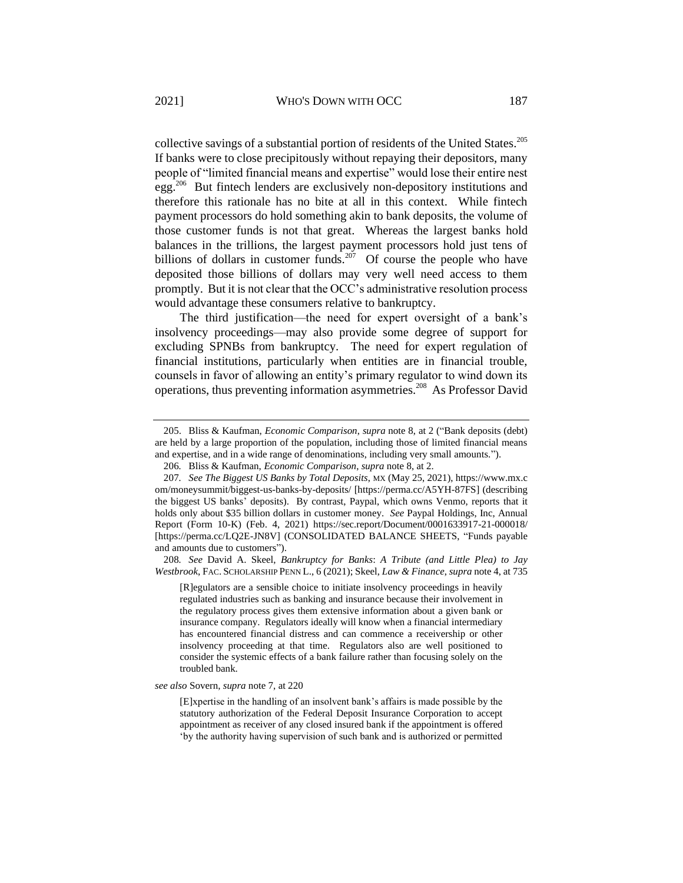collective savings of a substantial portion of residents of the United States.[205] If banks were to close precipitously without repaying their depositors, many people of "limited financial means and expertise" would lose their entire nest egg.[206] But fintech lenders are exclusively non-depository institutions and therefore this rationale has no bite at all in this context. While fintech payment processors do hold something akin to bank deposits, the volume of those customer funds is not that great. Whereas the largest banks hold balances in the trillions, the largest payment processors hold just tens of billions of dollars in customer funds.[207] Of course the people who have deposited those billions of dollars may very well need access to them promptly. But it is not clear that the OCC's administrative resolution process would advantage these consumers relative to bankruptcy.

The third justification—the need for expert oversight of a bank's insolvency proceedings—may also provide some degree of support for excluding SPNBs from bankruptcy. The need for expert regulation of financial institutions, particularly when entities are in financial trouble, counsels in favor of allowing an entity's primary regulator to wind down its operations, thus preventing information asymmetries.[208] As Professor David

---

205. Bliss & Kaufman, *Economic Comparison*, *supra* note 8, at 2 ("Bank deposits (debt) are held by a large proportion of the population, including those of limited financial means and expertise, and in a wide range of denominations, including very small amounts.").

206. Bliss & Kaufman, *Economic Comparison*, *supra* note 8, at 2.

207. *See The Biggest US Banks by Total Deposits*, MX (May 25, 2021), https://www.mx.com/moneysummit/biggest-us-banks-by-deposits/ [https://perma.cc/A5YH-87FS] (describing the biggest US banks' deposits). By contrast, Paypal, which owns Venmo, reports that it holds only about $35 billion dollars in customer money. *See* Paypal Holdings, Inc, Annual Report (Form 10-K) (Feb. 4, 2021) https://sec.report/Document/0001633917-21-000018/ [https://perma.cc/LQ2E-JN8V] (CONSOLIDATED BALANCE SHEETS, "Funds payable and amounts due to customers").

208. *See* David A. Skeel, *Bankruptcy for Banks*: *A Tribute (and Little Plea) to Jay Westbrook*, FAC. SCHOLARSHIP PENN L., 6 (2021); Skeel, *Law & Finance*, *supra* note 4, at 735

> [R]egulators are a sensible choice to initiate insolvency proceedings in heavily regulated industries such as banking and insurance because their involvement in the regulatory process gives them extensive information about a given bank or insurance company. Regulators ideally will know when a financial intermediary has encountered financial distress and can commence a receivership or other insolvency proceeding at that time. Regulators also are well positioned to consider the systemic effects of a bank failure rather than focusing solely on the troubled bank.

*see also* Sovern, *supra* note 7, at 220

> [E]xpertise in the handling of an insolvent bank's affairs is made possible by the statutory authorization of the Federal Deposit Insurance Corporation to accept appointment as receiver of any closed insured bank if the appointment is offered 'by the authority having supervision of such bank and is authorized or permitted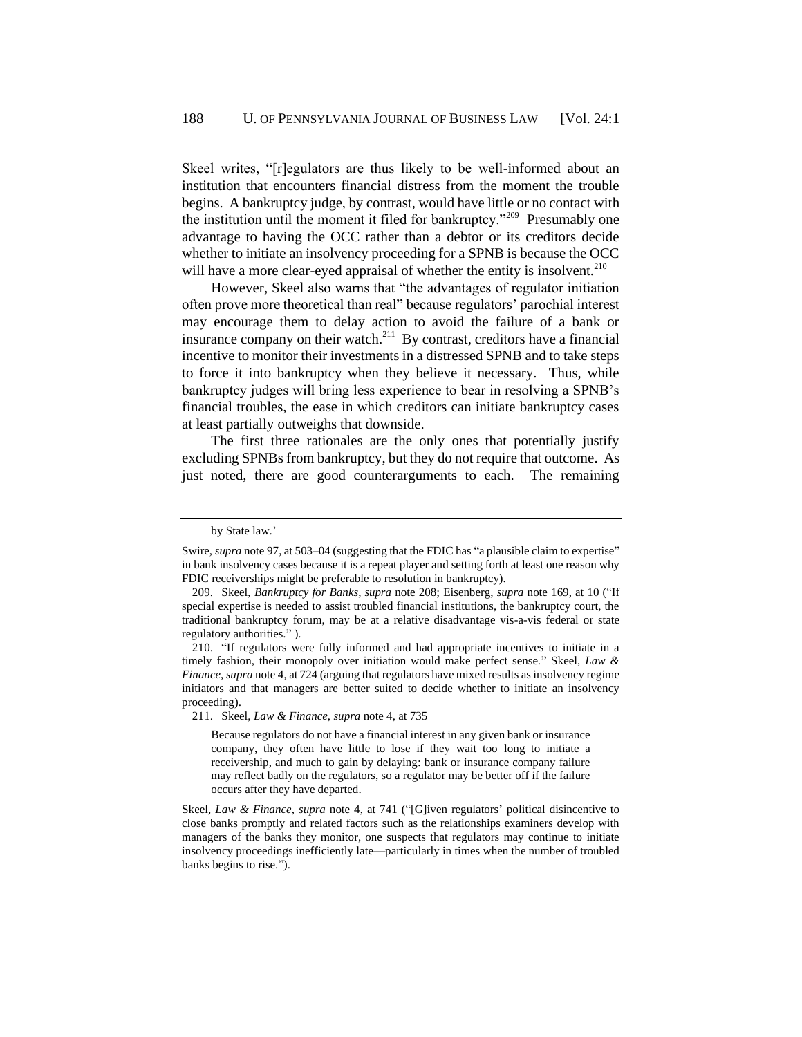Skeel writes, "[r]egulators are thus likely to be well-informed about an institution that encounters financial distress from the moment the trouble begins. A bankruptcy judge, by contrast, would have little or no contact with the institution until the moment it filed for bankruptcy."[209] Presumably one advantage to having the OCC rather than a debtor or its creditors decide whether to initiate an insolvency proceeding for a SPNB is because the OCC will have a more clear-eyed appraisal of whether the entity is insolvent.[210]

However, Skeel also warns that "the advantages of regulator initiation often prove more theoretical than real" because regulators' parochial interest may encourage them to delay action to avoid the failure of a bank or insurance company on their watch.[211] By contrast, creditors have a financial incentive to monitor their investments in a distressed SPNB and to take steps to force it into bankruptcy when they believe it necessary. Thus, while bankruptcy judges will bring less experience to bear in resolving a SPNB's financial troubles, the ease in which creditors can initiate bankruptcy cases at least partially outweighs that downside.

The first three rationales are the only ones that potentially justify excluding SPNBs from bankruptcy, but they do not require that outcome. As just noted, there are good counterarguments to each. The remaining

---

by State law.'

Swire, *supra* note 97, at 503–04 (suggesting that the FDIC has "a plausible claim to expertise" in bank insolvency cases because it is a repeat player and setting forth at least one reason why FDIC receiverships might be preferable to resolution in bankruptcy).

209. Skeel, *Bankruptcy for Banks*, *supra* note 208; Eisenberg, *supra* note 169, at 10 ("If special expertise is needed to assist troubled financial institutions, the bankruptcy court, the traditional bankruptcy forum, may be at a relative disadvantage vis-a-vis federal or state regulatory authorities." ).

210. "If regulators were fully informed and had appropriate incentives to initiate in a timely fashion, their monopoly over initiation would make perfect sense." Skeel, *Law & Finance*, *supra* note 4, at 724 (arguing that regulators have mixed results as insolvency regime initiators and that managers are better suited to decide whether to initiate an insolvency proceeding).

211. Skeel, *Law & Finance*, *supra* note 4, at 735

> Because regulators do not have a financial interest in any given bank or insurance company, they often have little to lose if they wait too long to initiate a receivership, and much to gain by delaying: bank or insurance company failure may reflect badly on the regulators, so a regulator may be better off if the failure occurs after they have departed.

Skeel, *Law & Finance*, *supra* note 4, at 741 ("[G]iven regulators' political disincentive to close banks promptly and related factors such as the relationships examiners develop with managers of the banks they monitor, one suspects that regulators may continue to initiate insolvency proceedings inefficiently late—particularly in times when the number of troubled banks begins to rise.").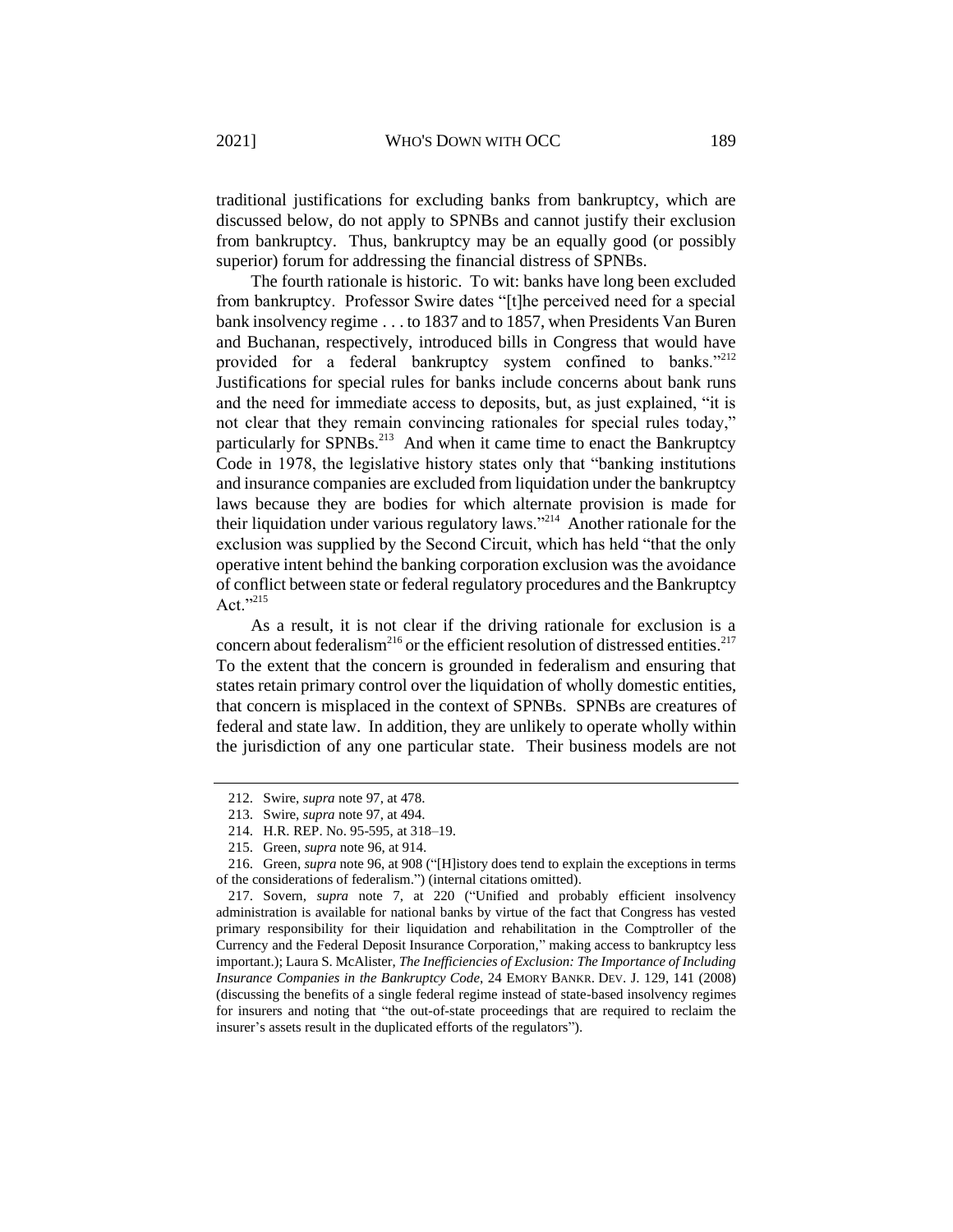traditional justifications for excluding banks from bankruptcy, which are discussed below, do not apply to SPNBs and cannot justify their exclusion from bankruptcy. Thus, bankruptcy may be an equally good (or possibly superior) forum for addressing the financial distress of SPNBs.

The fourth rationale is historic. To wit: banks have long been excluded from bankruptcy. Professor Swire dates "[t]he perceived need for a special bank insolvency regime . . . to 1837 and to 1857, when Presidents Van Buren and Buchanan, respectively, introduced bills in Congress that would have provided for a federal bankruptcy system confined to banks."[212] Justifications for special rules for banks include concerns about bank runs and the need for immediate access to deposits, but, as just explained, "it is not clear that they remain convincing rationales for special rules today," particularly for SPNBs.[213] And when it came time to enact the Bankruptcy Code in 1978, the legislative history states only that "banking institutions and insurance companies are excluded from liquidation under the bankruptcy laws because they are bodies for which alternate provision is made for their liquidation under various regulatory laws."[214] Another rationale for the exclusion was supplied by the Second Circuit, which has held "that the only operative intent behind the banking corporation exclusion was the avoidance of conflict between state or federal regulatory procedures and the Bankruptcy Act."[215]

As a result, it is not clear if the driving rationale for exclusion is a concern about federalism[216] or the efficient resolution of distressed entities.[217] To the extent that the concern is grounded in federalism and ensuring that states retain primary control over the liquidation of wholly domestic entities, that concern is misplaced in the context of SPNBs. SPNBs are creatures of federal and state law. In addition, they are unlikely to operate wholly within the jurisdiction of any one particular state. Their business models are not

---

212. Swire, *supra* note 97, at 478.

213. Swire, *supra* note 97, at 494.

214. H.R. REP. No. 95-595, at 318–19.

215. Green, *supra* note 96, at 914.

216. Green, *supra* note 96, at 908 ("[H]istory does tend to explain the exceptions in terms of the considerations of federalism.") (internal citations omitted).

217. Sovern, *supra* note 7, at 220 ("Unified and probably efficient insolvency administration is available for national banks by virtue of the fact that Congress has vested primary responsibility for their liquidation and rehabilitation in the Comptroller of the Currency and the Federal Deposit Insurance Corporation," making access to bankruptcy less important.); Laura S. McAlister, *The Inefficiencies of Exclusion: The Importance of Including Insurance Companies in the Bankruptcy Code*, 24 EMORY BANKR. DEV. J. 129, 141 (2008) (discussing the benefits of a single federal regime instead of state-based insolvency regimes for insurers and noting that "the out-of-state proceedings that are required to reclaim the insurer's assets result in the duplicated efforts of the regulators").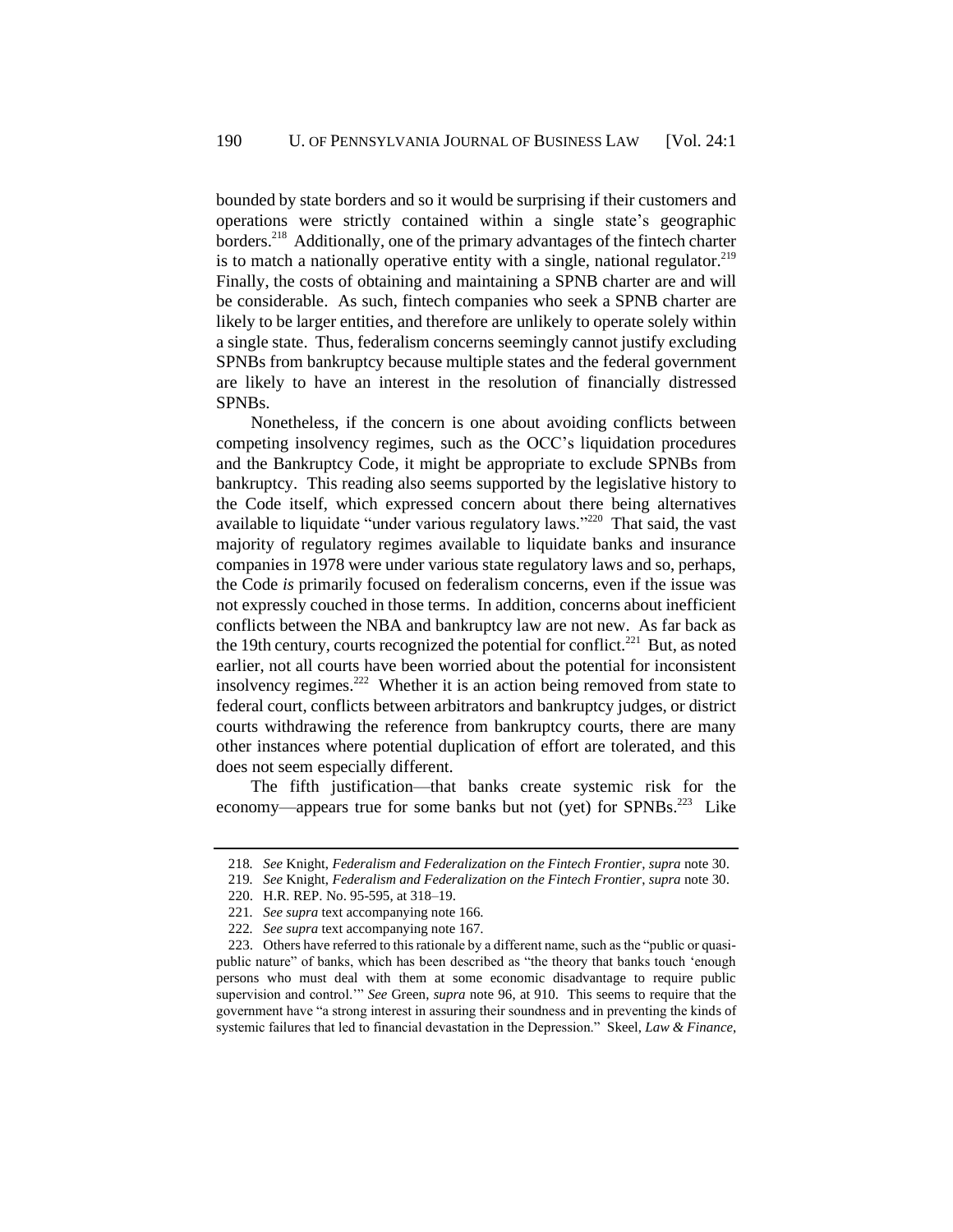bounded by state borders and so it would be surprising if their customers and operations were strictly contained within a single state's geographic borders.[218] Additionally, one of the primary advantages of the fintech charter is to match a nationally operative entity with a single, national regulator.[219] Finally, the costs of obtaining and maintaining a SPNB charter are and will be considerable. As such, fintech companies who seek a SPNB charter are likely to be larger entities, and therefore are unlikely to operate solely within a single state. Thus, federalism concerns seemingly cannot justify excluding SPNBs from bankruptcy because multiple states and the federal government are likely to have an interest in the resolution of financially distressed SPNBs.

Nonetheless, if the concern is one about avoiding conflicts between competing insolvency regimes, such as the OCC's liquidation procedures and the Bankruptcy Code, it might be appropriate to exclude SPNBs from bankruptcy. This reading also seems supported by the legislative history to the Code itself, which expressed concern about there being alternatives available to liquidate "under various regulatory laws."[220] That said, the vast majority of regulatory regimes available to liquidate banks and insurance companies in 1978 were under various state regulatory laws and so, perhaps, the Code *is* primarily focused on federalism concerns, even if the issue was not expressly couched in those terms. In addition, concerns about inefficient conflicts between the NBA and bankruptcy law are not new. As far back as the 19th century, courts recognized the potential for conflict.[221] But, as noted earlier, not all courts have been worried about the potential for inconsistent insolvency regimes.[222] Whether it is an action being removed from state to federal court, conflicts between arbitrators and bankruptcy judges, or district courts withdrawing the reference from bankruptcy courts, there are many other instances where potential duplication of effort are tolerated, and this does not seem especially different.

The fifth justification—that banks create systemic risk for the economy—appears true for some banks but not (yet) for SPNBs.[223] Like

---

218. *See* Knight, *Federalism and Federalization on the Fintech Frontier*, *supra* note 30.

219. *See* Knight, *Federalism and Federalization on the Fintech Frontier*, *supra* note 30.

220. H.R. REP. No. 95-595, at 318–19.

221. *See supra* text accompanying note 166.

222. *See supra* text accompanying note 167.

223. Others have referred to this rationale by a different name, such as the "public or quasi-public nature" of banks, which has been described as "the theory that banks touch 'enough persons who must deal with them at some economic disadvantage to require public supervision and control.'" *See* Green, *supra* note 96, at 910. This seems to require that the government have "a strong interest in assuring their soundness and in preventing the kinds of systemic failures that led to financial devastation in the Depression." Skeel, *Law & Finance*,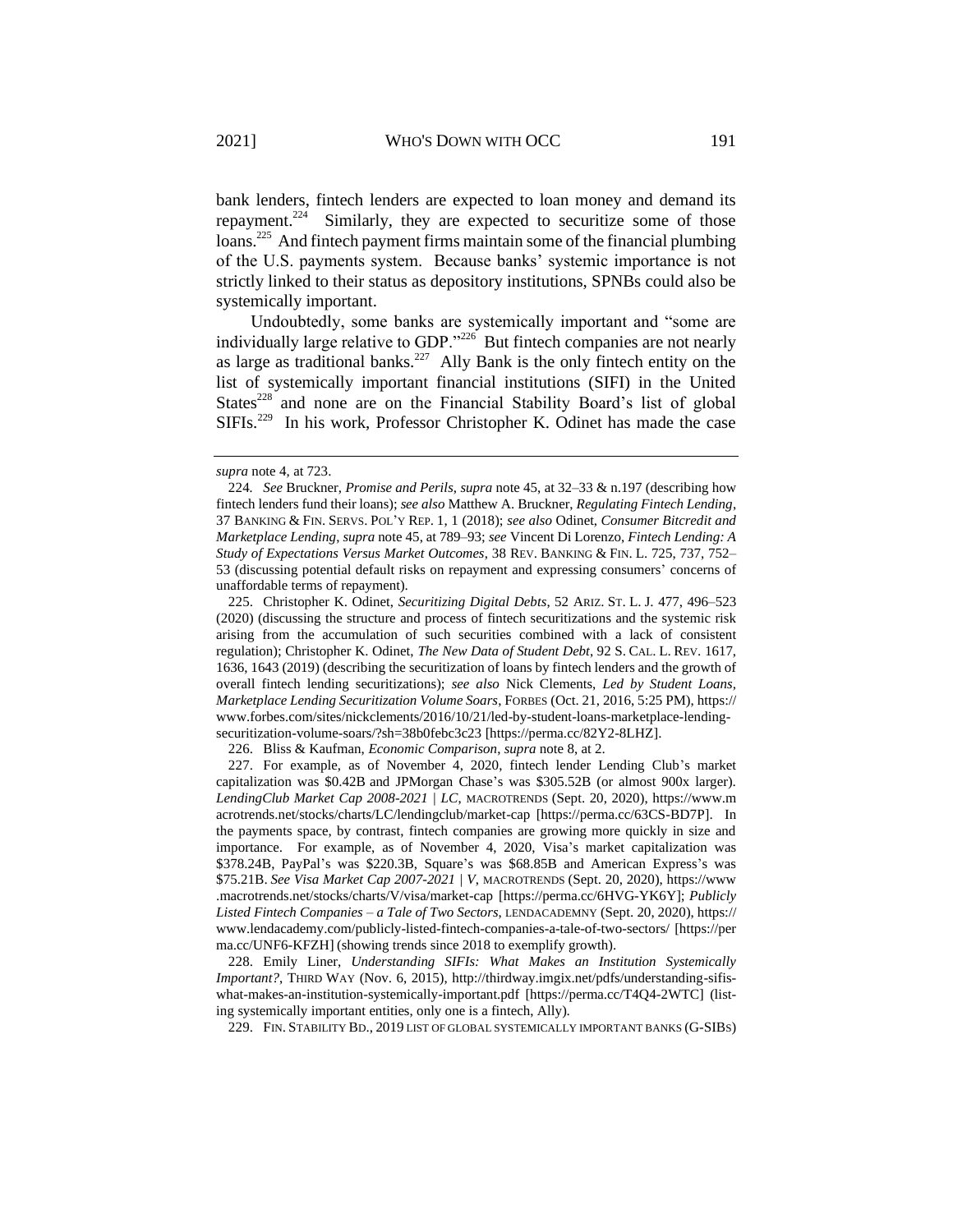bank lenders, fintech lenders are expected to loan money and demand its repayment.[224] Similarly, they are expected to securitize some of those loans.[225] And fintech payment firms maintain some of the financial plumbing of the U.S. payments system. Because banks' systemic importance is not strictly linked to their status as depository institutions, SPNBs could also be systemically important.

Undoubtedly, some banks are systemically important and "some are individually large relative to GDP."[226] But fintech companies are not nearly as large as traditional banks.[227] Ally Bank is the only fintech entity on the list of systemically important financial institutions (SIFI) in the United States[228] and none are on the Financial Stability Board's list of global SIFIs.[229] In his work, Professor Christopher K. Odinet has made the case

---

*supra* note 4, at 723.

224. *See* Bruckner, *Promise and Perils*, *supra* note 45, at 32–33 & n.197 (describing how fintech lenders fund their loans); *see also* Matthew A. Bruckner, *Regulating Fintech Lending*, 37 BANKING & FIN. SERVS. POL'Y REP. 1, 1 (2018); *see also* Odinet, *Consumer Bitcredit and Marketplace Lending*, *supra* note 45, at 789–93; *see* Vincent Di Lorenzo, *Fintech Lending: A Study of Expectations Versus Market Outcomes*, 38 REV. BANKING & FIN. L. 725, 737, 752–53 (discussing potential default risks on repayment and expressing consumers' concerns of unaffordable terms of repayment).

225. Christopher K. Odinet, *Securitizing Digital Debts*, 52 ARIZ. ST. L. J. 477, 496–523 (2020) (discussing the structure and process of fintech securitizations and the systemic risk arising from the accumulation of such securities combined with a lack of consistent regulation); Christopher K. Odinet, *The New Data of Student Debt*, 92 S. CAL. L. REV. 1617, 1636, 1643 (2019) (describing the securitization of loans by fintech lenders and the growth of overall fintech lending securitizations); *see also* Nick Clements, *Led by Student Loans, Marketplace Lending Securitization Volume Soars*, FORBES (Oct. 21, 2016, 5:25 PM), https://www.forbes.com/sites/nickclements/2016/10/21/led-by-student-loans-marketplace-lending-securitization-volume-soars/?sh=38b0febc3c23 [https://perma.cc/82Y2-8LHZ].

226. Bliss & Kaufman, *Economic Comparison*, *supra* note 8, at 2.

227. For example, as of November 4, 2020, fintech lender Lending Club's market capitalization was \$0.42B and JPMorgan Chase's was \$305.52B (or almost 900x larger). *LendingClub Market Cap 2008-2021 | LC*, MACROTRENDS (Sept. 20, 2020), https://www.macrotrends.net/stocks/charts/LC/lendingclub/market-cap [https://perma.cc/63CS-BD7P]. In the payments space, by contrast, fintech companies are growing more quickly in size and importance. For example, as of November 4, 2020, Visa's market capitalization was \$378.24B, PayPal's was \$220.3B, Square's was \$68.85B and American Express's was \$75.21B. *See Visa Market Cap 2007-2021 | V*, MACROTRENDS (Sept. 20, 2020), https://www.macrotrends.net/stocks/charts/V/visa/market-cap [https://perma.cc/6HVG-YK6Y]; *Publicly Listed Fintech Companies – a Tale of Two Sectors*, LENDACADEMNY (Sept. 20, 2020), https://www.lendacademy.com/publicly-listed-fintech-companies-a-tale-of-two-sectors/ [https://perma.cc/UNF6-KFZH] (showing trends since 2018 to exemplify growth).

228. Emily Liner, *Understanding SIFIs: What Makes an Institution Systemically Important?*, THIRD WAY (Nov. 6, 2015), http://thirdway.imgix.net/pdfs/understanding-sifis-what-makes-an-institution-systemically-important.pdf [https://perma.cc/T4Q4-2WTC] (listing systemically important entities, only one is a fintech, Ally).

229. FIN. STABILITY BD., 2019 LIST OF GLOBAL SYSTEMICALLY IMPORTANT BANKS (G-SIBS)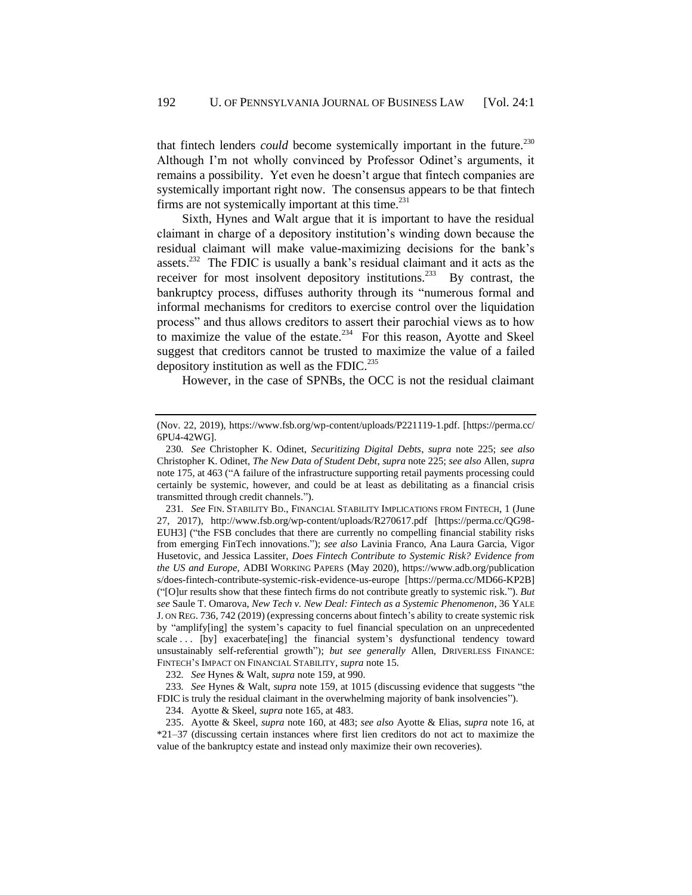that fintech lenders *could* become systemically important in the future.[230] Although I'm not wholly convinced by Professor Odinet's arguments, it remains a possibility. Yet even he doesn't argue that fintech companies are systemically important right now. The consensus appears to be that fintech firms are not systemically important at this time.[231]

Sixth, Hynes and Walt argue that it is important to have the residual claimant in charge of a depository institution's winding down because the residual claimant will make value-maximizing decisions for the bank's assets.[232] The FDIC is usually a bank's residual claimant and it acts as the receiver for most insolvent depository institutions.[233] By contrast, the bankruptcy process, diffuses authority through its "numerous formal and informal mechanisms for creditors to exercise control over the liquidation process" and thus allows creditors to assert their parochial views as to how to maximize the value of the estate.[234] For this reason, Ayotte and Skeel suggest that creditors cannot be trusted to maximize the value of a failed depository institution as well as the FDIC.[235]

However, in the case of SPNBs, the OCC is not the residual claimant

---

(Nov. 22, 2019), https://www.fsb.org/wp-content/uploads/P221119-1.pdf. [https://perma.cc/6PU4-42WG].

230. *See* Christopher K. Odinet, *Securitizing Digital Debts*, *supra* note 225; *see also* Christopher K. Odinet, *The New Data of Student Debt*, *supra* note 225; *see also* Allen, *supra* note 175, at 463 ("A failure of the infrastructure supporting retail payments processing could certainly be systemic, however, and could be at least as debilitating as a financial crisis transmitted through credit channels.").

231. *See* FIN. STABILITY BD., FINANCIAL STABILITY IMPLICATIONS FROM FINTECH, 1 (June 27, 2017), http://www.fsb.org/wp-content/uploads/R270617.pdf [https://perma.cc/QG98-EUH3] ("the FSB concludes that there are currently no compelling financial stability risks from emerging FinTech innovations."); *see also* Lavinia Franco, Ana Laura Garcia, Vigor Husetovic, and Jessica Lassiter, *Does Fintech Contribute to Systemic Risk? Evidence from the US and Europe,* ADBI WORKING PAPERS (May 2020), https://www.adb.org/publications/does-fintech-contribute-systemic-risk-evidence-us-europe [https://perma.cc/MD66-KP2B] ("[O]ur results show that these fintech firms do not contribute greatly to systemic risk."). *But see* Saule T. Omarova, *New Tech v. New Deal: Fintech as a Systemic Phenomenon*, 36 YALE J. ON REG. 736, 742 (2019) (expressing concerns about fintech's ability to create systemic risk by "amplify[ing] the system's capacity to fuel financial speculation on an unprecedented scale . . . [by] exacerbate[ing] the financial system's dysfunctional tendency toward unsustainably self-referential growth"); *but see generally* Allen, DRIVERLESS FINANCE: FINTECH'S IMPACT ON FINANCIAL STABILITY, *supra* note 15.

232. *See* Hynes & Walt, *supra* note 159, at 990.

233. *See* Hynes & Walt, *supra* note 159, at 1015 (discussing evidence that suggests "the FDIC is truly the residual claimant in the overwhelming majority of bank insolvencies").

234. Ayotte & Skeel, *supra* note 165, at 483.

235. Ayotte & Skeel, *supra* note 160, at 483; *see also* Ayotte & Elias, *supra* note 16, at *21–37 (discussing certain instances where first lien creditors do not act to maximize the value of the bankruptcy estate and instead only maximize their own recoveries).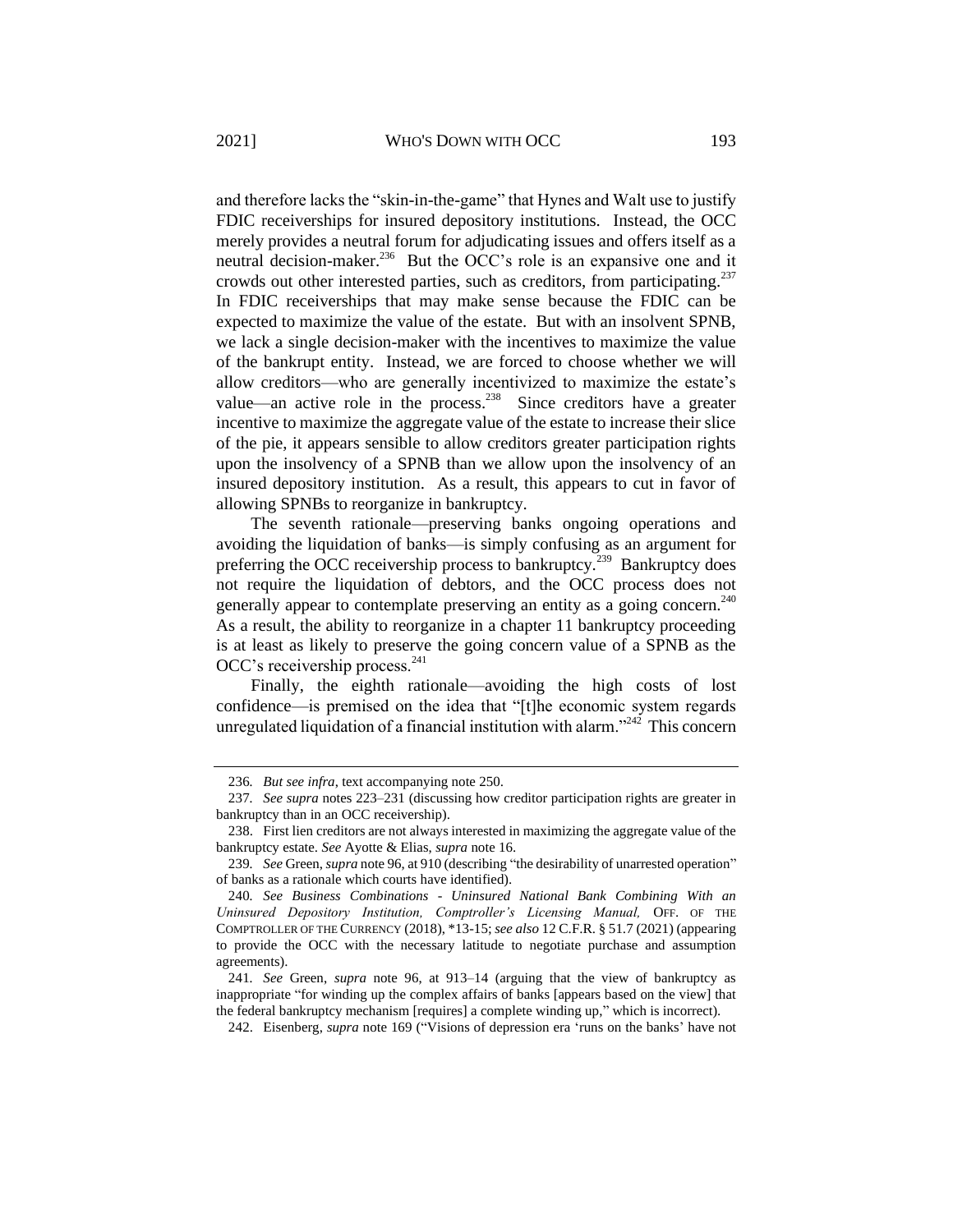and therefore lacks the "skin-in-the-game" that Hynes and Walt use to justify FDIC receiverships for insured depository institutions. Instead, the OCC merely provides a neutral forum for adjudicating issues and offers itself as a neutral decision-maker.[236] But the OCC's role is an expansive one and it crowds out other interested parties, such as creditors, from participating.[237] In FDIC receiverships that may make sense because the FDIC can be expected to maximize the value of the estate. But with an insolvent SPNB, we lack a single decision-maker with the incentives to maximize the value of the bankrupt entity. Instead, we are forced to choose whether we will allow creditors—who are generally incentivized to maximize the estate's value—an active role in the process.[238] Since creditors have a greater incentive to maximize the aggregate value of the estate to increase their slice of the pie, it appears sensible to allow creditors greater participation rights upon the insolvency of a SPNB than we allow upon the insolvency of an insured depository institution. As a result, this appears to cut in favor of allowing SPNBs to reorganize in bankruptcy.

The seventh rationale—preserving banks ongoing operations and avoiding the liquidation of banks—is simply confusing as an argument for preferring the OCC receivership process to bankruptcy.[239] Bankruptcy does not require the liquidation of debtors, and the OCC process does not generally appear to contemplate preserving an entity as a going concern.[240] As a result, the ability to reorganize in a chapter 11 bankruptcy proceeding is at least as likely to preserve the going concern value of a SPNB as the OCC's receivership process.[241]

Finally, the eighth rationale—avoiding the high costs of lost confidence—is premised on the idea that "[t]he economic system regards unregulated liquidation of a financial institution with alarm."[242] This concern

---

236. *But see infra*, text accompanying note 250.

237. *See supra* notes 223–231 (discussing how creditor participation rights are greater in bankruptcy than in an OCC receivership).

238. First lien creditors are not always interested in maximizing the aggregate value of the bankruptcy estate. *See* Ayotte & Elias, *supra* note 16.

239. *See* Green, *supra* note 96, at 910 (describing "the desirability of unarrested operation" of banks as a rationale which courts have identified).

240. *See Business Combinations - Uninsured National Bank Combining With an Uninsured Depository Institution, Comptroller's Licensing Manual,* OFF. OF THE COMPTROLLER OF THE CURRENCY (2018), *13-15; *see also* 12 C.F.R. § 51.7 (2021) (appearing to provide the OCC with the necessary latitude to negotiate purchase and assumption agreements).

241. *See* Green, *supra* note 96, at 913–14 (arguing that the view of bankruptcy as inappropriate "for winding up the complex affairs of banks [appears based on the view] that the federal bankruptcy mechanism [requires] a complete winding up," which is incorrect).

242. Eisenberg, *supra* note 169 ("Visions of depression era 'runs on the banks' have not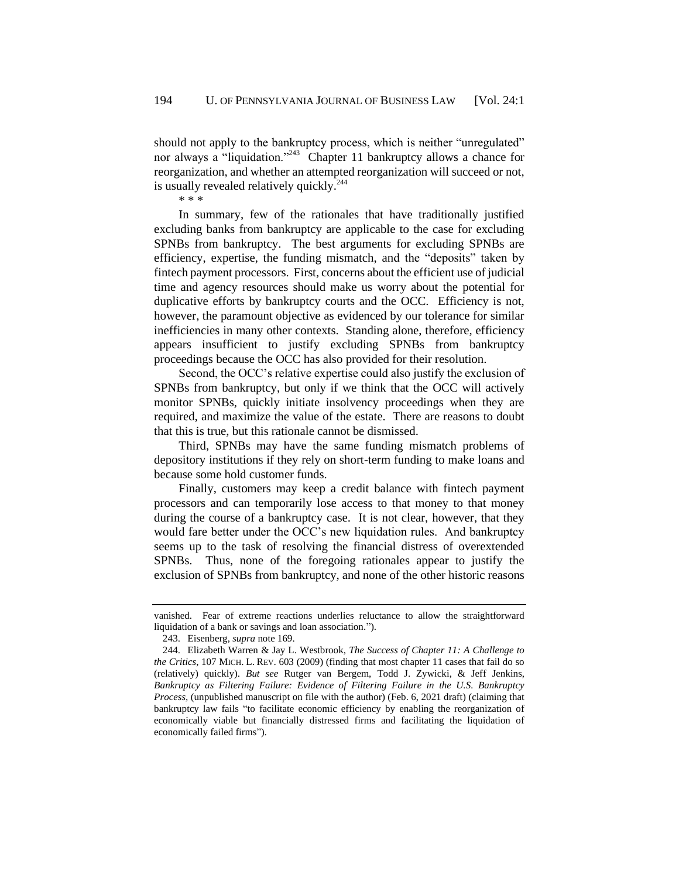should not apply to the bankruptcy process, which is neither "unregulated" nor always a "liquidation."[243] Chapter 11 bankruptcy allows a chance for reorganization, and whether an attempted reorganization will succeed or not, is usually revealed relatively quickly.[244]

\* \* \*

In summary, few of the rationales that have traditionally justified excluding banks from bankruptcy are applicable to the case for excluding SPNBs from bankruptcy. The best arguments for excluding SPNBs are efficiency, expertise, the funding mismatch, and the "deposits" taken by fintech payment processors. First, concerns about the efficient use of judicial time and agency resources should make us worry about the potential for duplicative efforts by bankruptcy courts and the OCC. Efficiency is not, however, the paramount objective as evidenced by our tolerance for similar inefficiencies in many other contexts. Standing alone, therefore, efficiency appears insufficient to justify excluding SPNBs from bankruptcy proceedings because the OCC has also provided for their resolution.

Second, the OCC's relative expertise could also justify the exclusion of SPNBs from bankruptcy, but only if we think that the OCC will actively monitor SPNBs, quickly initiate insolvency proceedings when they are required, and maximize the value of the estate. There are reasons to doubt that this is true, but this rationale cannot be dismissed.

Third, SPNBs may have the same funding mismatch problems of depository institutions if they rely on short-term funding to make loans and because some hold customer funds.

Finally, customers may keep a credit balance with fintech payment processors and can temporarily lose access to that money to that money during the course of a bankruptcy case. It is not clear, however, that they would fare better under the OCC's new liquidation rules. And bankruptcy seems up to the task of resolving the financial distress of overextended SPNBs. Thus, none of the foregoing rationales appear to justify the exclusion of SPNBs from bankruptcy, and none of the other historic reasons

---

vanished. Fear of extreme reactions underlies reluctance to allow the straightforward liquidation of a bank or savings and loan association.").

243. Eisenberg, *supra* note 169.

244. Elizabeth Warren & Jay L. Westbrook, *The Success of Chapter 11: A Challenge to the Critics*, 107 MICH. L. REV. 603 (2009) (finding that most chapter 11 cases that fail do so (relatively) quickly). *But see* Rutger van Bergem, Todd J. Zywicki, & Jeff Jenkins, *Bankruptcy as Filtering Failure: Evidence of Filtering Failure in the U.S. Bankruptcy Process*, (unpublished manuscript on file with the author) (Feb. 6, 2021 draft) (claiming that bankruptcy law fails "to facilitate economic efficiency by enabling the reorganization of economically viable but financially distressed firms and facilitating the liquidation of economically failed firms").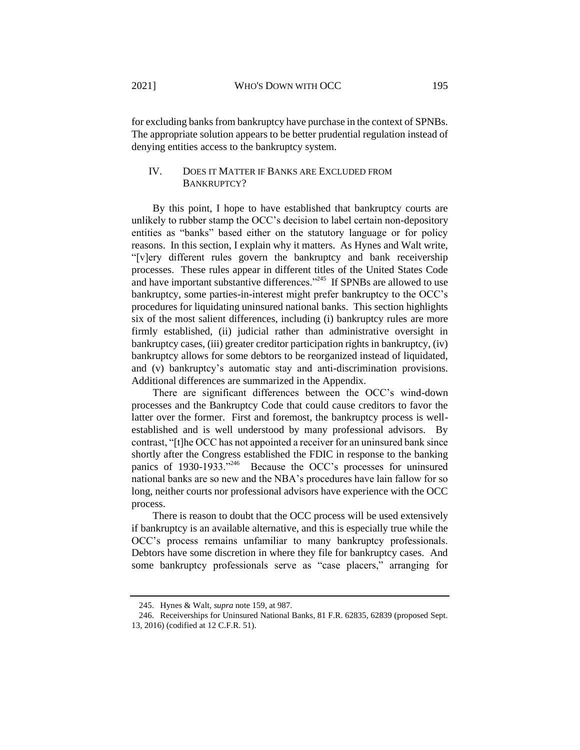for excluding banks from bankruptcy have purchase in the context of SPNBs. The appropriate solution appears to be better prudential regulation instead of denying entities access to the bankruptcy system.

## IV. DOES IT MATTER IF BANKS ARE EXCLUDED FROM BANKRUPTCY?

By this point, I hope to have established that bankruptcy courts are unlikely to rubber stamp the OCC's decision to label certain non-depository entities as "banks" based either on the statutory language or for policy reasons. In this section, I explain why it matters. As Hynes and Walt write, "[v]ery different rules govern the bankruptcy and bank receivership processes. These rules appear in different titles of the United States Code and have important substantive differences."[245] If SPNBs are allowed to use bankruptcy, some parties-in-interest might prefer bankruptcy to the OCC's procedures for liquidating uninsured national banks. This section highlights six of the most salient differences, including (i) bankruptcy rules are more firmly established, (ii) judicial rather than administrative oversight in bankruptcy cases, (iii) greater creditor participation rights in bankruptcy, (iv) bankruptcy allows for some debtors to be reorganized instead of liquidated, and (v) bankruptcy's automatic stay and anti-discrimination provisions. Additional differences are summarized in the Appendix.

There are significant differences between the OCC's wind-down processes and the Bankruptcy Code that could cause creditors to favor the latter over the former. First and foremost, the bankruptcy process is well-established and is well understood by many professional advisors. By contrast, "[t]he OCC has not appointed a receiver for an uninsured bank since shortly after the Congress established the FDIC in response to the banking panics of 1930-1933."[246] Because the OCC's processes for uninsured national banks are so new and the NBA's procedures have lain fallow for so long, neither courts nor professional advisors have experience with the OCC process.

There is reason to doubt that the OCC process will be used extensively if bankruptcy is an available alternative, and this is especially true while the OCC's process remains unfamiliar to many bankruptcy professionals. Debtors have some discretion in where they file for bankruptcy cases. And some bankruptcy professionals serve as "case placers," arranging for

---

245. Hynes & Walt, *supra* note 159, at 987.

246. Receiverships for Uninsured National Banks, 81 F.R. 62835, 62839 (proposed Sept. 13, 2016) (codified at 12 C.F.R. 51).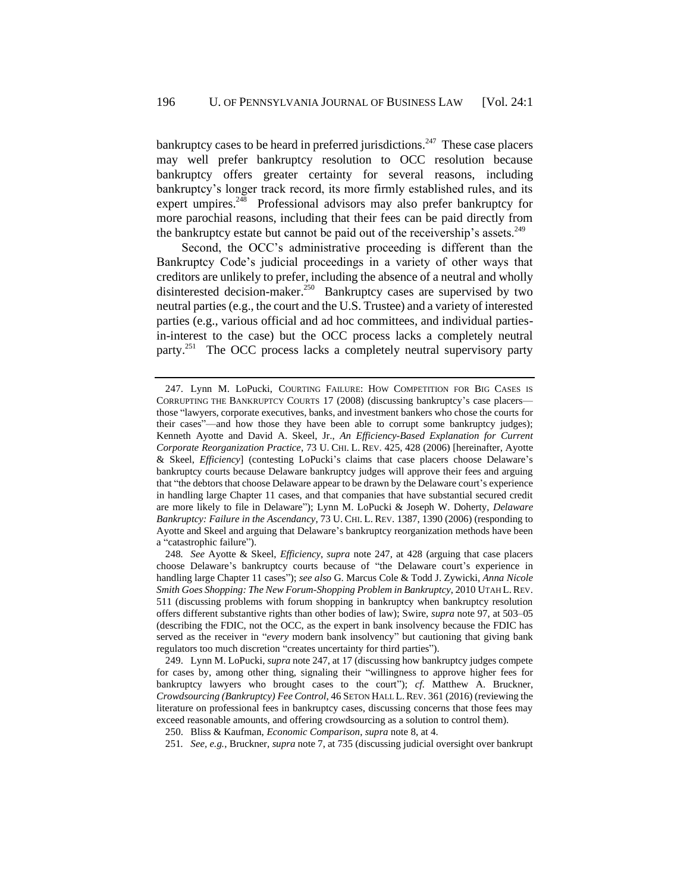bankruptcy cases to be heard in preferred jurisdictions.[247] These case placers may well prefer bankruptcy resolution to OCC resolution because bankruptcy offers greater certainty for several reasons, including bankruptcy's longer track record, its more firmly established rules, and its expert umpires.[248] Professional advisors may also prefer bankruptcy for more parochial reasons, including that their fees can be paid directly from the bankruptcy estate but cannot be paid out of the receivership's assets.[249]

Second, the OCC's administrative proceeding is different than the Bankruptcy Code's judicial proceedings in a variety of other ways that creditors are unlikely to prefer, including the absence of a neutral and wholly disinterested decision-maker.[250] Bankruptcy cases are supervised by two neutral parties (e.g., the court and the U.S. Trustee) and a variety of interested parties (e.g., various official and ad hoc committees, and individual parties-in-interest to the case) but the OCC process lacks a completely neutral party.[251] The OCC process lacks a completely neutral supervisory party

---

247. Lynn M. LoPucki, COURTING FAILURE: HOW COMPETITION FOR BIG CASES IS CORRUPTING THE BANKRUPTCY COURTS 17 (2008) (discussing bankruptcy's case placers—those "lawyers, corporate executives, banks, and investment bankers who chose the courts for their cases"—and how those they have been able to corrupt some bankruptcy judges); Kenneth Ayotte and David A. Skeel, Jr., *An Efficiency-Based Explanation for Current Corporate Reorganization Practice*, 73 U. CHI. L. REV. 425, 428 (2006) [hereinafter, Ayotte & Skeel, *Efficiency*] (contesting LoPucki's claims that case placers choose Delaware's bankruptcy courts because Delaware bankruptcy judges will approve their fees and arguing that "the debtors that choose Delaware appear to be drawn by the Delaware court's experience in handling large Chapter 11 cases, and that companies that have substantial secured credit are more likely to file in Delaware"); Lynn M. LoPucki & Joseph W. Doherty, *Delaware Bankruptcy: Failure in the Ascendancy*, 73 U. CHI. L. REV. 1387, 1390 (2006) (responding to Ayotte and Skeel and arguing that Delaware's bankruptcy reorganization methods have been a "catastrophic failure").

248. *See* Ayotte & Skeel, *Efficiency*, *supra* note 247, at 428 (arguing that case placers choose Delaware's bankruptcy courts because of "the Delaware court's experience in handling large Chapter 11 cases"); *see also* G. Marcus Cole & Todd J. Zywicki, *Anna Nicole Smith Goes Shopping: The New Forum-Shopping Problem in Bankruptcy*, 2010 UTAH L. REV. 511 (discussing problems with forum shopping in bankruptcy when bankruptcy resolution offers different substantive rights than other bodies of law); Swire, *supra* note 97, at 503–05 (describing the FDIC, not the OCC, as the expert in bank insolvency because the FDIC has served as the receiver in "*every* modern bank insolvency" but cautioning that giving bank regulators too much discretion "creates uncertainty for third parties").

249. Lynn M. LoPucki, *supra* note 247, at 17 (discussing how bankruptcy judges compete for cases by, among other thing, signaling their "willingness to approve higher fees for bankruptcy lawyers who brought cases to the court"); *cf.* Matthew A. Bruckner, *Crowdsourcing (Bankruptcy) Fee Control*, 46 SETON HALL L. REV. 361 (2016) (reviewing the literature on professional fees in bankruptcy cases, discussing concerns that those fees may exceed reasonable amounts, and offering crowdsourcing as a solution to control them).

250. Bliss & Kaufman, *Economic Comparison*, *supra* note 8, at 4.

251. *See, e.g.*, Bruckner, *supra* note 7, at 735 (discussing judicial oversight over bankrupt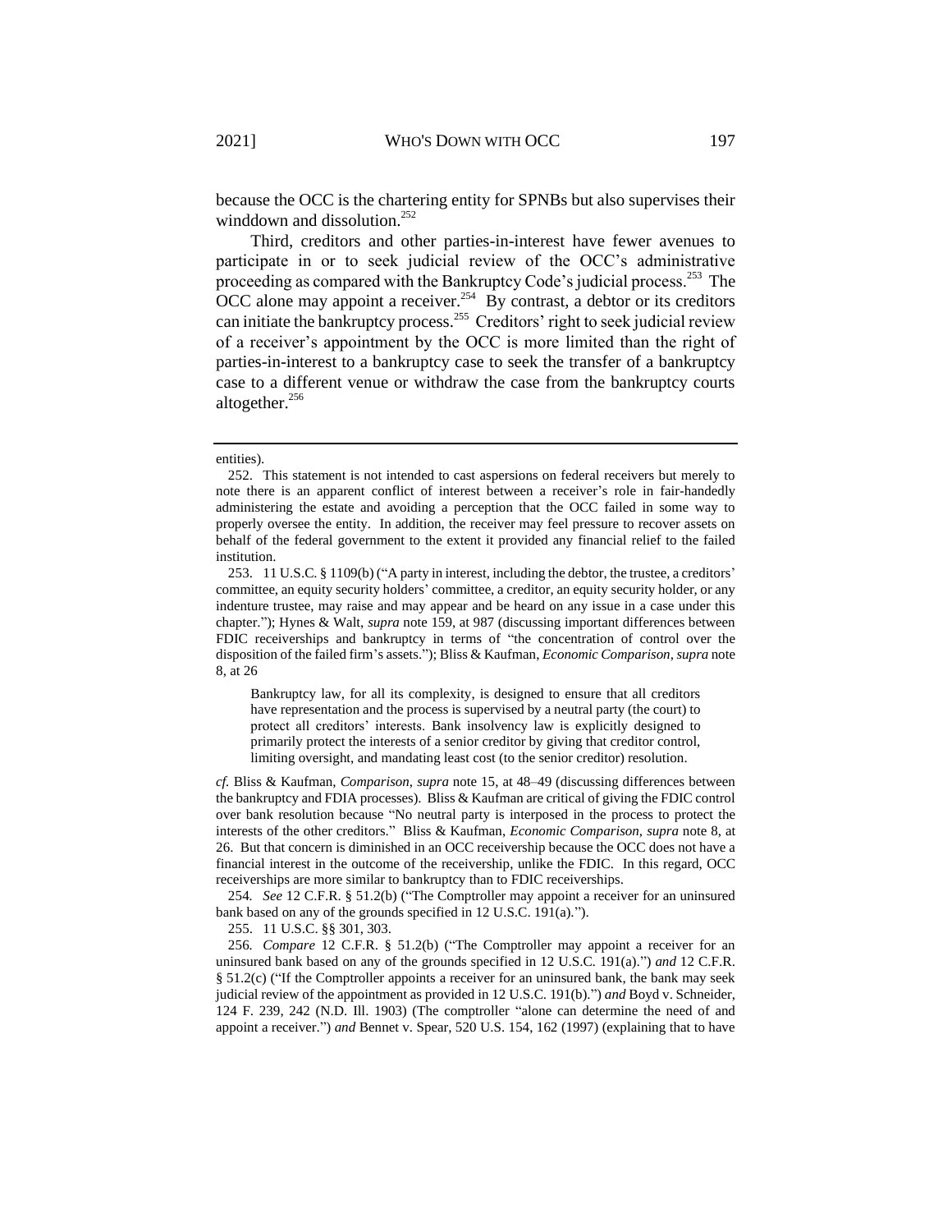because the OCC is the chartering entity for SPNBs but also supervises their winddown and dissolution.[252]

Third, creditors and other parties-in-interest have fewer avenues to participate in or to seek judicial review of the OCC's administrative proceeding as compared with the Bankruptcy Code's judicial process.[253] The OCC alone may appoint a receiver.[254] By contrast, a debtor or its creditors can initiate the bankruptcy process.[255] Creditors' right to seek judicial review of a receiver's appointment by the OCC is more limited than the right of parties-in-interest to a bankruptcy case to seek the transfer of a bankruptcy case to a different venue or withdraw the case from the bankruptcy courts altogether.[256]

---

entities).

252. This statement is not intended to cast aspersions on federal receivers but merely to note there is an apparent conflict of interest between a receiver's role in fair-handedly administering the estate and avoiding a perception that the OCC failed in some way to properly oversee the entity. In addition, the receiver may feel pressure to recover assets on behalf of the federal government to the extent it provided any financial relief to the failed institution.

253. 11 U.S.C. § 1109(b) ("A party in interest, including the debtor, the trustee, a creditors' committee, an equity security holders' committee, a creditor, an equity security holder, or any indenture trustee, may raise and may appear and be heard on any issue in a case under this chapter."); Hynes & Walt, *supra* note 159, at 987 (discussing important differences between FDIC receiverships and bankruptcy in terms of "the concentration of control over the disposition of the failed firm's assets."); Bliss & Kaufman, *Economic Comparison*, *supra* note 8, at 26

> Bankruptcy law, for all its complexity, is designed to ensure that all creditors have representation and the process is supervised by a neutral party (the court) to protect all creditors' interests. Bank insolvency law is explicitly designed to primarily protect the interests of a senior creditor by giving that creditor control, limiting oversight, and mandating least cost (to the senior creditor) resolution.

*cf.* Bliss & Kaufman, *Comparison, supra* note 15, at 48–49 (discussing differences between the bankruptcy and FDIA processes). Bliss & Kaufman are critical of giving the FDIC control over bank resolution because "No neutral party is interposed in the process to protect the interests of the other creditors." Bliss & Kaufman, *Economic Comparison*, *supra* note 8, at 26. But that concern is diminished in an OCC receivership because the OCC does not have a financial interest in the outcome of the receivership, unlike the FDIC. In this regard, OCC receiverships are more similar to bankruptcy than to FDIC receiverships.

254. *See* 12 C.F.R. § 51.2(b) ("The Comptroller may appoint a receiver for an uninsured bank based on any of the grounds specified in 12 U.S.C. 191(a).").

255. 11 U.S.C. §§ 301, 303.

256. *Compare* 12 C.F.R. § 51.2(b) ("The Comptroller may appoint a receiver for an uninsured bank based on any of the grounds specified in 12 U.S.C. 191(a).") *and* 12 C.F.R. § 51.2(c) ("If the Comptroller appoints a receiver for an uninsured bank, the bank may seek judicial review of the appointment as provided in 12 U.S.C. 191(b).") *and* Boyd v. Schneider, 124 F. 239, 242 (N.D. Ill. 1903) (The comptroller "alone can determine the need of and appoint a receiver.") *and* Bennet v. Spear, 520 U.S. 154, 162 (1997) (explaining that to have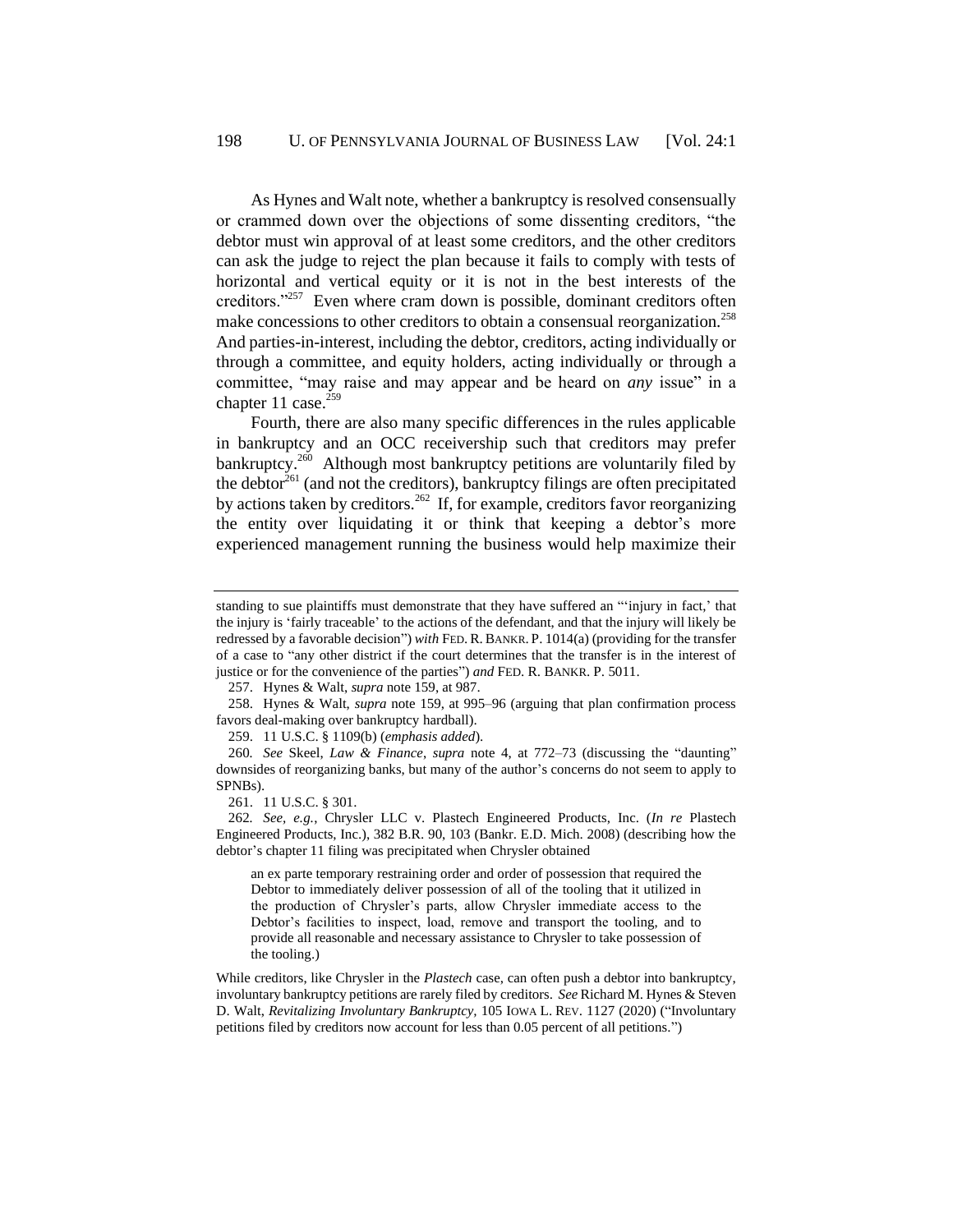As Hynes and Walt note, whether a bankruptcy is resolved consensually or crammed down over the objections of some dissenting creditors, "the debtor must win approval of at least some creditors, and the other creditors can ask the judge to reject the plan because it fails to comply with tests of horizontal and vertical equity or it is not in the best interests of the creditors."[257] Even where cram down is possible, dominant creditors often make concessions to other creditors to obtain a consensual reorganization.[258] And parties-in-interest, including the debtor, creditors, acting individually or through a committee, and equity holders, acting individually or through a committee, "may raise and may appear and be heard on *any* issue" in a chapter 11 case.[259]

Fourth, there are also many specific differences in the rules applicable in bankruptcy and an OCC receivership such that creditors may prefer bankruptcy.[260] Although most bankruptcy petitions are voluntarily filed by the debtor[261] (and not the creditors), bankruptcy filings are often precipitated by actions taken by creditors.[262] If, for example, creditors favor reorganizing the entity over liquidating it or think that keeping a debtor's more experienced management running the business would help maximize their

---

standing to sue plaintiffs must demonstrate that they have suffered an "'injury in fact,' that the injury is 'fairly traceable' to the actions of the defendant, and that the injury will likely be redressed by a favorable decision") *with* FED. R. BANKR. P. 1014(a) (providing for the transfer of a case to "any other district if the court determines that the transfer is in the interest of justice or for the convenience of the parties") *and* FED. R. BANKR. P. 5011.

257. Hynes & Walt, *supra* note 159, at 987.

258. Hynes & Walt, *supra* note 159, at 995–96 (arguing that plan confirmation process favors deal-making over bankruptcy hardball).

259. 11 U.S.C. § 1109(b) (*emphasis added*).

260. *See* Skeel, *Law & Finance*, *supra* note 4, at 772–73 (discussing the "daunting" downsides of reorganizing banks, but many of the author's concerns do not seem to apply to SPNBs).

261. 11 U.S.C. § 301.

262. *See, e.g.*, Chrysler LLC v. Plastech Engineered Products, Inc. (*In re* Plastech Engineered Products, Inc.), 382 B.R. 90, 103 (Bankr. E.D. Mich. 2008) (describing how the debtor's chapter 11 filing was precipitated when Chrysler obtained

> an ex parte temporary restraining order and order of possession that required the Debtor to immediately deliver possession of all of the tooling that it utilized in the production of Chrysler's parts, allow Chrysler immediate access to the Debtor's facilities to inspect, load, remove and transport the tooling, and to provide all reasonable and necessary assistance to Chrysler to take possession of the tooling.)

While creditors, like Chrysler in the *Plastech* case, can often push a debtor into bankruptcy, involuntary bankruptcy petitions are rarely filed by creditors. *See* Richard M. Hynes & Steven D. Walt, *Revitalizing Involuntary Bankruptcy*, 105 IOWA L. REV. 1127 (2020) ("Involuntary petitions filed by creditors now account for less than 0.05 percent of all petitions.")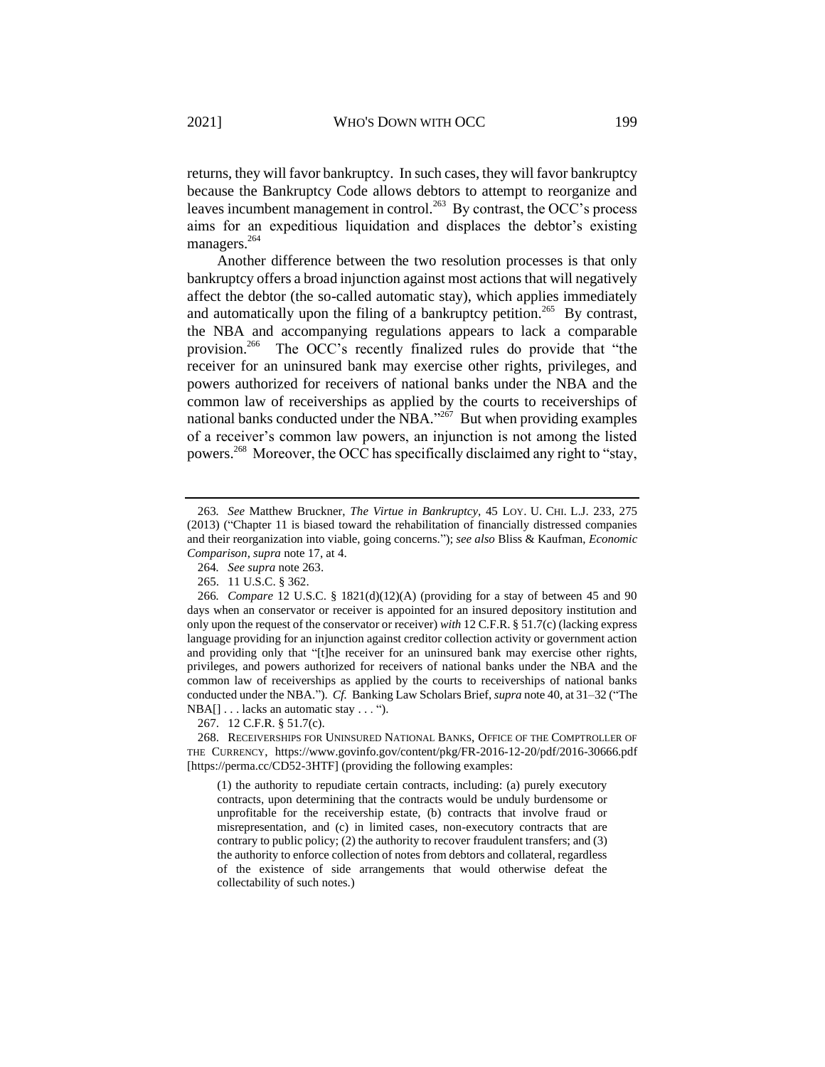returns, they will favor bankruptcy. In such cases, they will favor bankruptcy because the Bankruptcy Code allows debtors to attempt to reorganize and leaves incumbent management in control.[263] By contrast, the OCC's process aims for an expeditious liquidation and displaces the debtor's existing managers.[264]

Another difference between the two resolution processes is that only bankruptcy offers a broad injunction against most actions that will negatively affect the debtor (the so-called automatic stay), which applies immediately and automatically upon the filing of a bankruptcy petition.[265] By contrast, the NBA and accompanying regulations appears to lack a comparable provision.[266] The OCC's recently finalized rules do provide that "the receiver for an uninsured bank may exercise other rights, privileges, and powers authorized for receivers of national banks under the NBA and the common law of receiverships as applied by the courts to receiverships of national banks conducted under the NBA."[267] But when providing examples of a receiver's common law powers, an injunction is not among the listed powers.[268] Moreover, the OCC has specifically disclaimed any right to "stay,

---

263. *See* Matthew Bruckner, *The Virtue in Bankruptcy*, 45 LOY. U. CHI. L.J. 233, 275 (2013) ("Chapter 11 is biased toward the rehabilitation of financially distressed companies and their reorganization into viable, going concerns."); *see also* Bliss & Kaufman, *Economic Comparison*, *supra* note 17, at 4.

264. *See supra* note 263.

265. 11 U.S.C. § 362.

266. *Compare* 12 U.S.C. § 1821(d)(12)(A) (providing for a stay of between 45 and 90 days when an conservator or receiver is appointed for an insured depository institution and only upon the request of the conservator or receiver) *with* 12 C.F.R. § 51.7(c) (lacking express language providing for an injunction against creditor collection activity or government action and providing only that "[t]he receiver for an uninsured bank may exercise other rights, privileges, and powers authorized for receivers of national banks under the NBA and the common law of receiverships as applied by the courts to receiverships of national banks conducted under the NBA."). *Cf.* Banking Law Scholars Brief, *supra* note 40, at 31–32 ("The NBA[] . . . lacks an automatic stay . . . ").

267. 12 C.F.R. § 51.7(c).

268. RECEIVERSHIPS FOR UNINSURED NATIONAL BANKS, OFFICE OF THE COMPTROLLER OF THE CURRENCY, https://www.govinfo.gov/content/pkg/FR-2016-12-20/pdf/2016-30666.pdf [https://perma.cc/CD52-3HTF] (providing the following examples:

> (1) the authority to repudiate certain contracts, including: (a) purely executory contracts, upon determining that the contracts would be unduly burdensome or unprofitable for the receivership estate, (b) contracts that involve fraud or misrepresentation, and (c) in limited cases, non-executory contracts that are contrary to public policy; (2) the authority to recover fraudulent transfers; and (3) the authority to enforce collection of notes from debtors and collateral, regardless of the existence of side arrangements that would otherwise defeat the collectability of such notes.)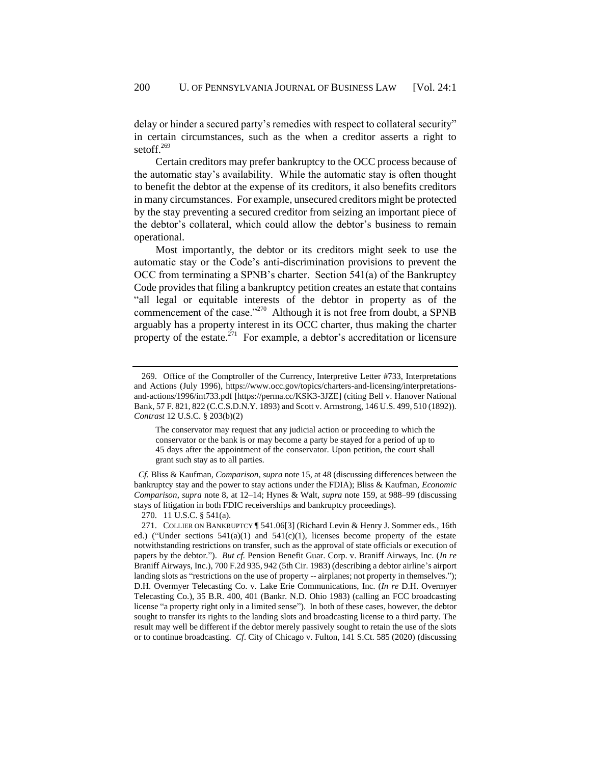delay or hinder a secured party's remedies with respect to collateral security" in certain circumstances, such as the when a creditor asserts a right to setoff.[269]

Certain creditors may prefer bankruptcy to the OCC process because of the automatic stay's availability. While the automatic stay is often thought to benefit the debtor at the expense of its creditors, it also benefits creditors in many circumstances. For example, unsecured creditors might be protected by the stay preventing a secured creditor from seizing an important piece of the debtor's collateral, which could allow the debtor's business to remain operational.

Most importantly, the debtor or its creditors might seek to use the automatic stay or the Code's anti-discrimination provisions to prevent the OCC from terminating a SPNB's charter. Section 541(a) of the Bankruptcy Code provides that filing a bankruptcy petition creates an estate that contains "all legal or equitable interests of the debtor in property as of the commencement of the case."[270] Although it is not free from doubt, a SPNB arguably has a property interest in its OCC charter, thus making the charter property of the estate.[271] For example, a debtor's accreditation or licensure

---

269. Office of the Comptroller of the Currency, Interpretive Letter #733, Interpretations and Actions (July 1996), https://www.occ.gov/topics/charters-and-licensing/interpretations-and-actions/1996/int733.pdf [https://perma.cc/KSK3-3JZE] (citing Bell v. Hanover National Bank, 57 F. 821, 822 (C.C.S.D.N.Y. 1893) and Scott v. Armstrong, 146 U.S. 499, 510 (1892)). *Contrast* 12 U.S.C. § 203(b)(2)

> The conservator may request that any judicial action or proceeding to which the conservator or the bank is or may become a party be stayed for a period of up to 45 days after the appointment of the conservator. Upon petition, the court shall grant such stay as to all parties.

*Cf.* Bliss & Kaufman, *Comparison*, *supra* note 15, at 48 (discussing differences between the bankruptcy stay and the power to stay actions under the FDIA); Bliss & Kaufman, *Economic Comparison*, *supra* note 8, at 12–14; Hynes & Walt, *supra* note 159, at 988–99 (discussing stays of litigation in both FDIC receiverships and bankruptcy proceedings).

270. 11 U.S.C. § 541(a).

271. COLLIER ON BANKRUPTCY ¶ 541.06[3] (Richard Levin & Henry J. Sommer eds., 16th ed.) ("Under sections 541(a)(1) and 541(c)(1), licenses become property of the estate notwithstanding restrictions on transfer, such as the approval of state officials or execution of papers by the debtor."). *But cf.* Pension Benefit Guar. Corp. v. Braniff Airways, Inc. (*In re* Braniff Airways, Inc.), 700 F.2d 935, 942 (5th Cir. 1983) (describing a debtor airline's airport landing slots as "restrictions on the use of property -- airplanes; not property in themselves."); D.H. Overmyer Telecasting Co. v. Lake Erie Communications, Inc. (*In re* D.H. Overmyer Telecasting Co.), 35 B.R. 400, 401 (Bankr. N.D. Ohio 1983) (calling an FCC broadcasting license "a property right only in a limited sense"). In both of these cases, however, the debtor sought to transfer its rights to the landing slots and broadcasting license to a third party. The result may well be different if the debtor merely passively sought to retain the use of the slots or to continue broadcasting. *Cf.* City of Chicago v. Fulton, 141 S.Ct. 585 (2020) (discussing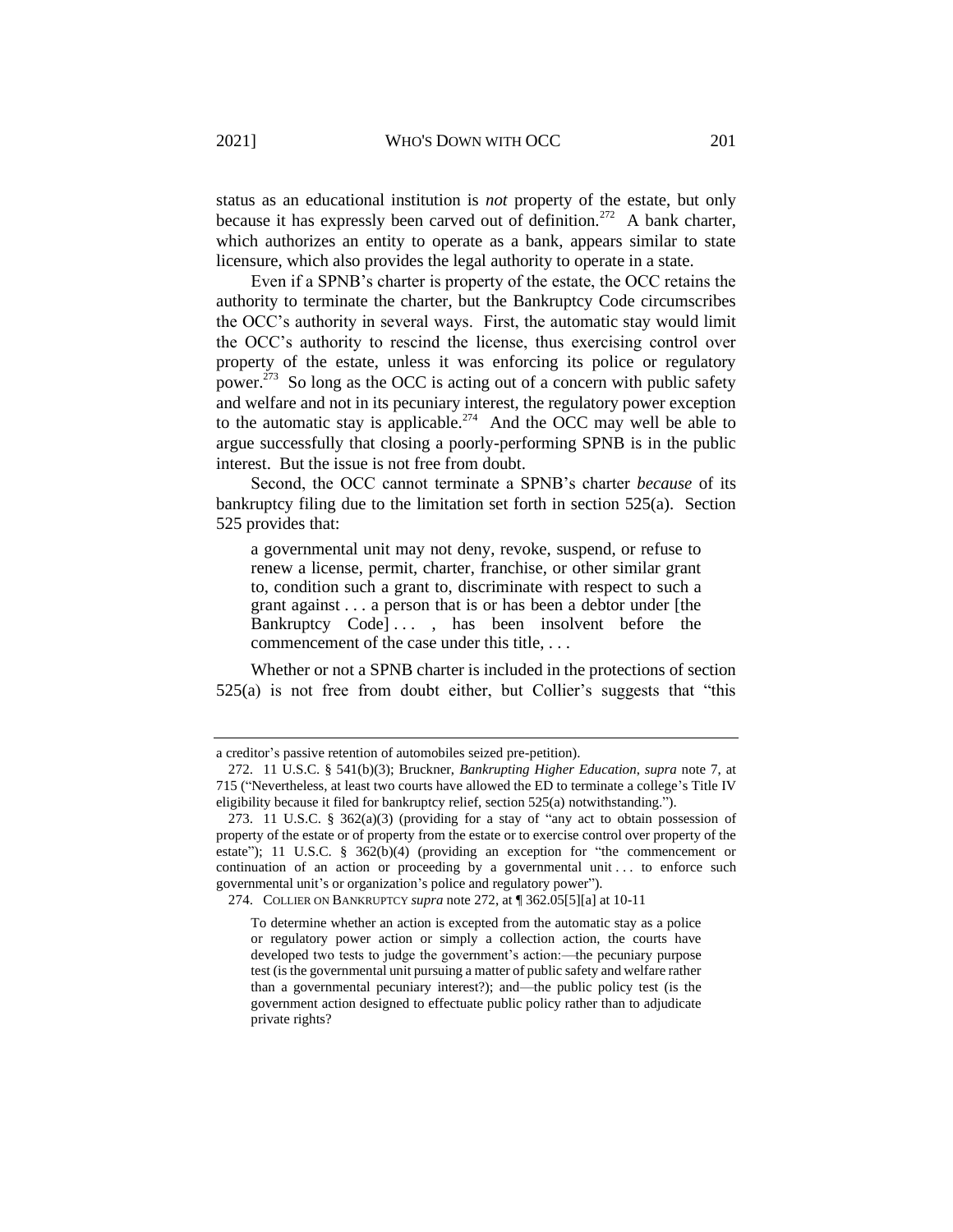status as an educational institution is *not* property of the estate, but only because it has expressly been carved out of definition.[272] A bank charter, which authorizes an entity to operate as a bank, appears similar to state licensure, which also provides the legal authority to operate in a state.

Even if a SPNB's charter is property of the estate, the OCC retains the authority to terminate the charter, but the Bankruptcy Code circumscribes the OCC's authority in several ways. First, the automatic stay would limit the OCC's authority to rescind the license, thus exercising control over property of the estate, unless it was enforcing its police or regulatory power.[273] So long as the OCC is acting out of a concern with public safety and welfare and not in its pecuniary interest, the regulatory power exception to the automatic stay is applicable.[274] And the OCC may well be able to argue successfully that closing a poorly-performing SPNB is in the public interest. But the issue is not free from doubt.

Second, the OCC cannot terminate a SPNB's charter *because* of its bankruptcy filing due to the limitation set forth in section 525(a). Section 525 provides that:

> a governmental unit may not deny, revoke, suspend, or refuse to renew a license, permit, charter, franchise, or other similar grant to, condition such a grant to, discriminate with respect to such a grant against . . . a person that is or has been a debtor under [the Bankruptcy Code] . . . , has been insolvent before the commencement of the case under this title, . . .

Whether or not a SPNB charter is included in the protections of section 525(a) is not free from doubt either, but Collier's suggests that "this

---

a creditor's passive retention of automobiles seized pre-petition).

272. 11 U.S.C. § 541(b)(3); Bruckner, *Bankrupting Higher Education*, *supra* note 7, at 715 ("Nevertheless, at least two courts have allowed the ED to terminate a college's Title IV eligibility because it filed for bankruptcy relief, section 525(a) notwithstanding.").

273. 11 U.S.C. § 362(a)(3) (providing for a stay of "any act to obtain possession of property of the estate or of property from the estate or to exercise control over property of the estate"); 11 U.S.C. § 362(b)(4) (providing an exception for "the commencement or continuation of an action or proceeding by a governmental unit . . . to enforce such governmental unit's or organization's police and regulatory power").

274. COLLIER ON BANKRUPTCY *supra* note 272, at ¶ 362.05[5][a] at 10-11

> To determine whether an action is excepted from the automatic stay as a police or regulatory power action or simply a collection action, the courts have developed two tests to judge the government's action:—the pecuniary purpose test (is the governmental unit pursuing a matter of public safety and welfare rather than a governmental pecuniary interest?); and—the public policy test (is the government action designed to effectuate public policy rather than to adjudicate private rights?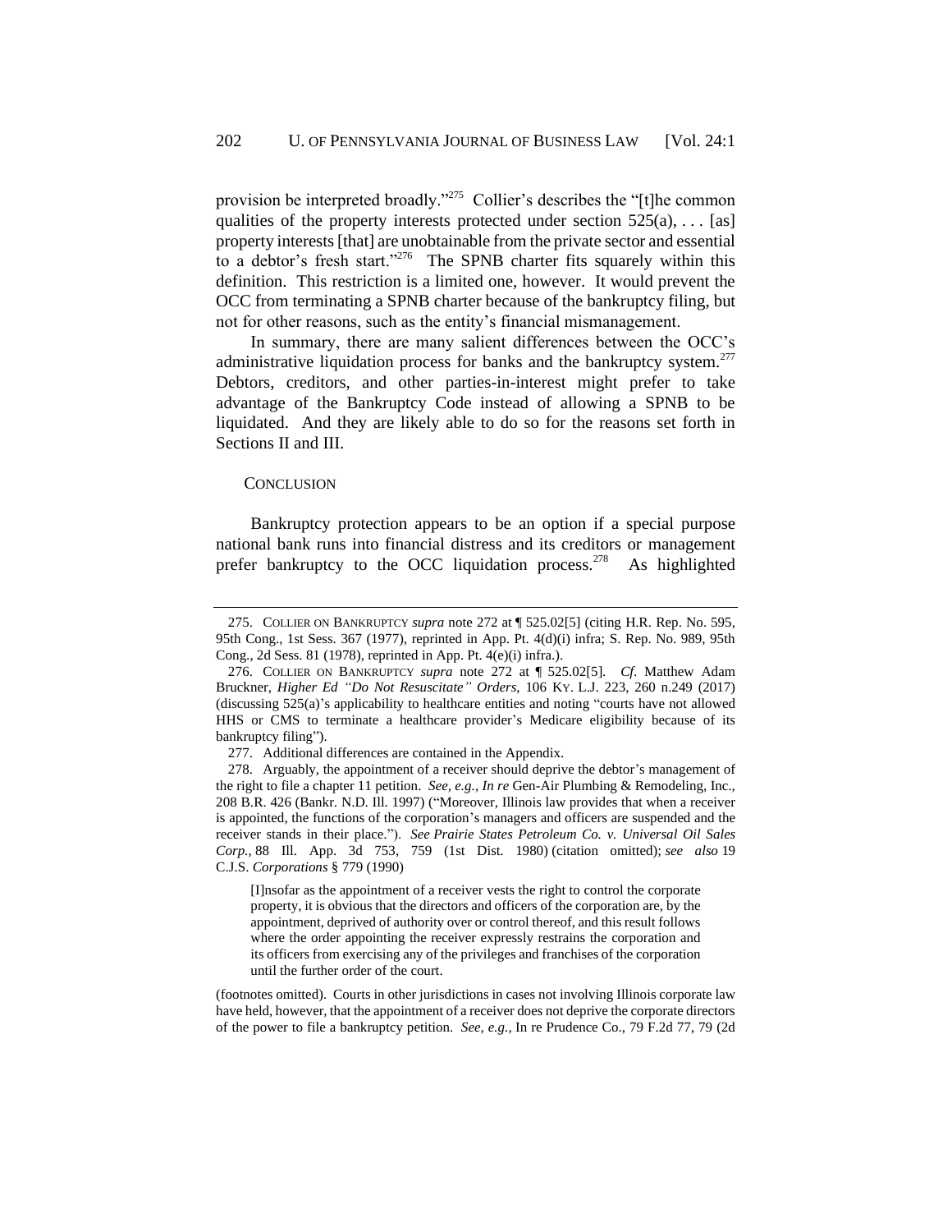provision be interpreted broadly."[275] Collier's describes the "[t]he common qualities of the property interests protected under section 525(a), . . . [as] property interests [that] are unobtainable from the private sector and essential to a debtor's fresh start."[276] The SPNB charter fits squarely within this definition. This restriction is a limited one, however. It would prevent the OCC from terminating a SPNB charter because of the bankruptcy filing, but not for other reasons, such as the entity's financial mismanagement.

In summary, there are many salient differences between the OCC's administrative liquidation process for banks and the bankruptcy system.[277] Debtors, creditors, and other parties-in-interest might prefer to take advantage of the Bankruptcy Code instead of allowing a SPNB to be liquidated. And they are likely able to do so for the reasons set forth in Sections II and III.

## CONCLUSION

Bankruptcy protection appears to be an option if a special purpose national bank runs into financial distress and its creditors or management prefer bankruptcy to the OCC liquidation process.[278] As highlighted

---

275. COLLIER ON BANKRUPTCY *supra* note 272 at ¶ 525.02[5] (citing H.R. Rep. No. 595, 95th Cong., 1st Sess. 367 (1977), reprinted in App. Pt. 4(d)(i) infra; S. Rep. No. 989, 95th Cong., 2d Sess. 81 (1978), reprinted in App. Pt. 4(e)(i) infra.).

276. COLLIER ON BANKRUPTCY *supra* note 272 at ¶ 525.02[5]. *Cf.* Matthew Adam Bruckner, *Higher Ed "Do Not Resuscitate" Orders*, 106 KY. L.J. 223, 260 n.249 (2017) (discussing 525(a)'s applicability to healthcare entities and noting "courts have not allowed HHS or CMS to terminate a healthcare provider's Medicare eligibility because of its bankruptcy filing").

277. Additional differences are contained in the Appendix.

278. Arguably, the appointment of a receiver should deprive the debtor's management of the right to file a chapter 11 petition. *See, e.g.*, *In re* Gen-Air Plumbing & Remodeling, Inc., 208 B.R. 426 (Bankr. N.D. Ill. 1997) ("Moreover, Illinois law provides that when a receiver is appointed, the functions of the corporation's managers and officers are suspended and the receiver stands in their place."). *See Prairie States Petroleum Co. v. Universal Oil Sales Corp.*, 88 Ill. App. 3d 753, 759 (1st Dist. 1980) (citation omitted); *see also* 19 C.J.S. *Corporations* § 779 (1990)

> [I]nsofar as the appointment of a receiver vests the right to control the corporate property, it is obvious that the directors and officers of the corporation are, by the appointment, deprived of authority over or control thereof, and this result follows where the order appointing the receiver expressly restrains the corporation and its officers from exercising any of the privileges and franchises of the corporation until the further order of the court.

(footnotes omitted). Courts in other jurisdictions in cases not involving Illinois corporate law have held, however, that the appointment of a receiver does not deprive the corporate directors of the power to file a bankruptcy petition. *See, e.g.*, In re Prudence Co., 79 F.2d 77, 79 (2d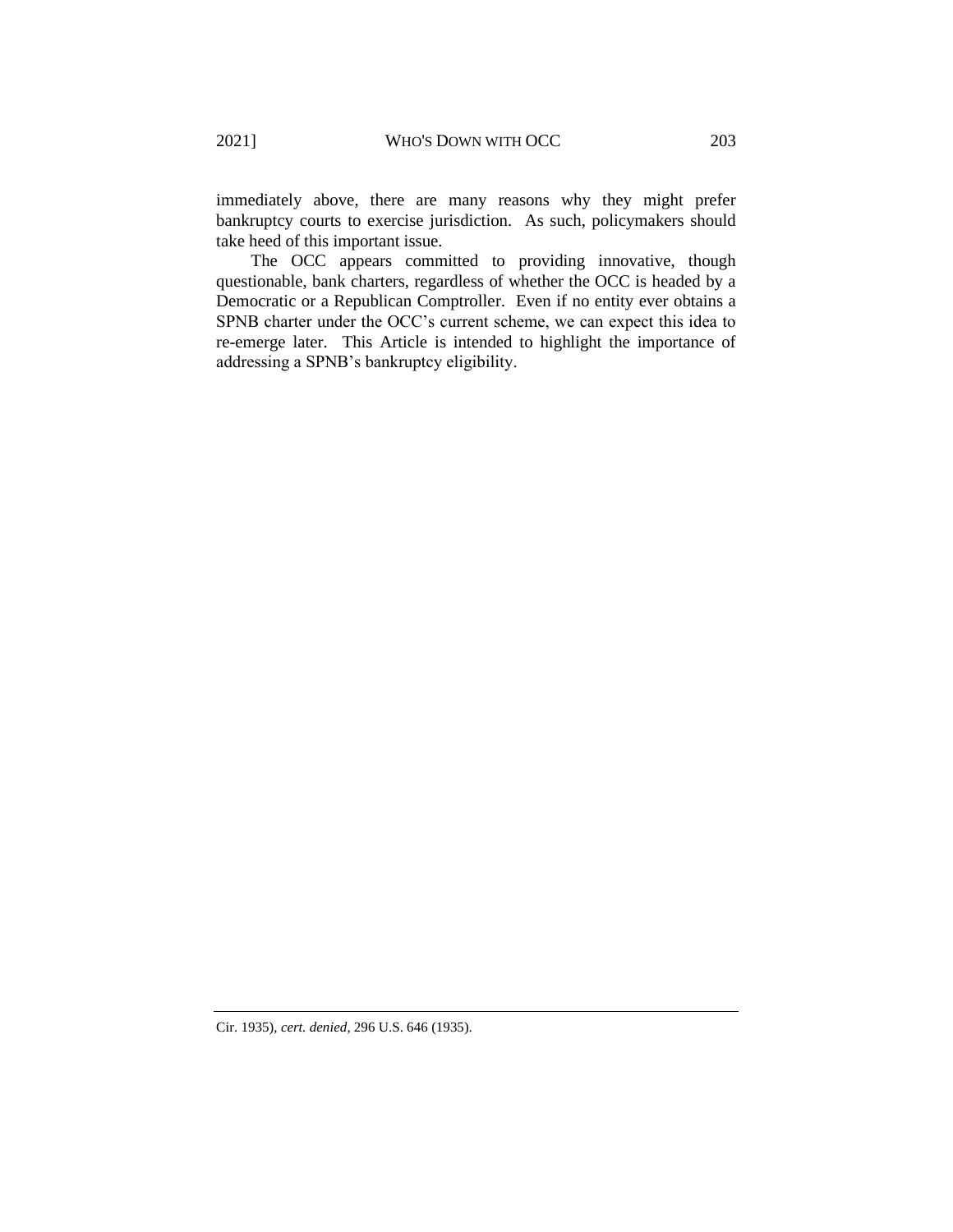immediately above, there are many reasons why they might prefer bankruptcy courts to exercise jurisdiction. As such, policymakers should take heed of this important issue.

The OCC appears committed to providing innovative, though questionable, bank charters, regardless of whether the OCC is headed by a Democratic or a Republican Comptroller. Even if no entity ever obtains a SPNB charter under the OCC's current scheme, we can expect this idea to re-emerge later. This Article is intended to highlight the importance of addressing a SPNB's bankruptcy eligibility.

---

Cir. 1935), *cert. denied*, 296 U.S. 646 (1935).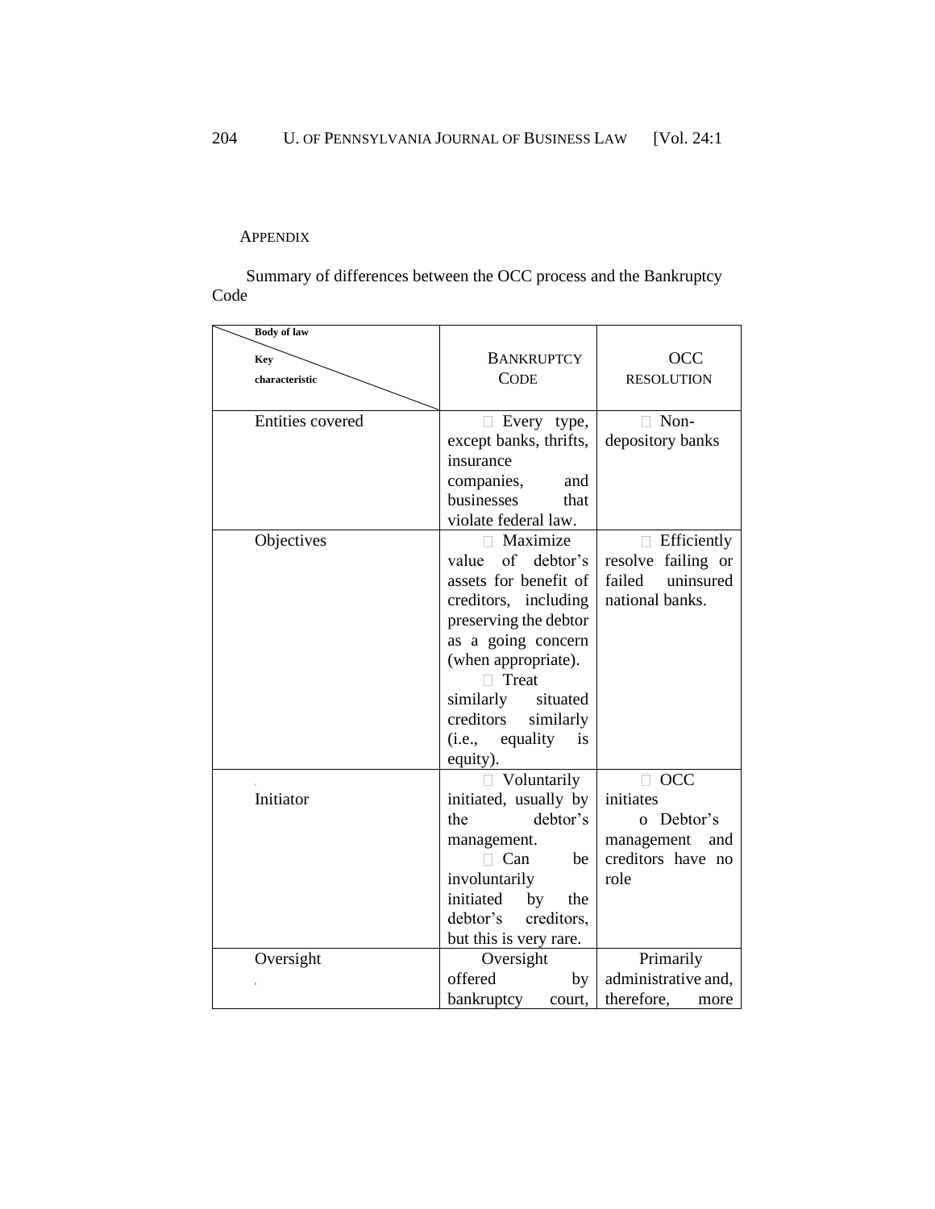Appendix

Summary of differences between the OCC process and the Bankruptcy Code

| Body of law / Key characteristic | Bankruptcy Code | OCC Resolution |
|---|---|---|
| Entities covered | Every type, except banks, thrifts, insurance companies, and businesses that violate federal law. | Non-depository banks |
| Objectives | Maximize value of debtor's assets for benefit of creditors, including preserving the debtor as a going concern (when appropriate).<br>Treat similarly situated creditors similarly (i.e., equality is equity). | Efficiently resolve failing or failed uninsured national banks. |
| Initiator | Voluntarily initiated, usually by the debtor's management.<br>Can be involuntarily initiated by the debtor's creditors, but this is very rare. | OCC initiates<br>o Debtor's management and creditors have no role |
| Oversight | Oversight offered by bankruptcy court, | Primarily administrative and, therefore, more |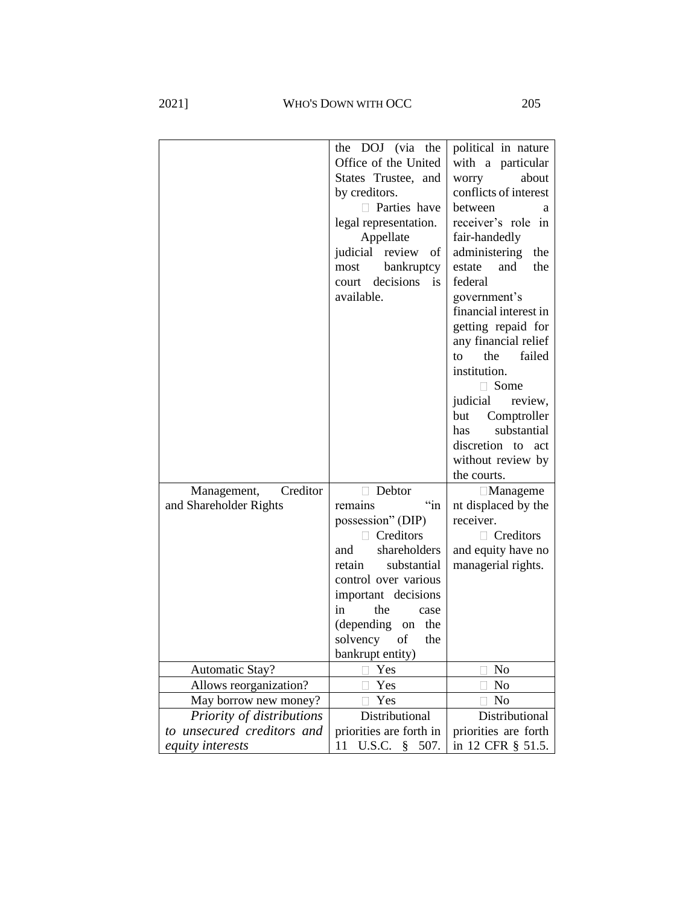|  |  |  |
|---|---|---|
|  | the DOJ (via the Office of the United States Trustee, and by creditors.<br>□ Parties have legal representation.<br>Appellate judicial review of most bankruptcy court decisions is available. | political in nature with a particular worry about conflicts of interest between a receiver's role in fair-handedly administering the estate and the federal government's financial interest in getting repaid for any financial relief to the failed institution.<br>□ Some judicial review, but Comptroller has substantial discretion to act without review by the courts. |
| Management, Creditor and Shareholder Rights | □ Debtor remains "in possession" (DIP)<br>□ Creditors and shareholders retain substantial control over various important decisions in the case (depending on the solvency of the bankrupt entity) | □Management displaced by the receiver.<br>□ Creditors and equity have no managerial rights. |
| Automatic Stay? | □ Yes | □ No |
| Allows reorganization? | □ Yes | □ No |
| May borrow new money? | □ Yes | □ No |
| *Priority of distributions to unsecured creditors and equity interests* | Distributional priorities are forth in 11 U.S.C. § 507. | Distributional priorities are forth in 12 CFR § 51.5. |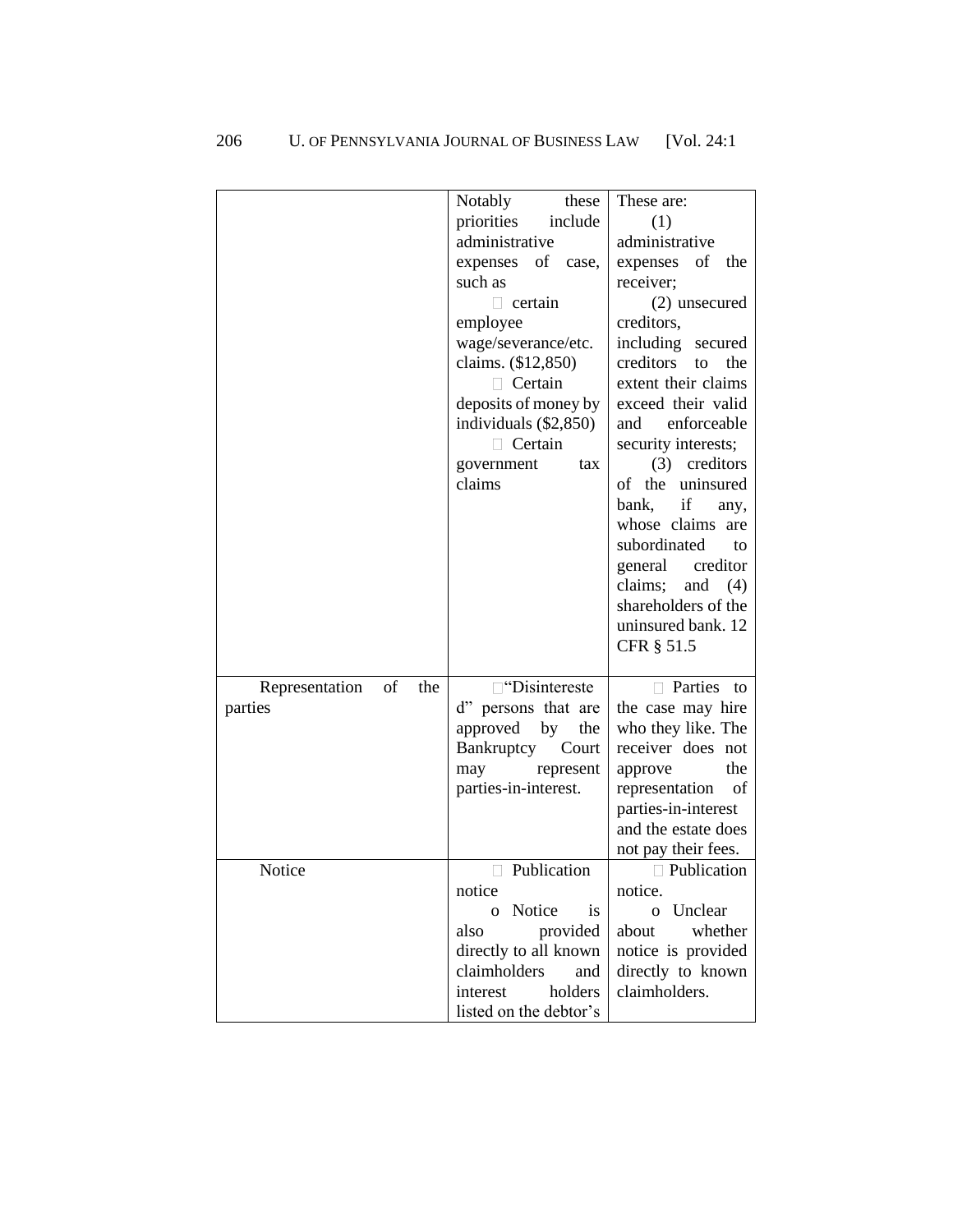| | | |
|---|---|---|
| | Notably these priorities include administrative expenses of case, such as<br>• certain employee wage/severance/etc. claims. ($12,850)<br>• Certain deposits of money by individuals ($2,850)<br>• Certain government tax claims | These are:<br>(1) administrative expenses of the receiver;<br>(2) unsecured creditors, including secured creditors to the extent their claims exceed their valid and enforceable security interests;<br>(3) creditors of the uninsured bank, if any, whose claims are subordinated to general creditor claims; and (4) shareholders of the uninsured bank. 12 CFR § 51.5 |
| Representation of the parties | • "Disinterested" persons that are approved by the Bankruptcy Court may represent parties-in-interest. | • Parties to the case may hire who they like. The receiver does not approve the representation of parties-in-interest and the estate does not pay their fees. |
| Notice | • Publication notice<br>o Notice is also provided directly to all known claimholders and interest holders listed on the debtor's | • Publication notice.<br>o Unclear about whether notice is provided directly to known claimholders. |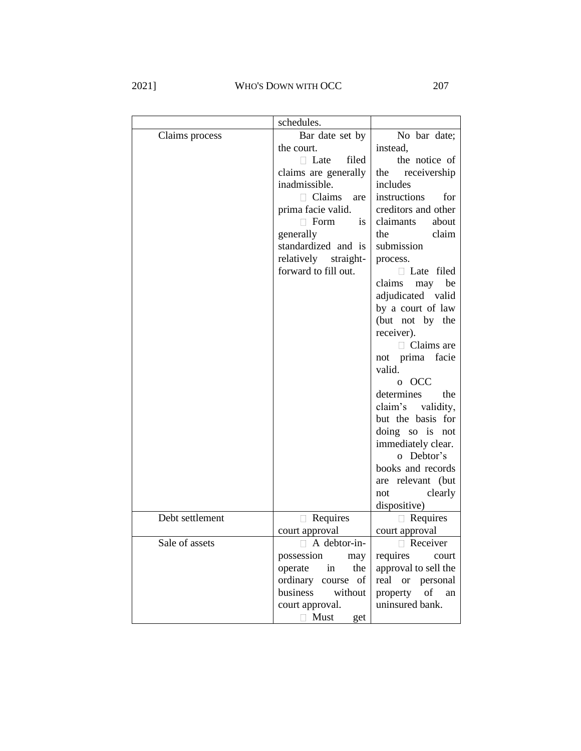|  |  |  |
|---|---|---|
|  | schedules. |  |
| Claims process | Bar date set by the court.<br>- Late filed claims are generally inadmissible.<br>- Claims are prima facie valid.<br>- Form is generally standardized and is relatively straight-forward to fill out. | No bar date; instead, the notice of the receivership includes instructions for creditors and other claimants about the claim submission process.<br>- Late filed claims may be adjudicated valid by a court of law (but not by the receiver).<br>- Claims are not prima facie valid.<br>o OCC determines the claim's validity, but the basis for doing so is not immediately clear.<br>o Debtor's books and records are relevant (but not clearly dispositive) |
| Debt settlement | - Requires court approval | - Requires court approval |
| Sale of assets | - A debtor-in-possession may operate in the ordinary course of business without court approval.<br>- Must get | - Receiver requires court approval to sell the real or personal property of an uninsured bank. |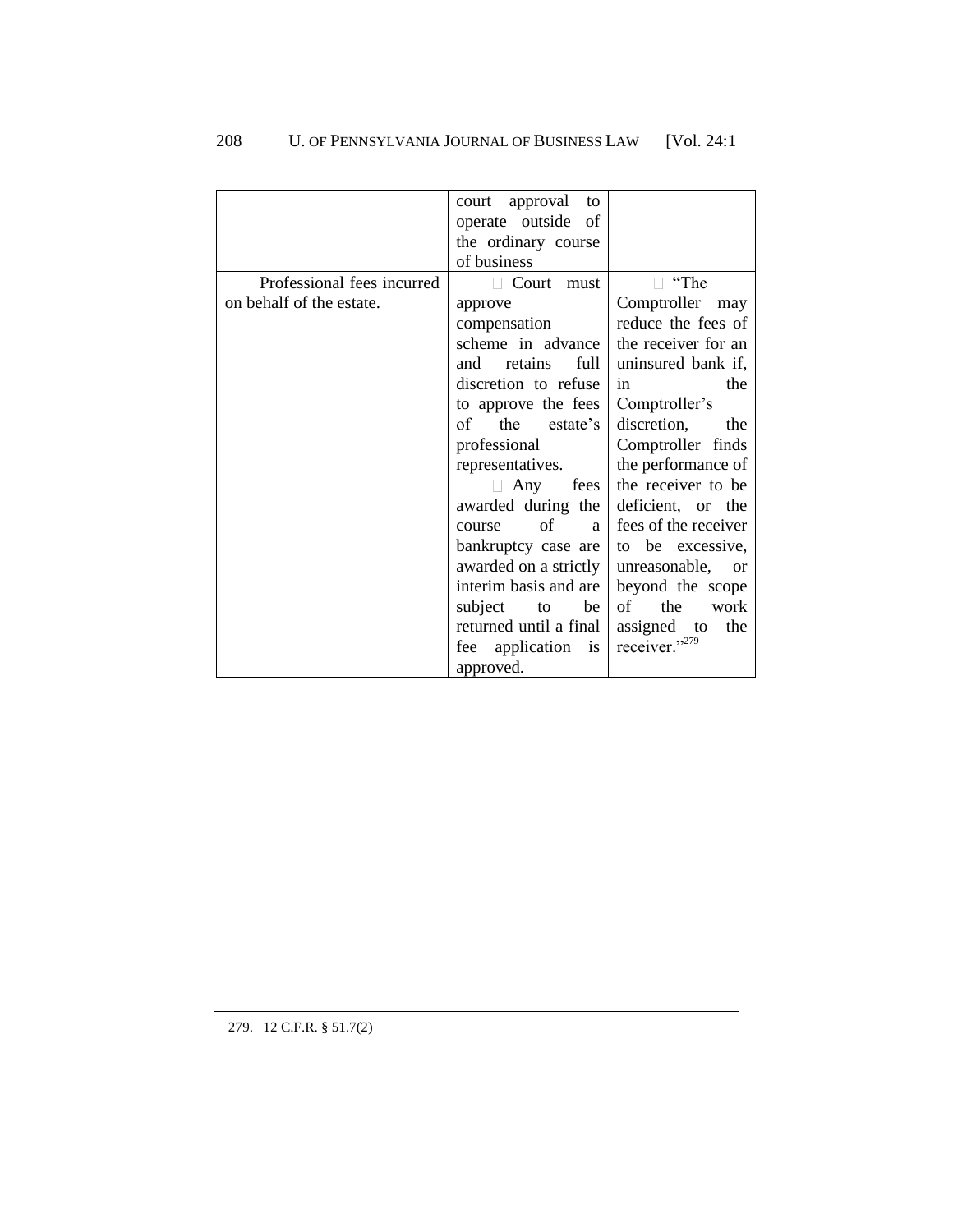| | | |
|---|---|---|
| | court approval to operate outside of the ordinary course of business | |
| Professional fees incurred on behalf of the estate. | Court must approve compensation scheme in advance and retains full discretion to refuse to approve the fees of the estate's professional representatives.<br>Any fees awarded during the course of a bankruptcy case are awarded on a strictly interim basis and are subject to be returned until a final fee application is approved. | "The Comptroller may reduce the fees of the receiver for an uninsured bank if, in the Comptroller's discretion, the Comptroller finds the performance of the receiver to be deficient, or the fees of the receiver to be excessive, unreasonable, or beyond the scope of the work assigned to the receiver."[279] |

279. 12 C.F.R. § 51.7(2)